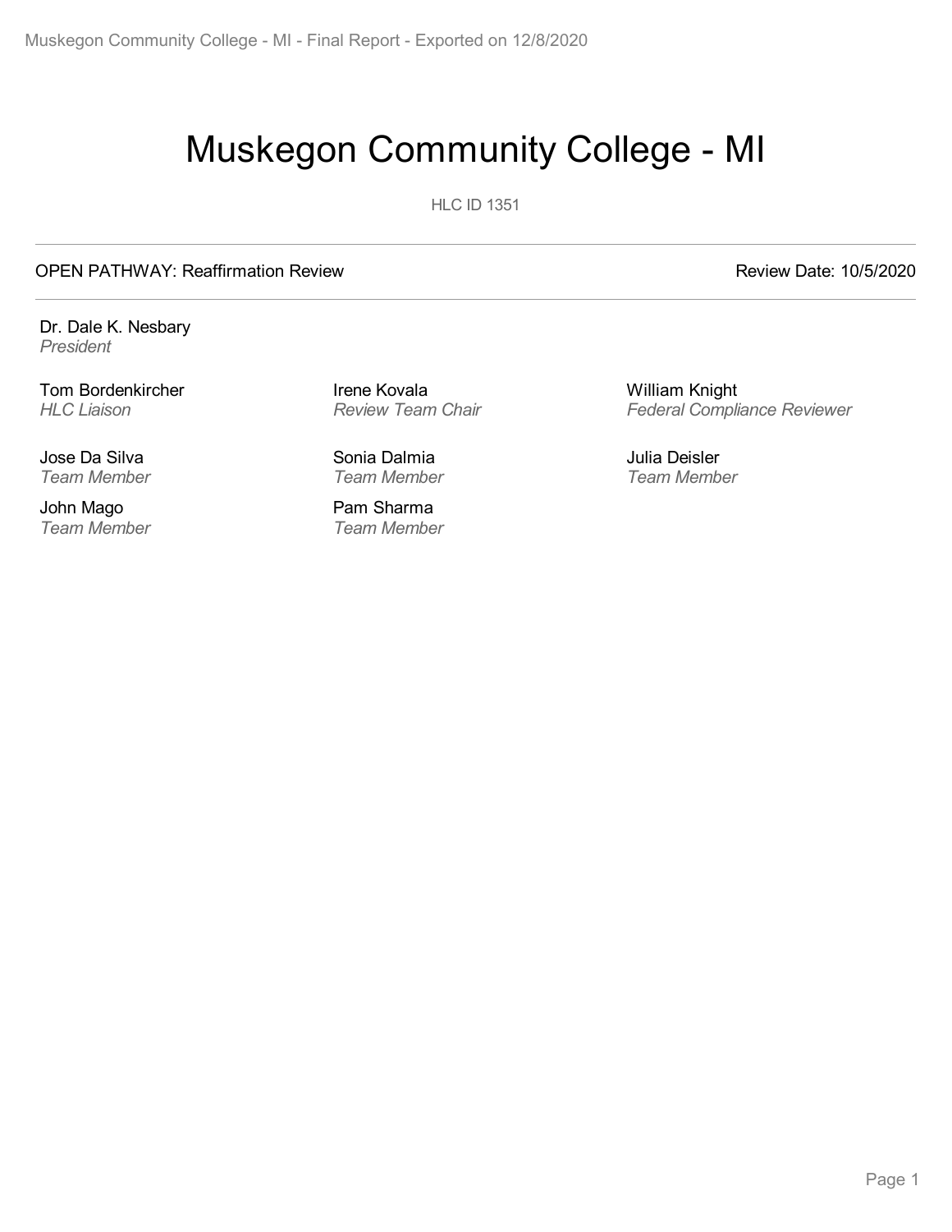# Muskegon Community College - MI

HLC ID 1351

OPEN PATHWAY: Reaffirmation Review

Review Date: 10/5/2020

Dr. Dale K. Nesbary
*President*

Tom Bordenkircher
*HLC Liaison*

Irene Kovala
*Review Team Chair*

William Knight
*Federal Compliance Reviewer*

Jose Da Silva
*Team Member*

Sonia Dalmia
*Team Member*

Julia Deisler
*Team Member*

John Mago
*Team Member*

Pam Sharma
*Team Member*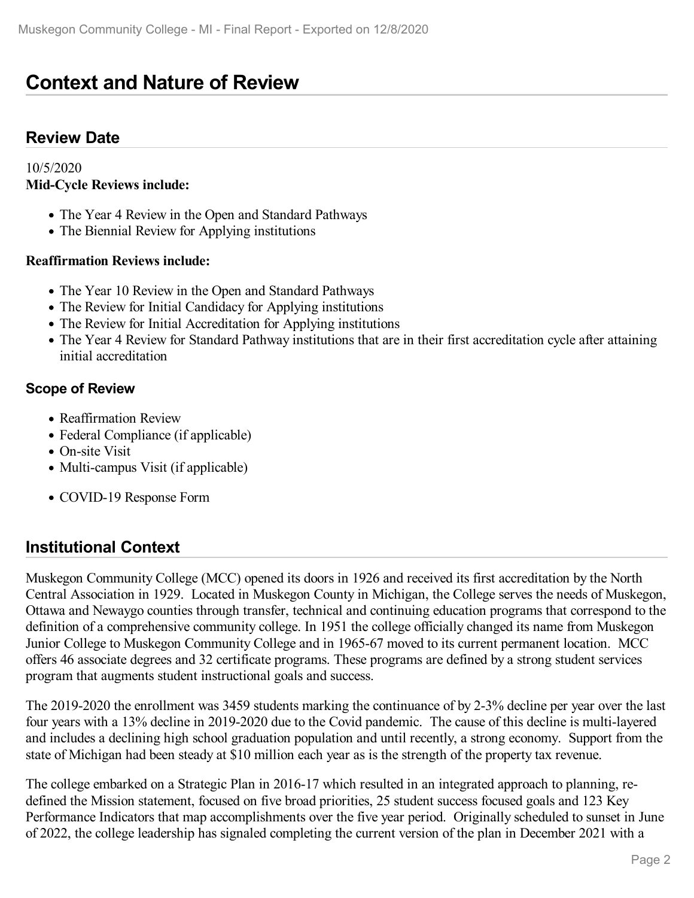# Context and Nature of Review

## Review Date

10/5/2020

**Mid-Cycle Reviews include:**

- The Year 4 Review in the Open and Standard Pathways
- The Biennial Review for Applying institutions

**Reaffirmation Reviews include:**

- The Year 10 Review in the Open and Standard Pathways
- The Review for Initial Candidacy for Applying institutions
- The Review for Initial Accreditation for Applying institutions
- The Year 4 Review for Standard Pathway institutions that are in their first accreditation cycle after attaining initial accreditation

### Scope of Review

- Reaffirmation Review
- Federal Compliance (if applicable)
- On-site Visit
- Multi-campus Visit (if applicable)
- COVID-19 Response Form

## Institutional Context

Muskegon Community College (MCC) opened its doors in 1926 and received its first accreditation by the North Central Association in 1929. Located in Muskegon County in Michigan, the College serves the needs of Muskegon, Ottawa and Newaygo counties through transfer, technical and continuing education programs that correspond to the definition of a comprehensive community college. In 1951 the college officially changed its name from Muskegon Junior College to Muskegon Community College and in 1965-67 moved to its current permanent location. MCC offers 46 associate degrees and 32 certificate programs. These programs are defined by a strong student services program that augments student instructional goals and success.

The 2019-2020 the enrollment was 3459 students marking the continuance of by 2-3% decline per year over the last four years with a 13% decline in 2019-2020 due to the Covid pandemic. The cause of this decline is multi-layered and includes a declining high school graduation population and until recently, a strong economy. Support from the state of Michigan had been steady at $10 million each year as is the strength of the property tax revenue.

The college embarked on a Strategic Plan in 2016-17 which resulted in an integrated approach to planning, re-defined the Mission statement, focused on five broad priorities, 25 student success focused goals and 123 Key Performance Indicators that map accomplishments over the five year period. Originally scheduled to sunset in June of 2022, the college leadership has signaled completing the current version of the plan in December 2021 with a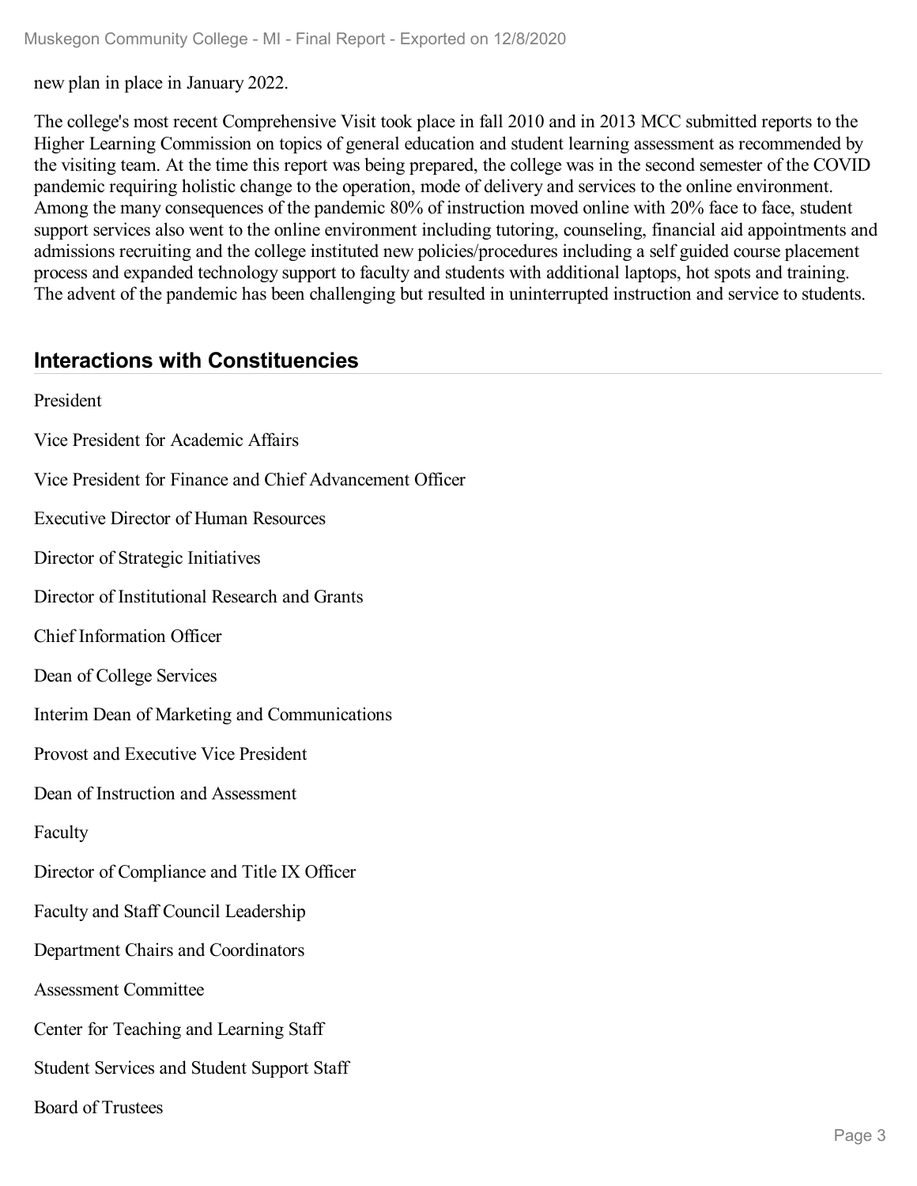new plan in place in January 2022.

The college's most recent Comprehensive Visit took place in fall 2010 and in 2013 MCC submitted reports to the Higher Learning Commission on topics of general education and student learning assessment as recommended by the visiting team. At the time this report was being prepared, the college was in the second semester of the COVID pandemic requiring holistic change to the operation, mode of delivery and services to the online environment. Among the many consequences of the pandemic 80% of instruction moved online with 20% face to face, student support services also went to the online environment including tutoring, counseling, financial aid appointments and admissions recruiting and the college instituted new policies/procedures including a self guided course placement process and expanded technology support to faculty and students with additional laptops, hot spots and training. The advent of the pandemic has been challenging but resulted in uninterrupted instruction and service to students.

## Interactions with Constituencies

President

Vice President for Academic Affairs

Vice President for Finance and Chief Advancement Officer

Executive Director of Human Resources

Director of Strategic Initiatives

Director of Institutional Research and Grants

Chief Information Officer

Dean of College Services

Interim Dean of Marketing and Communications

Provost and Executive Vice President

Dean of Instruction and Assessment

Faculty

Director of Compliance and Title IX Officer

Faculty and Staff Council Leadership

Department Chairs and Coordinators

Assessment Committee

Center for Teaching and Learning Staff

Student Services and Student Support Staff

Board of Trustees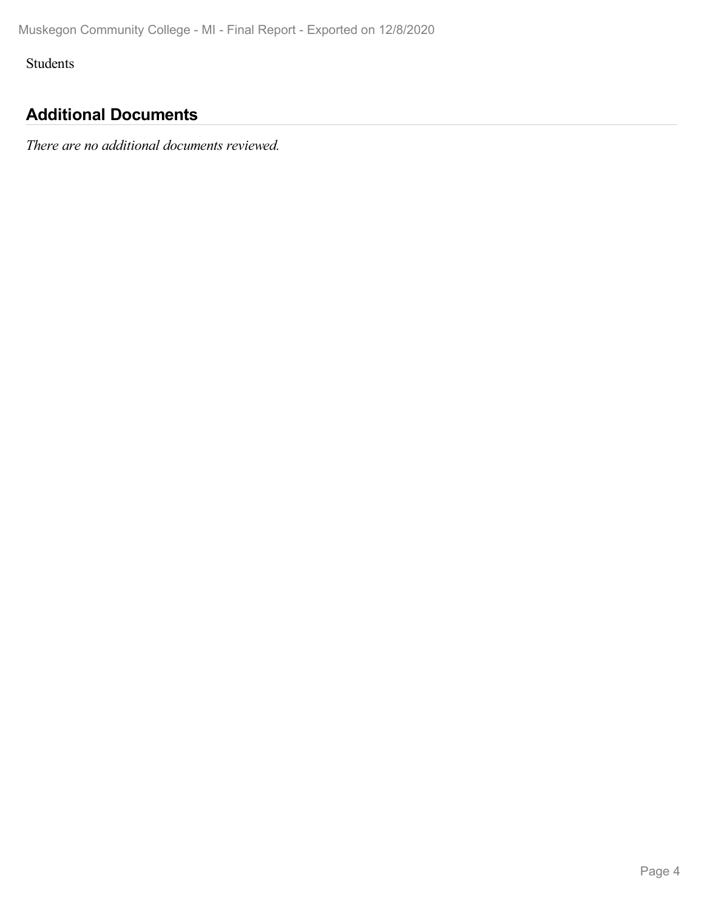Students

## Additional Documents

*There are no additional documents reviewed.*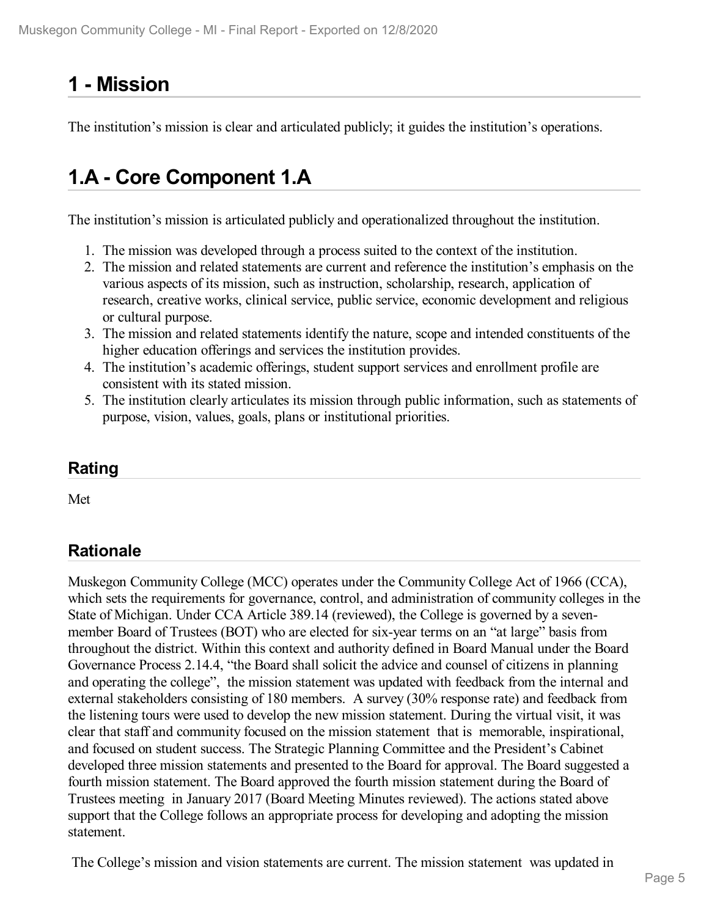# 1 - Mission

The institution's mission is clear and articulated publicly; it guides the institution's operations.

# 1.A - Core Component 1.A

The institution's mission is articulated publicly and operationalized throughout the institution.

1. The mission was developed through a process suited to the context of the institution.
2. The mission and related statements are current and reference the institution's emphasis on the various aspects of its mission, such as instruction, scholarship, research, application of research, creative works, clinical service, public service, economic development and religious or cultural purpose.
3. The mission and related statements identify the nature, scope and intended constituents of the higher education offerings and services the institution provides.
4. The institution's academic offerings, student support services and enrollment profile are consistent with its stated mission.
5. The institution clearly articulates its mission through public information, such as statements of purpose, vision, values, goals, plans or institutional priorities.

## Rating

Met

## Rationale

Muskegon Community College (MCC) operates under the Community College Act of 1966 (CCA), which sets the requirements for governance, control, and administration of community colleges in the State of Michigan. Under CCA Article 389.14 (reviewed), the College is governed by a seven-member Board of Trustees (BOT) who are elected for six-year terms on an "at large" basis from throughout the district. Within this context and authority defined in Board Manual under the Board Governance Process 2.14.4, "the Board shall solicit the advice and counsel of citizens in planning and operating the college", the mission statement was updated with feedback from the internal and external stakeholders consisting of 180 members. A survey (30% response rate) and feedback from the listening tours were used to develop the new mission statement. During the virtual visit, it was clear that staff and community focused on the mission statement that is memorable, inspirational, and focused on student success. The Strategic Planning Committee and the President's Cabinet developed three mission statements and presented to the Board for approval. The Board suggested a fourth mission statement. The Board approved the fourth mission statement during the Board of Trustees meeting in January 2017 (Board Meeting Minutes reviewed). The actions stated above support that the College follows an appropriate process for developing and adopting the mission statement.

The College's mission and vision statements are current. The mission statement was updated in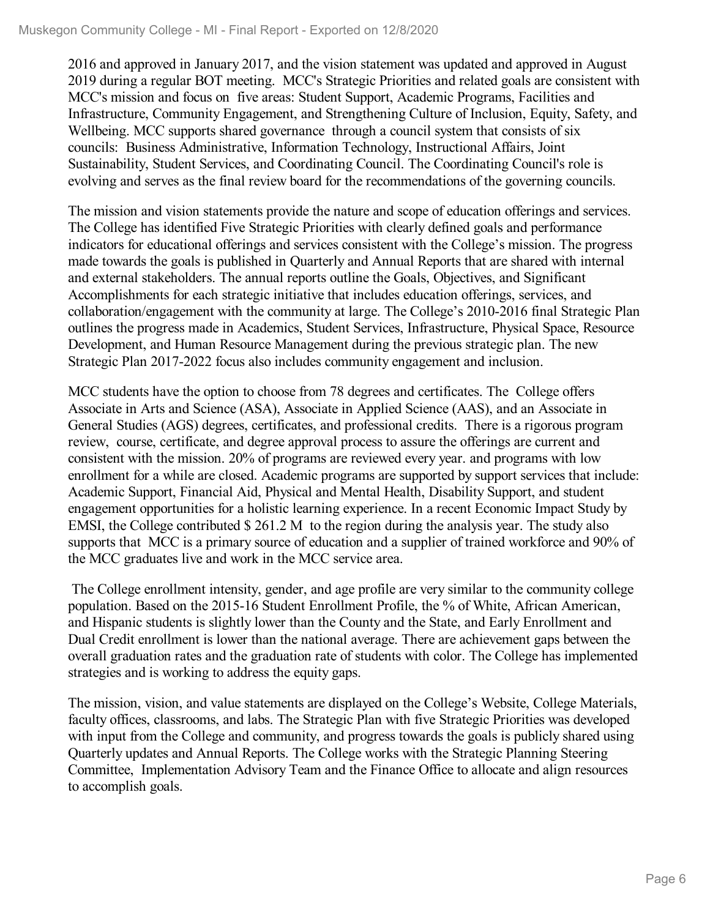2016 and approved in January 2017, and the vision statement was updated and approved in August 2019 during a regular BOT meeting. MCC's Strategic Priorities and related goals are consistent with MCC's mission and focus on five areas: Student Support, Academic Programs, Facilities and Infrastructure, Community Engagement, and Strengthening Culture of Inclusion, Equity, Safety, and Wellbeing. MCC supports shared governance through a council system that consists of six councils: Business Administrative, Information Technology, Instructional Affairs, Joint Sustainability, Student Services, and Coordinating Council. The Coordinating Council's role is evolving and serves as the final review board for the recommendations of the governing councils.

The mission and vision statements provide the nature and scope of education offerings and services. The College has identified Five Strategic Priorities with clearly defined goals and performance indicators for educational offerings and services consistent with the College's mission. The progress made towards the goals is published in Quarterly and Annual Reports that are shared with internal and external stakeholders. The annual reports outline the Goals, Objectives, and Significant Accomplishments for each strategic initiative that includes education offerings, services, and collaboration/engagement with the community at large. The College's 2010-2016 final Strategic Plan outlines the progress made in Academics, Student Services, Infrastructure, Physical Space, Resource Development, and Human Resource Management during the previous strategic plan. The new Strategic Plan 2017-2022 focus also includes community engagement and inclusion.

MCC students have the option to choose from 78 degrees and certificates. The College offers Associate in Arts and Science (ASA), Associate in Applied Science (AAS), and an Associate in General Studies (AGS) degrees, certificates, and professional credits. There is a rigorous program review, course, certificate, and degree approval process to assure the offerings are current and consistent with the mission. 20% of programs are reviewed every year. and programs with low enrollment for a while are closed. Academic programs are supported by support services that include: Academic Support, Financial Aid, Physical and Mental Health, Disability Support, and student engagement opportunities for a holistic learning experience. In a recent Economic Impact Study by EMSI, the College contributed $ 261.2 M to the region during the analysis year. The study also supports that MCC is a primary source of education and a supplier of trained workforce and 90% of the MCC graduates live and work in the MCC service area.

The College enrollment intensity, gender, and age profile are very similar to the community college population. Based on the 2015-16 Student Enrollment Profile, the % of White, African American, and Hispanic students is slightly lower than the County and the State, and Early Enrollment and Dual Credit enrollment is lower than the national average. There are achievement gaps between the overall graduation rates and the graduation rate of students with color. The College has implemented strategies and is working to address the equity gaps.

The mission, vision, and value statements are displayed on the College's Website, College Materials, faculty offices, classrooms, and labs. The Strategic Plan with five Strategic Priorities was developed with input from the College and community, and progress towards the goals is publicly shared using Quarterly updates and Annual Reports. The College works with the Strategic Planning Steering Committee, Implementation Advisory Team and the Finance Office to allocate and align resources to accomplish goals.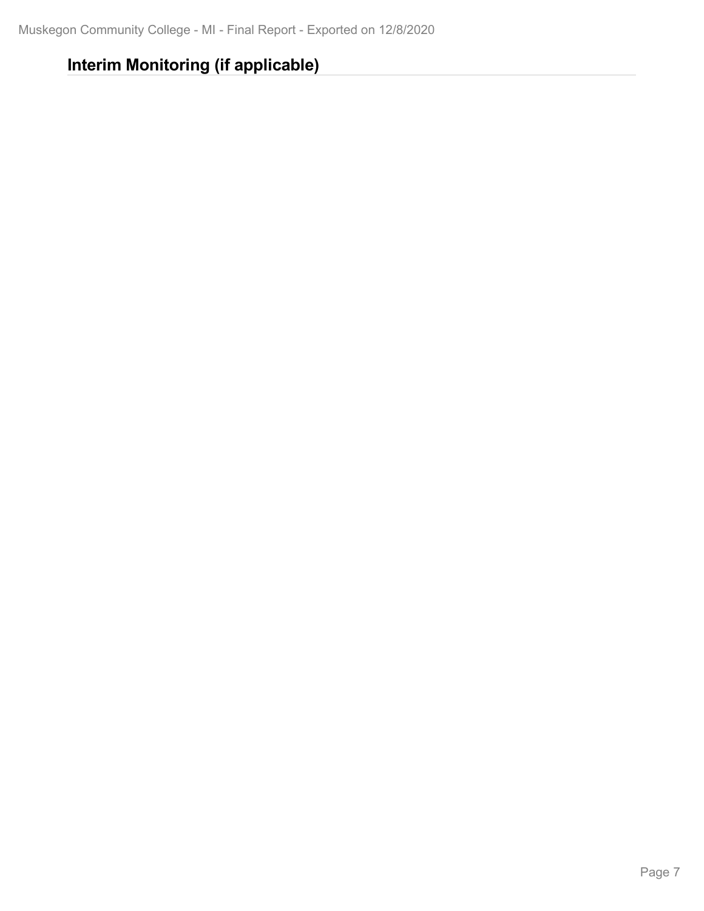## Interim Monitoring (if applicable)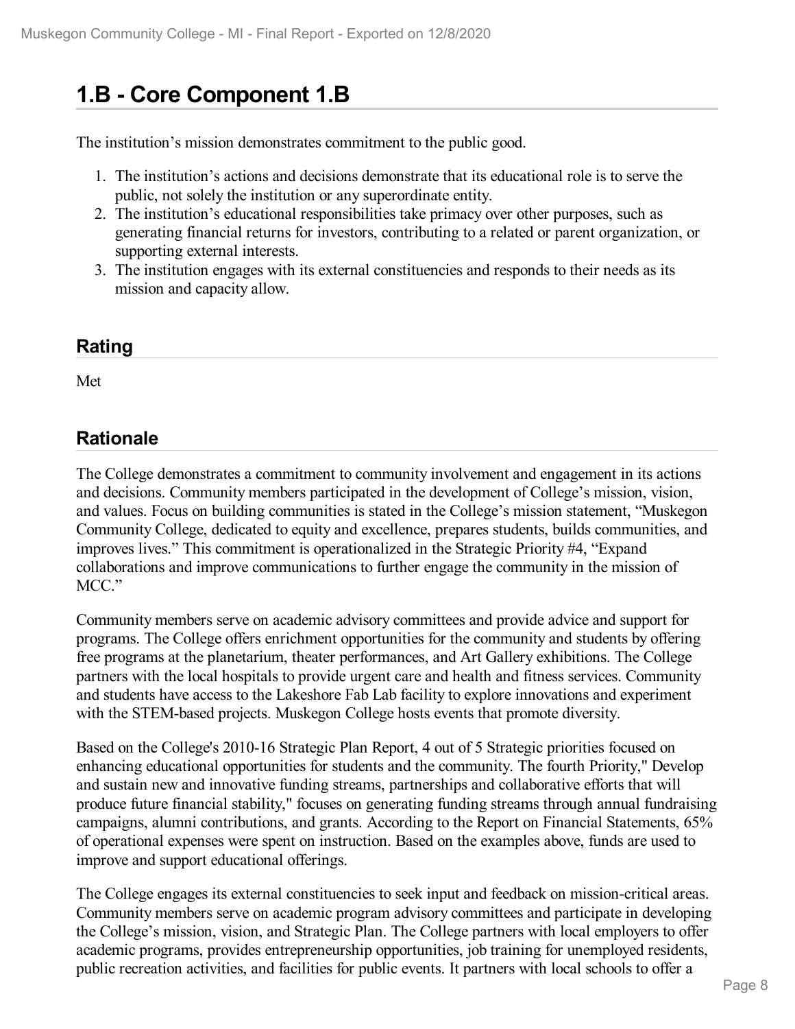# 1.B - Core Component 1.B

The institution's mission demonstrates commitment to the public good.

1. The institution's actions and decisions demonstrate that its educational role is to serve the public, not solely the institution or any superordinate entity.
2. The institution's educational responsibilities take primacy over other purposes, such as generating financial returns for investors, contributing to a related or parent organization, or supporting external interests.
3. The institution engages with its external constituencies and responds to their needs as its mission and capacity allow.

## Rating

Met

## Rationale

The College demonstrates a commitment to community involvement and engagement in its actions and decisions. Community members participated in the development of College's mission, vision, and values. Focus on building communities is stated in the College's mission statement, "Muskegon Community College, dedicated to equity and excellence, prepares students, builds communities, and improves lives." This commitment is operationalized in the Strategic Priority #4, "Expand collaborations and improve communications to further engage the community in the mission of MCC."

Community members serve on academic advisory committees and provide advice and support for programs. The College offers enrichment opportunities for the community and students by offering free programs at the planetarium, theater performances, and Art Gallery exhibitions. The College partners with the local hospitals to provide urgent care and health and fitness services. Community and students have access to the Lakeshore Fab Lab facility to explore innovations and experiment with the STEM-based projects. Muskegon College hosts events that promote diversity.

Based on the College's 2010-16 Strategic Plan Report, 4 out of 5 Strategic priorities focused on enhancing educational opportunities for students and the community. The fourth Priority," Develop and sustain new and innovative funding streams, partnerships and collaborative efforts that will produce future financial stability," focuses on generating funding streams through annual fundraising campaigns, alumni contributions, and grants. According to the Report on Financial Statements, 65% of operational expenses were spent on instruction. Based on the examples above, funds are used to improve and support educational offerings.

The College engages its external constituencies to seek input and feedback on mission-critical areas. Community members serve on academic program advisory committees and participate in developing the College's mission, vision, and Strategic Plan. The College partners with local employers to offer academic programs, provides entrepreneurship opportunities, job training for unemployed residents, public recreation activities, and facilities for public events. It partners with local schools to offer a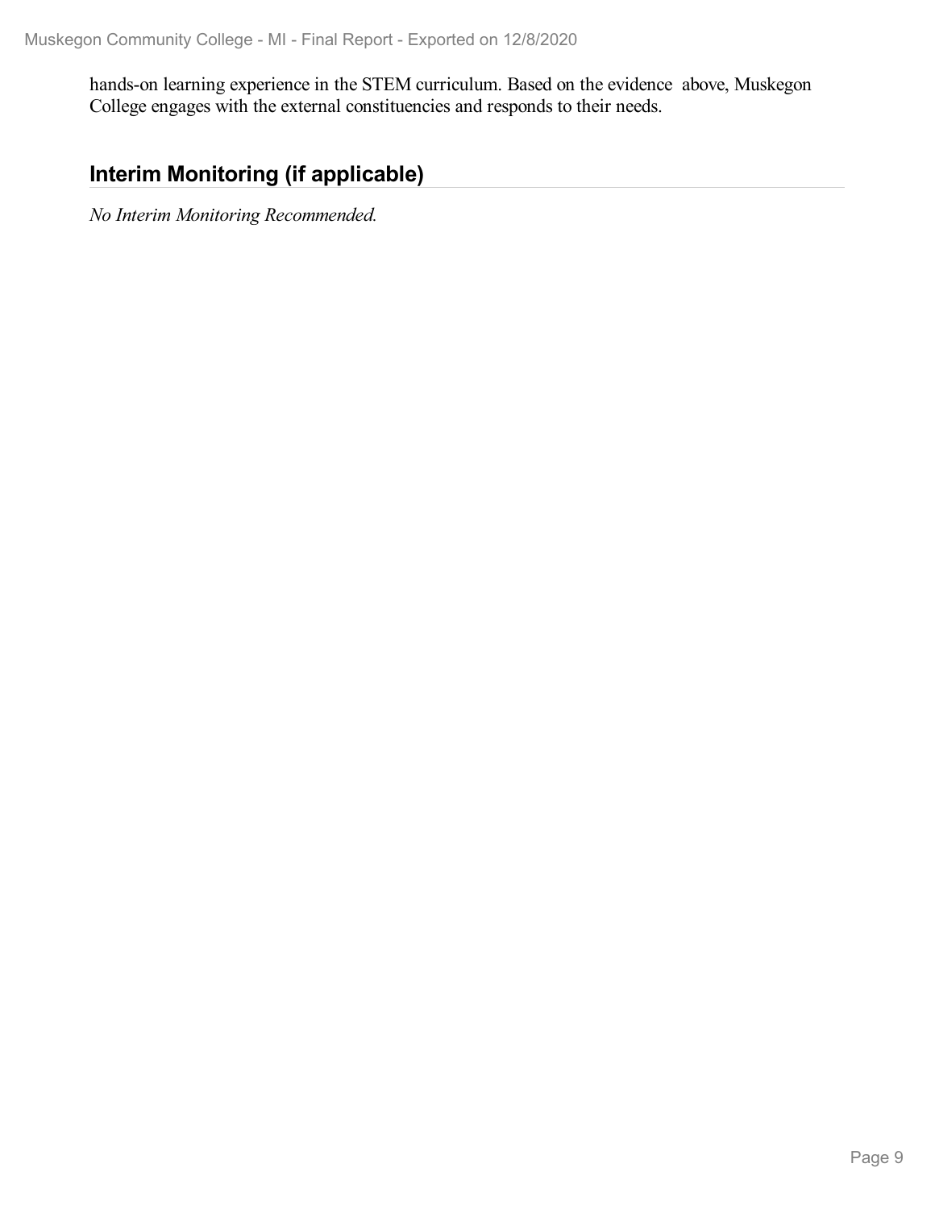hands-on learning experience in the STEM curriculum. Based on the evidence  above, Muskegon College engages with the external constituencies and responds to their needs.

## Interim Monitoring (if applicable)

*No Interim Monitoring Recommended.*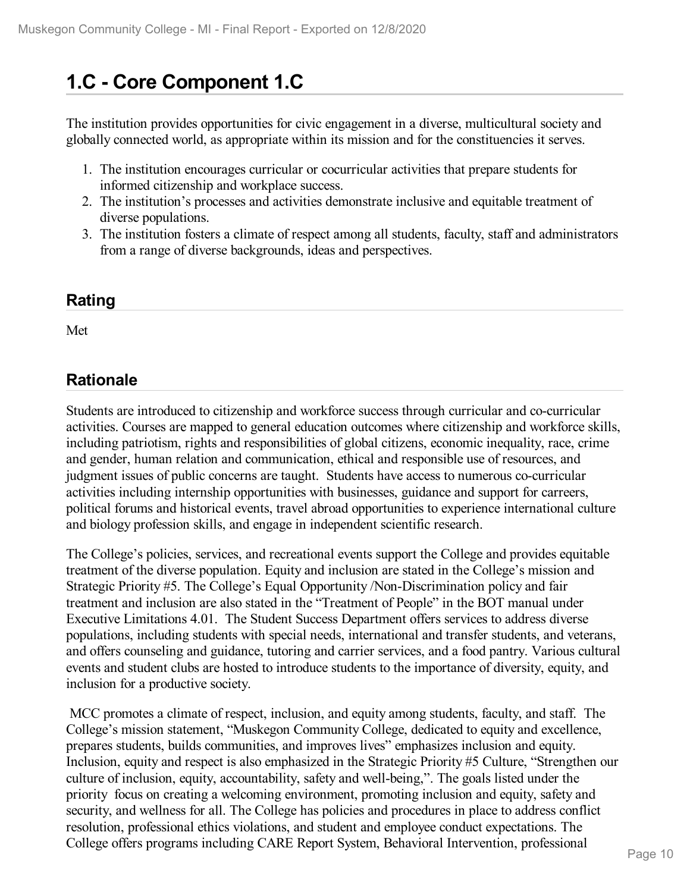# 1.C - Core Component 1.C

The institution provides opportunities for civic engagement in a diverse, multicultural society and globally connected world, as appropriate within its mission and for the constituencies it serves.

1. The institution encourages curricular or cocurricular activities that prepare students for informed citizenship and workplace success.
2. The institution's processes and activities demonstrate inclusive and equitable treatment of diverse populations.
3. The institution fosters a climate of respect among all students, faculty, staff and administrators from a range of diverse backgrounds, ideas and perspectives.

## Rating

Met

## Rationale

Students are introduced to citizenship and workforce success through curricular and co-curricular activities. Courses are mapped to general education outcomes where citizenship and workforce skills, including patriotism, rights and responsibilities of global citizens, economic inequality, race, crime and gender, human relation and communication, ethical and responsible use of resources, and judgment issues of public concerns are taught. Students have access to numerous co-curricular activities including internship opportunities with businesses, guidance and support for carreers, political forums and historical events, travel abroad opportunities to experience international culture and biology profession skills, and engage in independent scientific research.

The College's policies, services, and recreational events support the College and provides equitable treatment of the diverse population. Equity and inclusion are stated in the College's mission and Strategic Priority #5. The College's Equal Opportunity /Non-Discrimination policy and fair treatment and inclusion are also stated in the "Treatment of People" in the BOT manual under Executive Limitations 4.01. The Student Success Department offers services to address diverse populations, including students with special needs, international and transfer students, and veterans, and offers counseling and guidance, tutoring and carrier services, and a food pantry. Various cultural events and student clubs are hosted to introduce students to the importance of diversity, equity, and inclusion for a productive society.

MCC promotes a climate of respect, inclusion, and equity among students, faculty, and staff. The College's mission statement, "Muskegon Community College, dedicated to equity and excellence, prepares students, builds communities, and improves lives" emphasizes inclusion and equity. Inclusion, equity and respect is also emphasized in the Strategic Priority #5 Culture, "Strengthen our culture of inclusion, equity, accountability, safety and well-being,". The goals listed under the priority focus on creating a welcoming environment, promoting inclusion and equity, safety and security, and wellness for all. The College has policies and procedures in place to address conflict resolution, professional ethics violations, and student and employee conduct expectations. The College offers programs including CARE Report System, Behavioral Intervention, professional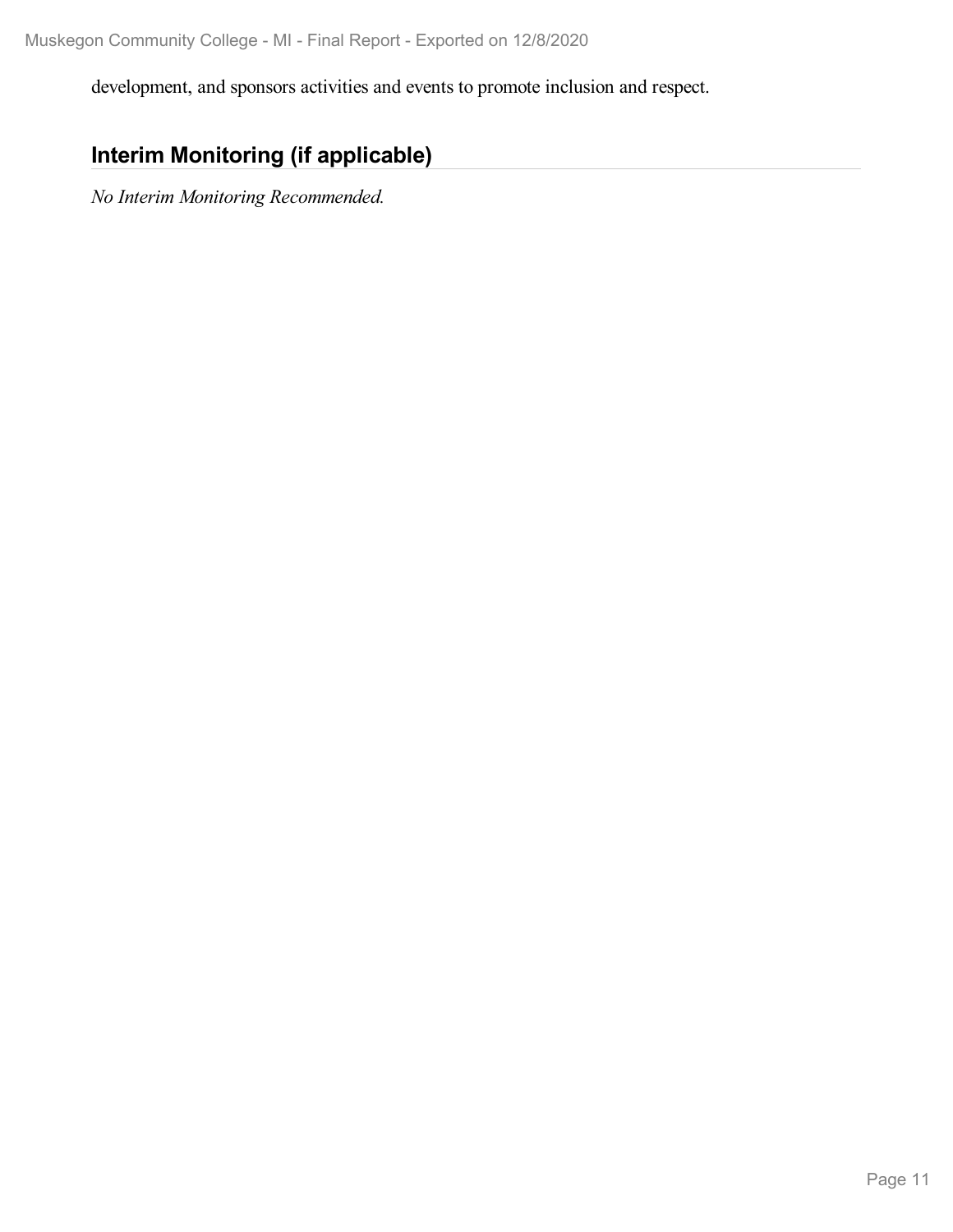development, and sponsors activities and events to promote inclusion and respect.

## Interim Monitoring (if applicable)

*No Interim Monitoring Recommended.*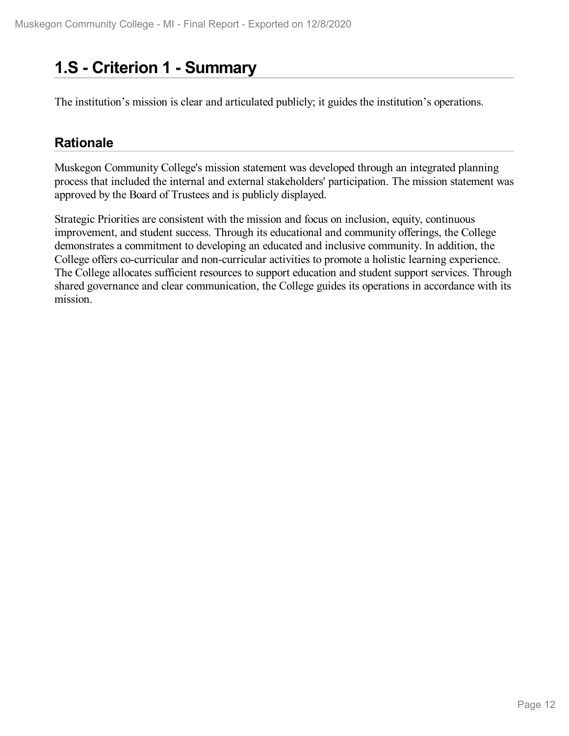# 1.S - Criterion 1 - Summary

The institution's mission is clear and articulated publicly; it guides the institution's operations.

## Rationale

Muskegon Community College's mission statement was developed through an integrated planning process that included the internal and external stakeholders' participation. The mission statement was approved by the Board of Trustees and is publicly displayed.

Strategic Priorities are consistent with the mission and focus on inclusion, equity, continuous improvement, and student success. Through its educational and community offerings, the College demonstrates a commitment to developing an educated and inclusive community. In addition, the College offers co-curricular and non-curricular activities to promote a holistic learning experience. The College allocates sufficient resources to support education and student support services. Through shared governance and clear communication, the College guides its operations in accordance with its mission.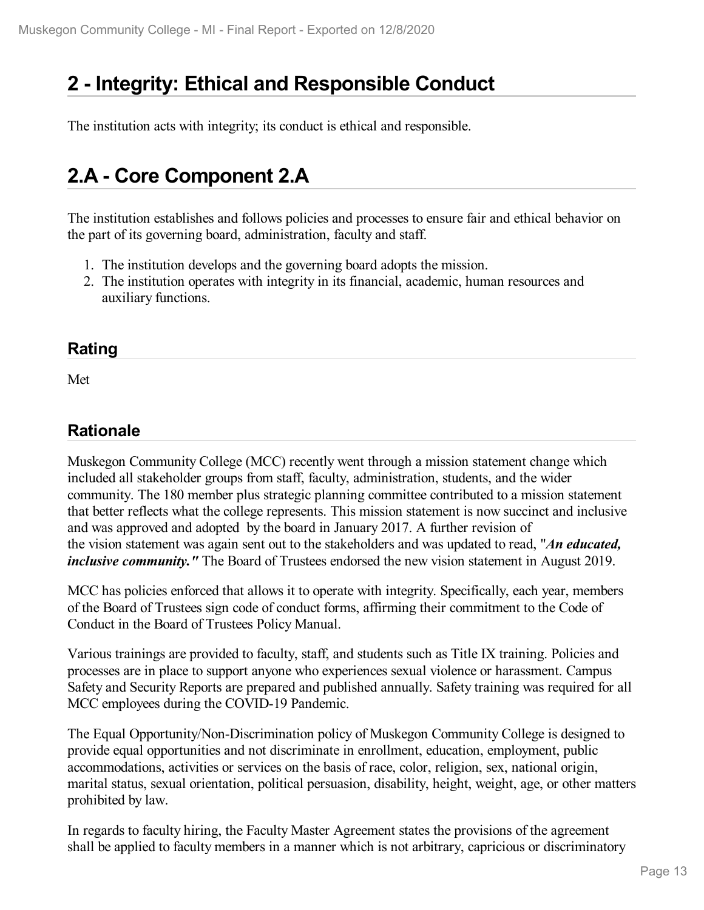# 2 - Integrity: Ethical and Responsible Conduct

The institution acts with integrity; its conduct is ethical and responsible.

# 2.A - Core Component 2.A

The institution establishes and follows policies and processes to ensure fair and ethical behavior on the part of its governing board, administration, faculty and staff.

1. The institution develops and the governing board adopts the mission.
2. The institution operates with integrity in its financial, academic, human resources and auxiliary functions.

## Rating

Met

## Rationale

Muskegon Community College (MCC) recently went through a mission statement change which included all stakeholder groups from staff, faculty, administration, students, and the wider community. The 180 member plus strategic planning committee contributed to a mission statement that better reflects what the college represents. This mission statement is now succinct and inclusive and was approved and adopted by the board in January 2017. A further revision of the vision statement was again sent out to the stakeholders and was updated to read, "***An educated, inclusive community."*** The Board of Trustees endorsed the new vision statement in August 2019.

MCC has policies enforced that allows it to operate with integrity. Specifically, each year, members of the Board of Trustees sign code of conduct forms, affirming their commitment to the Code of Conduct in the Board of Trustees Policy Manual.

Various trainings are provided to faculty, staff, and students such as Title IX training. Policies and processes are in place to support anyone who experiences sexual violence or harassment. Campus Safety and Security Reports are prepared and published annually. Safety training was required for all MCC employees during the COVID-19 Pandemic.

The Equal Opportunity/Non-Discrimination policy of Muskegon Community College is designed to provide equal opportunities and not discriminate in enrollment, education, employment, public accommodations, activities or services on the basis of race, color, religion, sex, national origin, marital status, sexual orientation, political persuasion, disability, height, weight, age, or other matters prohibited by law.

In regards to faculty hiring, the Faculty Master Agreement states the provisions of the agreement shall be applied to faculty members in a manner which is not arbitrary, capricious or discriminatory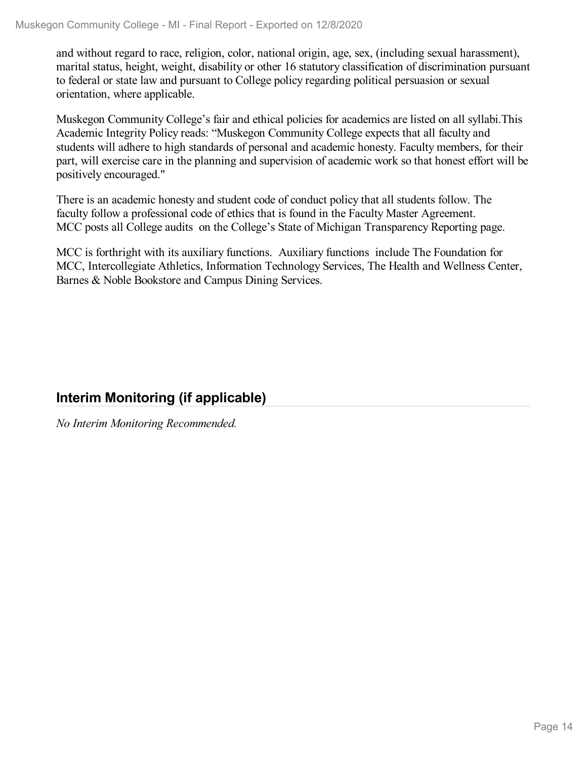and without regard to race, religion, color, national origin, age, sex, (including sexual harassment), marital status, height, weight, disability or other 16 statutory classification of discrimination pursuant to federal or state law and pursuant to College policy regarding political persuasion or sexual orientation, where applicable.

Muskegon Community College's fair and ethical policies for academics are listed on all syllabi.This Academic Integrity Policy reads: "Muskegon Community College expects that all faculty and students will adhere to high standards of personal and academic honesty. Faculty members, for their part, will exercise care in the planning and supervision of academic work so that honest effort will be positively encouraged."

There is an academic honesty and student code of conduct policy that all students follow. The faculty follow a professional code of ethics that is found in the Faculty Master Agreement. MCC posts all College audits on the College's State of Michigan Transparency Reporting page.

MCC is forthright with its auxiliary functions. Auxiliary functions include The Foundation for MCC, Intercollegiate Athletics, Information Technology Services, The Health and Wellness Center, Barnes & Noble Bookstore and Campus Dining Services.

## Interim Monitoring (if applicable)

*No Interim Monitoring Recommended.*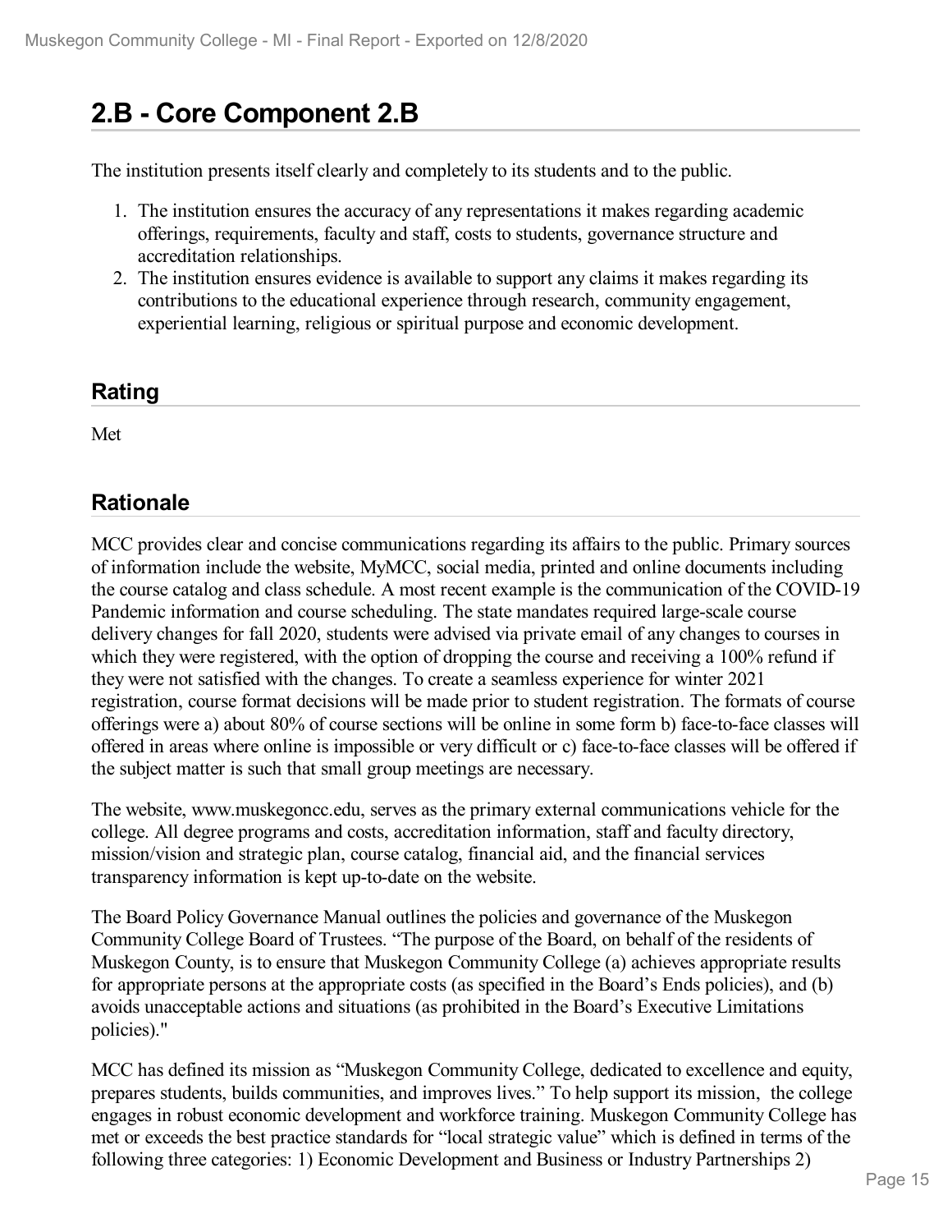# 2.B - Core Component 2.B

The institution presents itself clearly and completely to its students and to the public.

1. The institution ensures the accuracy of any representations it makes regarding academic offerings, requirements, faculty and staff, costs to students, governance structure and accreditation relationships.
2. The institution ensures evidence is available to support any claims it makes regarding its contributions to the educational experience through research, community engagement, experiential learning, religious or spiritual purpose and economic development.

## Rating

Met

## Rationale

MCC provides clear and concise communications regarding its affairs to the public. Primary sources of information include the website, MyMCC, social media, printed and online documents including the course catalog and class schedule. A most recent example is the communication of the COVID-19 Pandemic information and course scheduling. The state mandates required large-scale course delivery changes for fall 2020, students were advised via private email of any changes to courses in which they were registered, with the option of dropping the course and receiving a 100% refund if they were not satisfied with the changes. To create a seamless experience for winter 2021 registration, course format decisions will be made prior to student registration. The formats of course offerings were a) about 80% of course sections will be online in some form b) face-to-face classes will offered in areas where online is impossible or very difficult or c) face-to-face classes will be offered if the subject matter is such that small group meetings are necessary.

The website, www.muskegoncc.edu, serves as the primary external communications vehicle for the college. All degree programs and costs, accreditation information, staff and faculty directory, mission/vision and strategic plan, course catalog, financial aid, and the financial services transparency information is kept up-to-date on the website.

The Board Policy Governance Manual outlines the policies and governance of the Muskegon Community College Board of Trustees. "The purpose of the Board, on behalf of the residents of Muskegon County, is to ensure that Muskegon Community College (a) achieves appropriate results for appropriate persons at the appropriate costs (as specified in the Board's Ends policies), and (b) avoids unacceptable actions and situations (as prohibited in the Board's Executive Limitations policies)."

MCC has defined its mission as "Muskegon Community College, dedicated to excellence and equity, prepares students, builds communities, and improves lives." To help support its mission, the college engages in robust economic development and workforce training. Muskegon Community College has met or exceeds the best practice standards for "local strategic value" which is defined in terms of the following three categories: 1) Economic Development and Business or Industry Partnerships 2)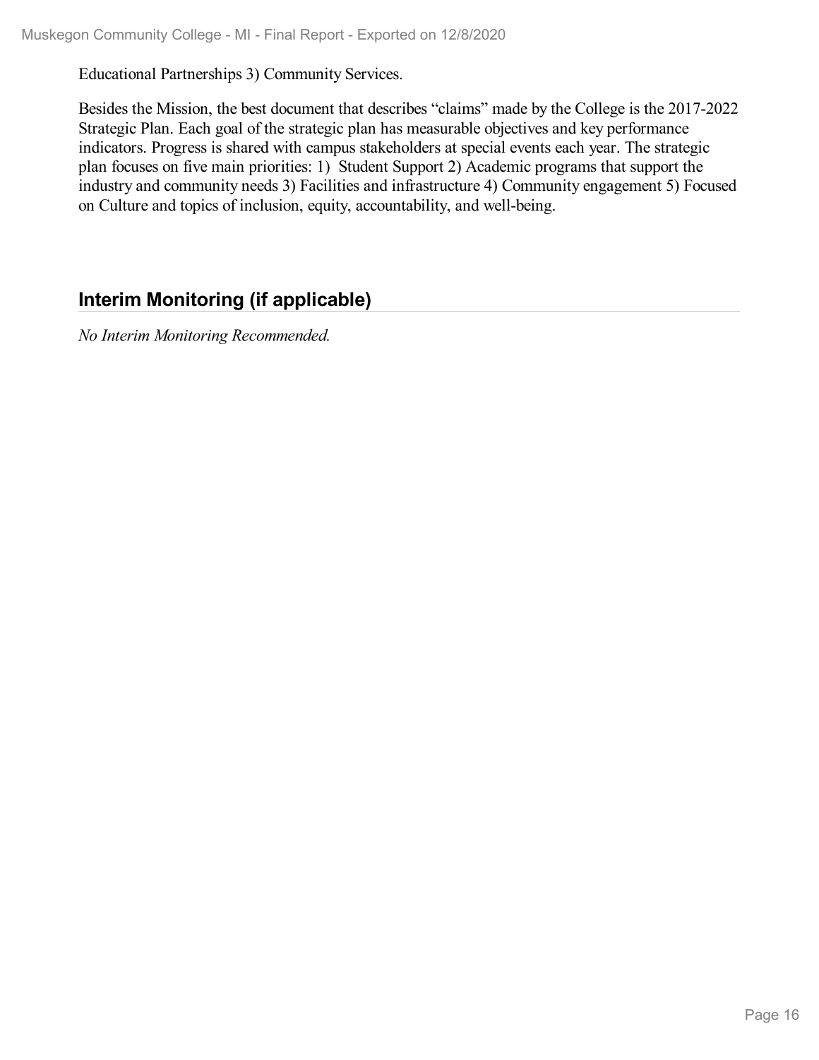Educational Partnerships 3) Community Services.

Besides the Mission, the best document that describes “claims” made by the College is the 2017-2022 Strategic Plan. Each goal of the strategic plan has measurable objectives and key performance indicators. Progress is shared with campus stakeholders at special events each year. The strategic plan focuses on five main priorities: 1) Student Support 2) Academic programs that support the industry and community needs 3) Facilities and infrastructure 4) Community engagement 5) Focused on Culture and topics of inclusion, equity, accountability, and well-being.

## Interim Monitoring (if applicable)

*No Interim Monitoring Recommended.*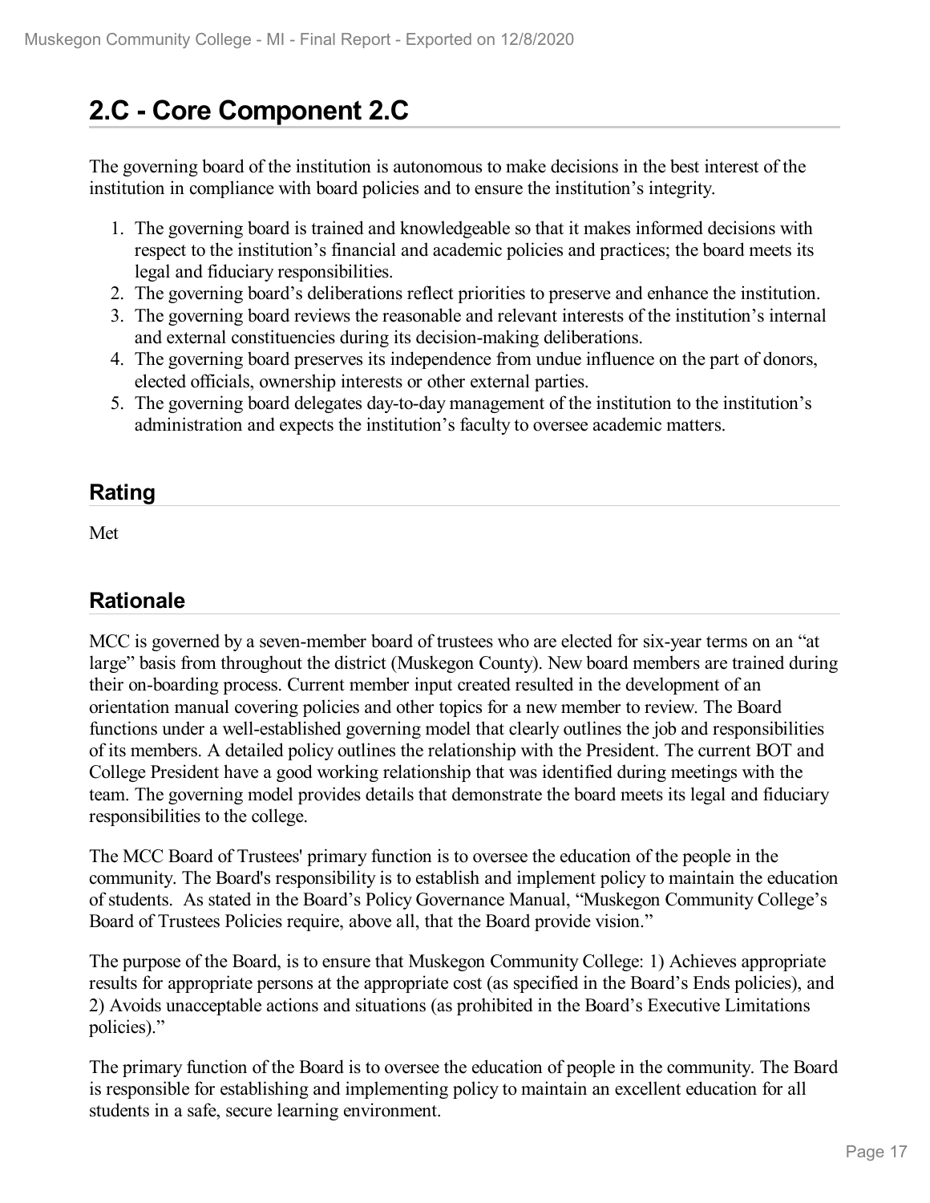# 2.C - Core Component 2.C

The governing board of the institution is autonomous to make decisions in the best interest of the institution in compliance with board policies and to ensure the institution's integrity.

1. The governing board is trained and knowledgeable so that it makes informed decisions with respect to the institution's financial and academic policies and practices; the board meets its legal and fiduciary responsibilities.
2. The governing board's deliberations reflect priorities to preserve and enhance the institution.
3. The governing board reviews the reasonable and relevant interests of the institution's internal and external constituencies during its decision-making deliberations.
4. The governing board preserves its independence from undue influence on the part of donors, elected officials, ownership interests or other external parties.
5. The governing board delegates day-to-day management of the institution to the institution's administration and expects the institution's faculty to oversee academic matters.

## Rating

Met

## Rationale

MCC is governed by a seven-member board of trustees who are elected for six-year terms on an "at large" basis from throughout the district (Muskegon County). New board members are trained during their on-boarding process. Current member input created resulted in the development of an orientation manual covering policies and other topics for a new member to review. The Board functions under a well-established governing model that clearly outlines the job and responsibilities of its members. A detailed policy outlines the relationship with the President. The current BOT and College President have a good working relationship that was identified during meetings with the team. The governing model provides details that demonstrate the board meets its legal and fiduciary responsibilities to the college.

The MCC Board of Trustees' primary function is to oversee the education of the people in the community. The Board's responsibility is to establish and implement policy to maintain the education of students. As stated in the Board's Policy Governance Manual, "Muskegon Community College's Board of Trustees Policies require, above all, that the Board provide vision."

The purpose of the Board, is to ensure that Muskegon Community College: 1) Achieves appropriate results for appropriate persons at the appropriate cost (as specified in the Board's Ends policies), and 2) Avoids unacceptable actions and situations (as prohibited in the Board's Executive Limitations policies)."

The primary function of the Board is to oversee the education of people in the community. The Board is responsible for establishing and implementing policy to maintain an excellent education for all students in a safe, secure learning environment.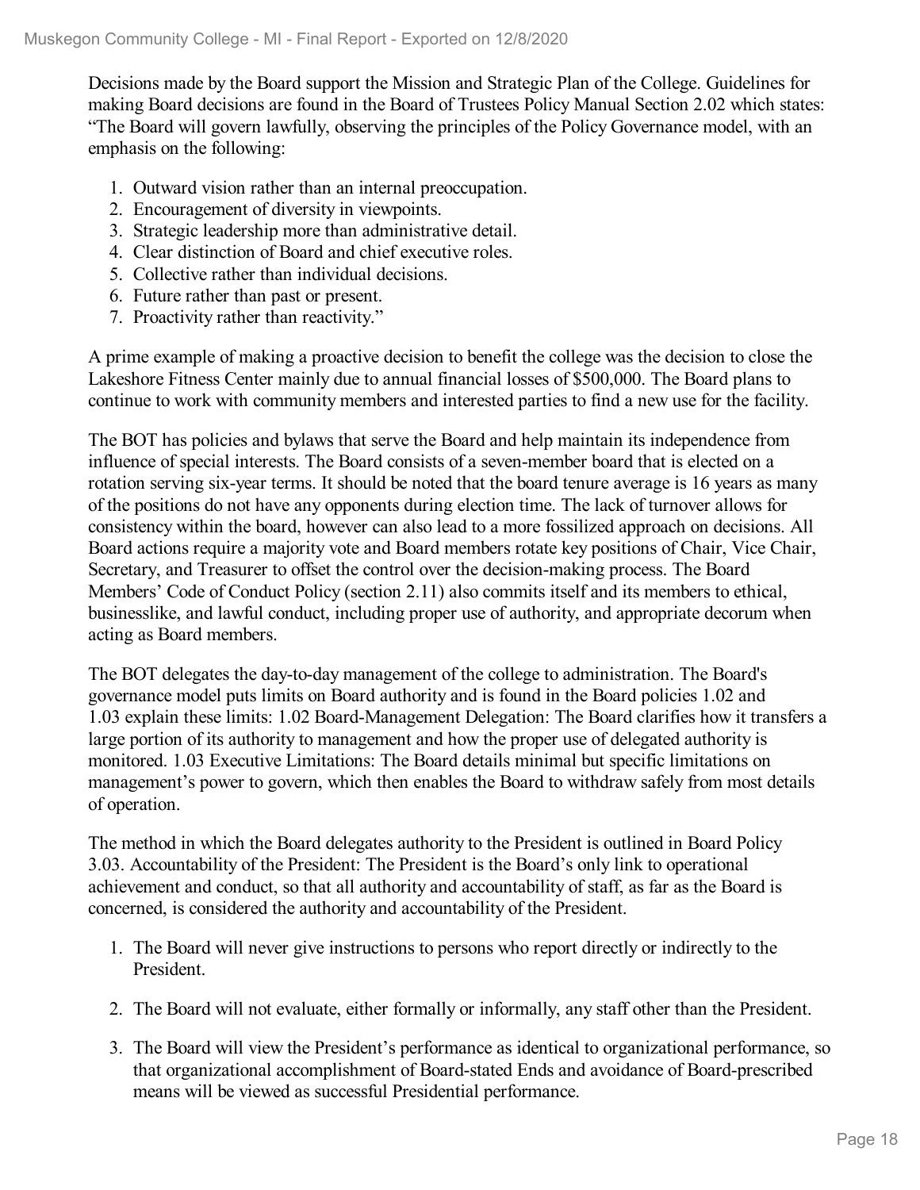Decisions made by the Board support the Mission and Strategic Plan of the College. Guidelines for making Board decisions are found in the Board of Trustees Policy Manual Section 2.02 which states: "The Board will govern lawfully, observing the principles of the Policy Governance model, with an emphasis on the following:

1. Outward vision rather than an internal preoccupation.
2. Encouragement of diversity in viewpoints.
3. Strategic leadership more than administrative detail.
4. Clear distinction of Board and chief executive roles.
5. Collective rather than individual decisions.
6. Future rather than past or present.
7. Proactivity rather than reactivity."

A prime example of making a proactive decision to benefit the college was the decision to close the Lakeshore Fitness Center mainly due to annual financial losses of $500,000. The Board plans to continue to work with community members and interested parties to find a new use for the facility.

The BOT has policies and bylaws that serve the Board and help maintain its independence from influence of special interests. The Board consists of a seven-member board that is elected on a rotation serving six-year terms. It should be noted that the board tenure average is 16 years as many of the positions do not have any opponents during election time. The lack of turnover allows for consistency within the board, however can also lead to a more fossilized approach on decisions. All Board actions require a majority vote and Board members rotate key positions of Chair, Vice Chair, Secretary, and Treasurer to offset the control over the decision-making process. The Board Members' Code of Conduct Policy (section 2.11) also commits itself and its members to ethical, businesslike, and lawful conduct, including proper use of authority, and appropriate decorum when acting as Board members.

The BOT delegates the day-to-day management of the college to administration. The Board's governance model puts limits on Board authority and is found in the Board policies 1.02 and 1.03 explain these limits: 1.02 Board-Management Delegation: The Board clarifies how it transfers a large portion of its authority to management and how the proper use of delegated authority is monitored. 1.03 Executive Limitations: The Board details minimal but specific limitations on management's power to govern, which then enables the Board to withdraw safely from most details of operation.

The method in which the Board delegates authority to the President is outlined in Board Policy 3.03. Accountability of the President: The President is the Board's only link to operational achievement and conduct, so that all authority and accountability of staff, as far as the Board is concerned, is considered the authority and accountability of the President.

1. The Board will never give instructions to persons who report directly or indirectly to the President.

2. The Board will not evaluate, either formally or informally, any staff other than the President.

3. The Board will view the President's performance as identical to organizational performance, so that organizational accomplishment of Board-stated Ends and avoidance of Board-prescribed means will be viewed as successful Presidential performance.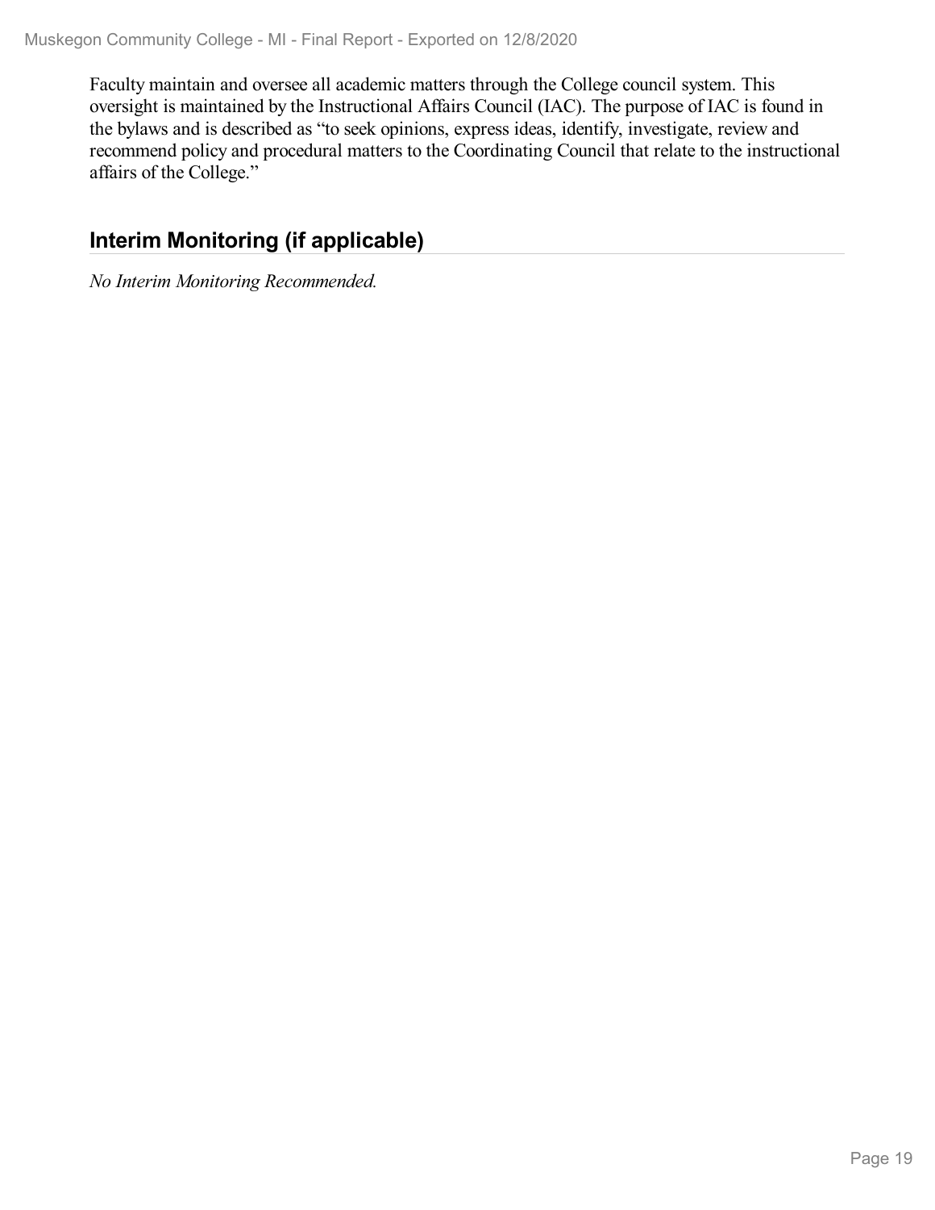Faculty maintain and oversee all academic matters through the College council system. This oversight is maintained by the Instructional Affairs Council (IAC). The purpose of IAC is found in the bylaws and is described as "to seek opinions, express ideas, identify, investigate, review and recommend policy and procedural matters to the Coordinating Council that relate to the instructional affairs of the College."

## Interim Monitoring (if applicable)

*No Interim Monitoring Recommended.*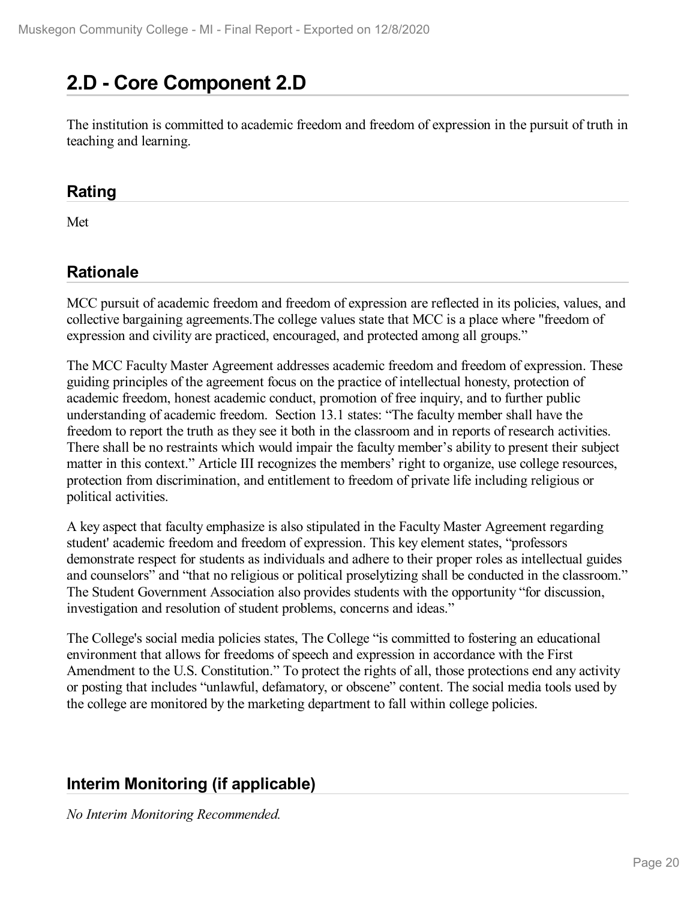# 2.D - Core Component 2.D

The institution is committed to academic freedom and freedom of expression in the pursuit of truth in teaching and learning.

## Rating

Met

## Rationale

MCC pursuit of academic freedom and freedom of expression are reflected in its policies, values, and collective bargaining agreements.The college values state that MCC is a place where "freedom of expression and civility are practiced, encouraged, and protected among all groups."

The MCC Faculty Master Agreement addresses academic freedom and freedom of expression. These guiding principles of the agreement focus on the practice of intellectual honesty, protection of academic freedom, honest academic conduct, promotion of free inquiry, and to further public understanding of academic freedom. Section 13.1 states: "The faculty member shall have the freedom to report the truth as they see it both in the classroom and in reports of research activities. There shall be no restraints which would impair the faculty member's ability to present their subject matter in this context." Article III recognizes the members' right to organize, use college resources, protection from discrimination, and entitlement to freedom of private life including religious or political activities.

A key aspect that faculty emphasize is also stipulated in the Faculty Master Agreement regarding student' academic freedom and freedom of expression. This key element states, "professors demonstrate respect for students as individuals and adhere to their proper roles as intellectual guides and counselors" and "that no religious or political proselytizing shall be conducted in the classroom." The Student Government Association also provides students with the opportunity "for discussion, investigation and resolution of student problems, concerns and ideas."

The College's social media policies states, The College "is committed to fostering an educational environment that allows for freedoms of speech and expression in accordance with the First Amendment to the U.S. Constitution." To protect the rights of all, those protections end any activity or posting that includes "unlawful, defamatory, or obscene" content. The social media tools used by the college are monitored by the marketing department to fall within college policies.

## Interim Monitoring (if applicable)

*No Interim Monitoring Recommended.*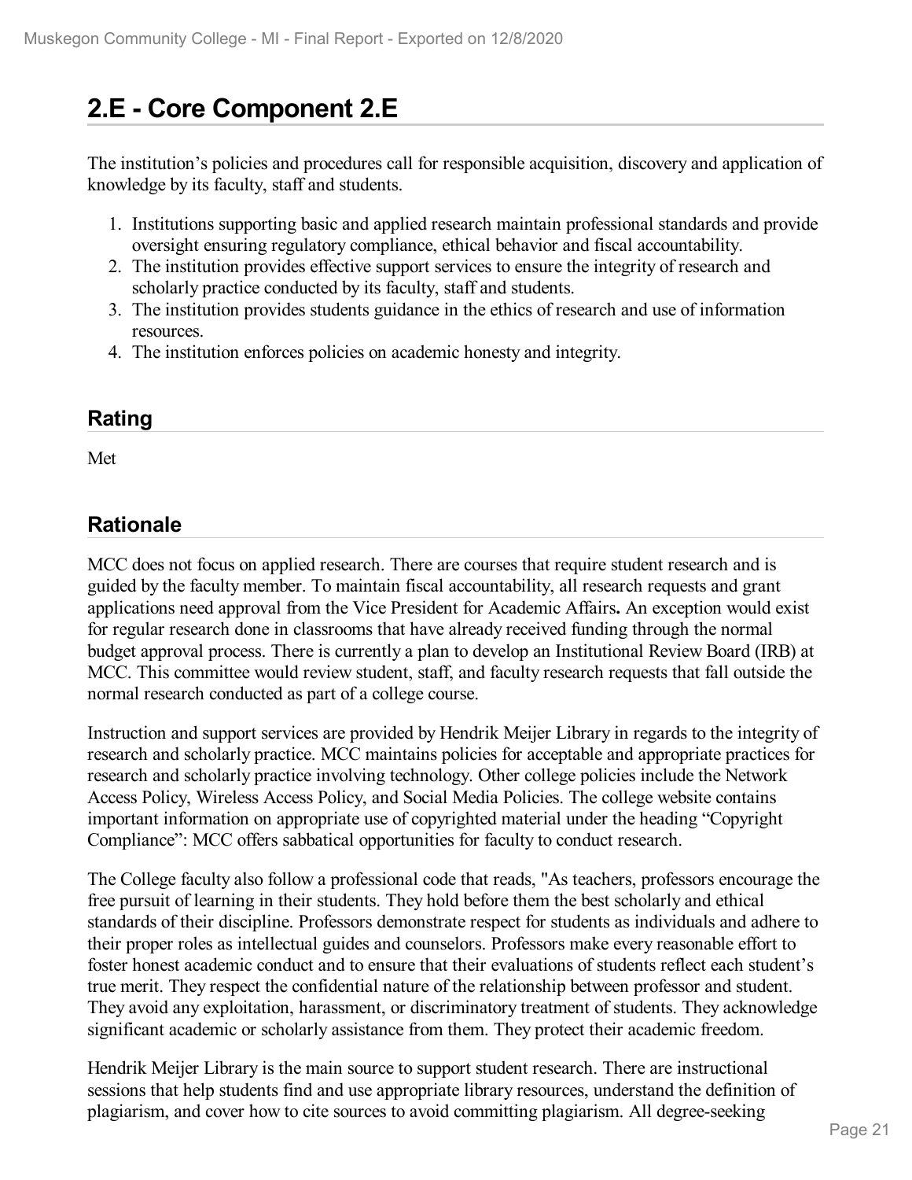# 2.E - Core Component 2.E

The institution's policies and procedures call for responsible acquisition, discovery and application of knowledge by its faculty, staff and students.

1. Institutions supporting basic and applied research maintain professional standards and provide oversight ensuring regulatory compliance, ethical behavior and fiscal accountability.
2. The institution provides effective support services to ensure the integrity of research and scholarly practice conducted by its faculty, staff and students.
3. The institution provides students guidance in the ethics of research and use of information resources.
4. The institution enforces policies on academic honesty and integrity.

## Rating

Met

## Rationale

MCC does not focus on applied research. There are courses that require student research and is guided by the faculty member. To maintain fiscal accountability, all research requests and grant applications need approval from the Vice President for Academic Affairs**.** An exception would exist for regular research done in classrooms that have already received funding through the normal budget approval process. There is currently a plan to develop an Institutional Review Board (IRB) at MCC. This committee would review student, staff, and faculty research requests that fall outside the normal research conducted as part of a college course.

Instruction and support services are provided by Hendrik Meijer Library in regards to the integrity of research and scholarly practice. MCC maintains policies for acceptable and appropriate practices for research and scholarly practice involving technology. Other college policies include the Network Access Policy, Wireless Access Policy, and Social Media Policies. The college website contains important information on appropriate use of copyrighted material under the heading "Copyright Compliance": MCC offers sabbatical opportunities for faculty to conduct research.

The College faculty also follow a professional code that reads, "As teachers, professors encourage the free pursuit of learning in their students. They hold before them the best scholarly and ethical standards of their discipline. Professors demonstrate respect for students as individuals and adhere to their proper roles as intellectual guides and counselors. Professors make every reasonable effort to foster honest academic conduct and to ensure that their evaluations of students reflect each student's true merit. They respect the confidential nature of the relationship between professor and student. They avoid any exploitation, harassment, or discriminatory treatment of students. They acknowledge significant academic or scholarly assistance from them. They protect their academic freedom.

Hendrik Meijer Library is the main source to support student research. There are instructional sessions that help students find and use appropriate library resources, understand the definition of plagiarism, and cover how to cite sources to avoid committing plagiarism. All degree-seeking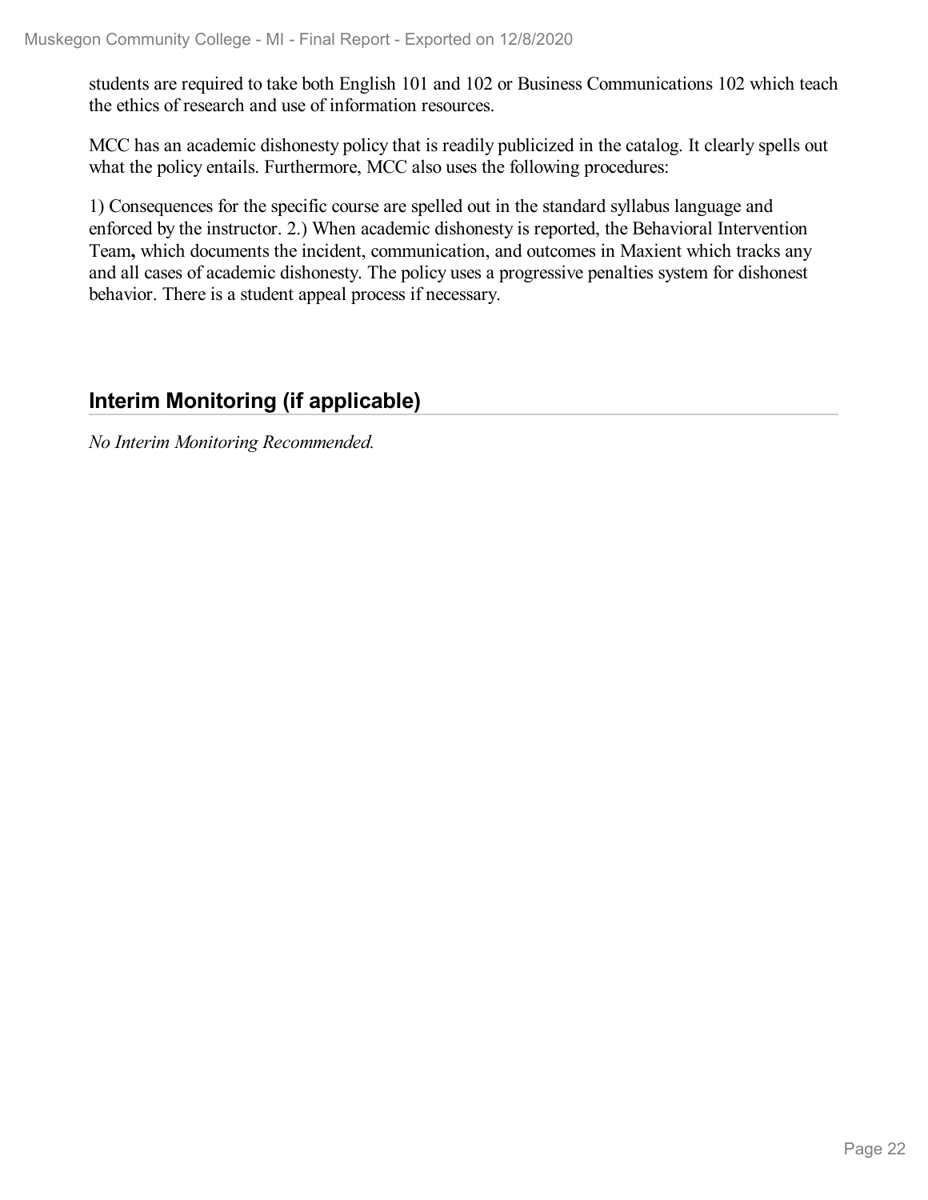students are required to take both English 101 and 102 or Business Communications 102 which teach the ethics of research and use of information resources.

MCC has an academic dishonesty policy that is readily publicized in the catalog. It clearly spells out what the policy entails. Furthermore, MCC also uses the following procedures:

1) Consequences for the specific course are spelled out in the standard syllabus language and enforced by the instructor. 2.) When academic dishonesty is reported, the Behavioral Intervention Team**,** which documents the incident, communication, and outcomes in Maxient which tracks any and all cases of academic dishonesty. The policy uses a progressive penalties system for dishonest behavior. There is a student appeal process if necessary.

## Interim Monitoring (if applicable)

*No Interim Monitoring Recommended.*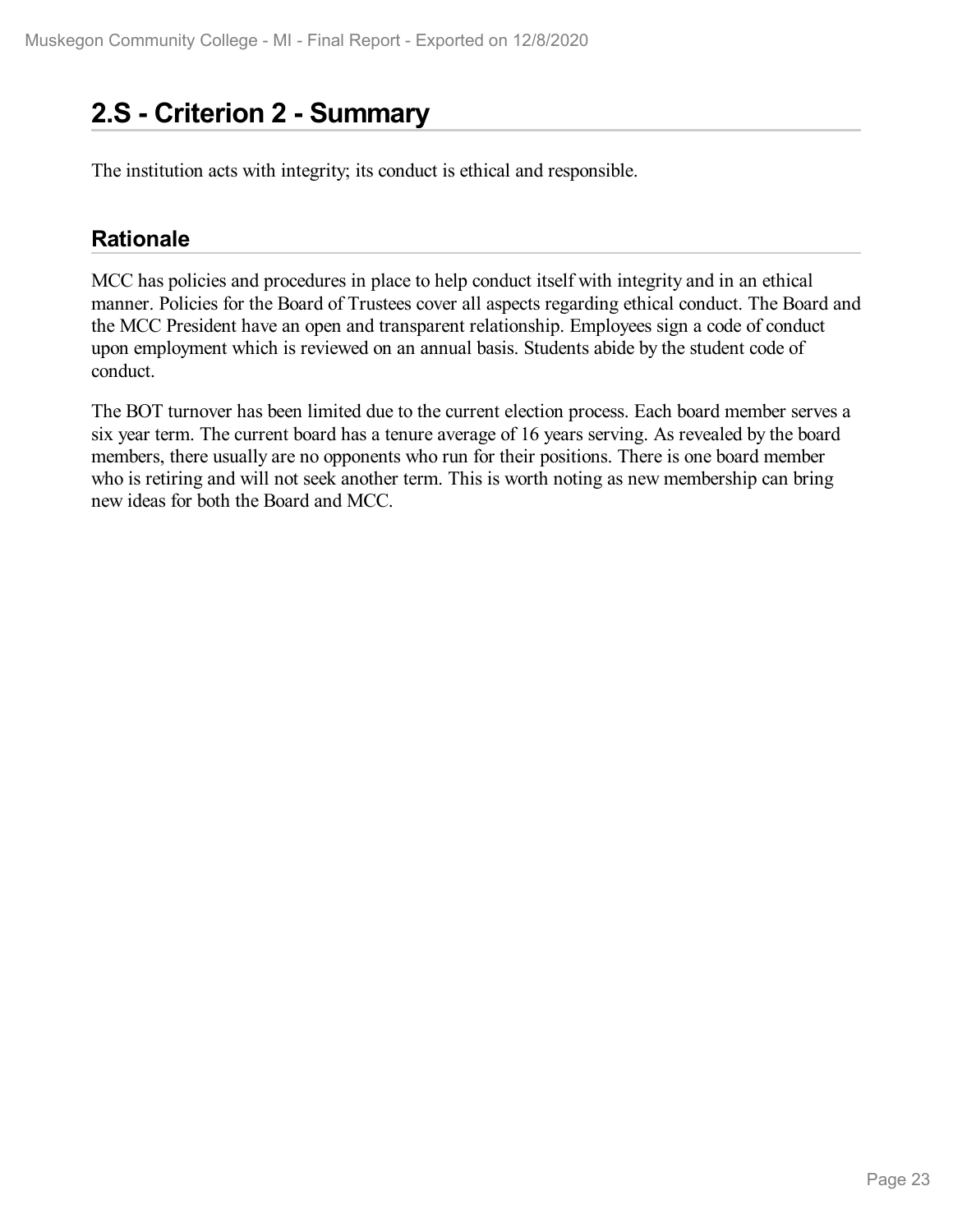## 2.S - Criterion 2 - Summary

The institution acts with integrity; its conduct is ethical and responsible.

### Rationale

MCC has policies and procedures in place to help conduct itself with integrity and in an ethical manner. Policies for the Board of Trustees cover all aspects regarding ethical conduct. The Board and the MCC President have an open and transparent relationship. Employees sign a code of conduct upon employment which is reviewed on an annual basis. Students abide by the student code of conduct.

The BOT turnover has been limited due to the current election process. Each board member serves a six year term. The current board has a tenure average of 16 years serving. As revealed by the board members, there usually are no opponents who run for their positions. There is one board member who is retiring and will not seek another term. This is worth noting as new membership can bring new ideas for both the Board and MCC.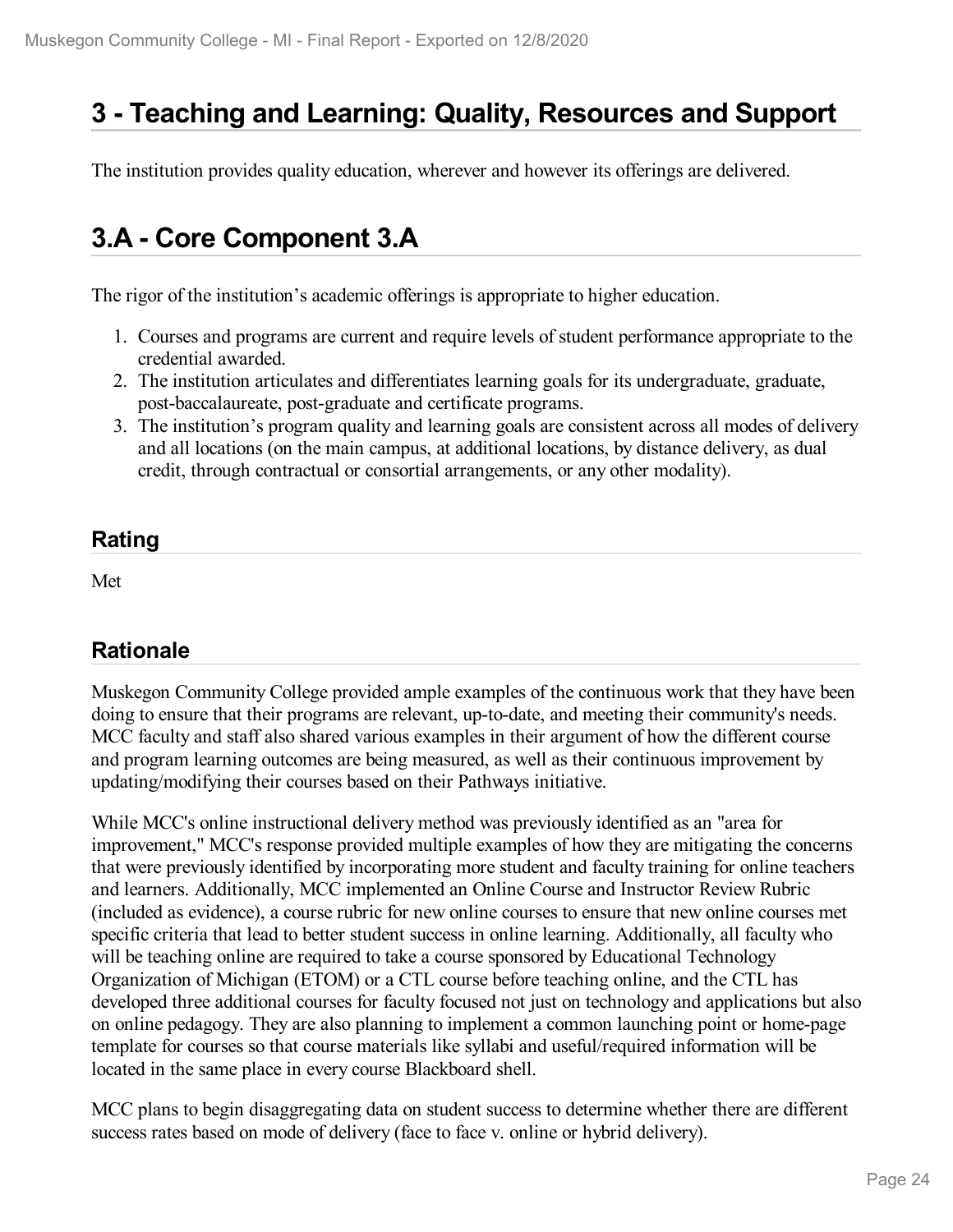# 3 - Teaching and Learning: Quality, Resources and Support

The institution provides quality education, wherever and however its offerings are delivered.

# 3.A - Core Component 3.A

The rigor of the institution's academic offerings is appropriate to higher education.

1. Courses and programs are current and require levels of student performance appropriate to the credential awarded.
2. The institution articulates and differentiates learning goals for its undergraduate, graduate, post-baccalaureate, post-graduate and certificate programs.
3. The institution's program quality and learning goals are consistent across all modes of delivery and all locations (on the main campus, at additional locations, by distance delivery, as dual credit, through contractual or consortial arrangements, or any other modality).

## Rating

Met

## Rationale

Muskegon Community College provided ample examples of the continuous work that they have been doing to ensure that their programs are relevant, up-to-date, and meeting their community's needs. MCC faculty and staff also shared various examples in their argument of how the different course and program learning outcomes are being measured, as well as their continuous improvement by updating/modifying their courses based on their Pathways initiative.

While MCC's online instructional delivery method was previously identified as an "area for improvement," MCC's response provided multiple examples of how they are mitigating the concerns that were previously identified by incorporating more student and faculty training for online teachers and learners. Additionally, MCC implemented an Online Course and Instructor Review Rubric (included as evidence), a course rubric for new online courses to ensure that new online courses met specific criteria that lead to better student success in online learning. Additionally, all faculty who will be teaching online are required to take a course sponsored by Educational Technology Organization of Michigan (ETOM) or a CTL course before teaching online, and the CTL has developed three additional courses for faculty focused not just on technology and applications but also on online pedagogy. They are also planning to implement a common launching point or home-page template for courses so that course materials like syllabi and useful/required information will be located in the same place in every course Blackboard shell.

MCC plans to begin disaggregating data on student success to determine whether there are different success rates based on mode of delivery (face to face v. online or hybrid delivery).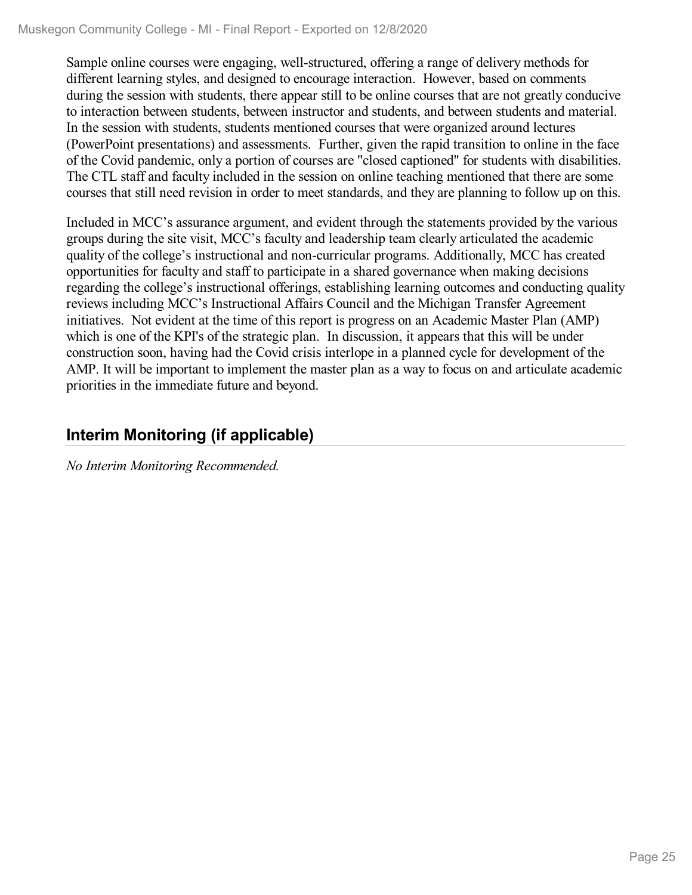Sample online courses were engaging, well-structured, offering a range of delivery methods for different learning styles, and designed to encourage interaction. However, based on comments during the session with students, there appear still to be online courses that are not greatly conducive to interaction between students, between instructor and students, and between students and material. In the session with students, students mentioned courses that were organized around lectures (PowerPoint presentations) and assessments. Further, given the rapid transition to online in the face of the Covid pandemic, only a portion of courses are "closed captioned" for students with disabilities. The CTL staff and faculty included in the session on online teaching mentioned that there are some courses that still need revision in order to meet standards, and they are planning to follow up on this.

Included in MCC's assurance argument, and evident through the statements provided by the various groups during the site visit, MCC's faculty and leadership team clearly articulated the academic quality of the college's instructional and non-curricular programs. Additionally, MCC has created opportunities for faculty and staff to participate in a shared governance when making decisions regarding the college's instructional offerings, establishing learning outcomes and conducting quality reviews including MCC's Instructional Affairs Council and the Michigan Transfer Agreement initiatives. Not evident at the time of this report is progress on an Academic Master Plan (AMP) which is one of the KPI's of the strategic plan. In discussion, it appears that this will be under construction soon, having had the Covid crisis interlope in a planned cycle for development of the AMP. It will be important to implement the master plan as a way to focus on and articulate academic priorities in the immediate future and beyond.

## Interim Monitoring (if applicable)

*No Interim Monitoring Recommended.*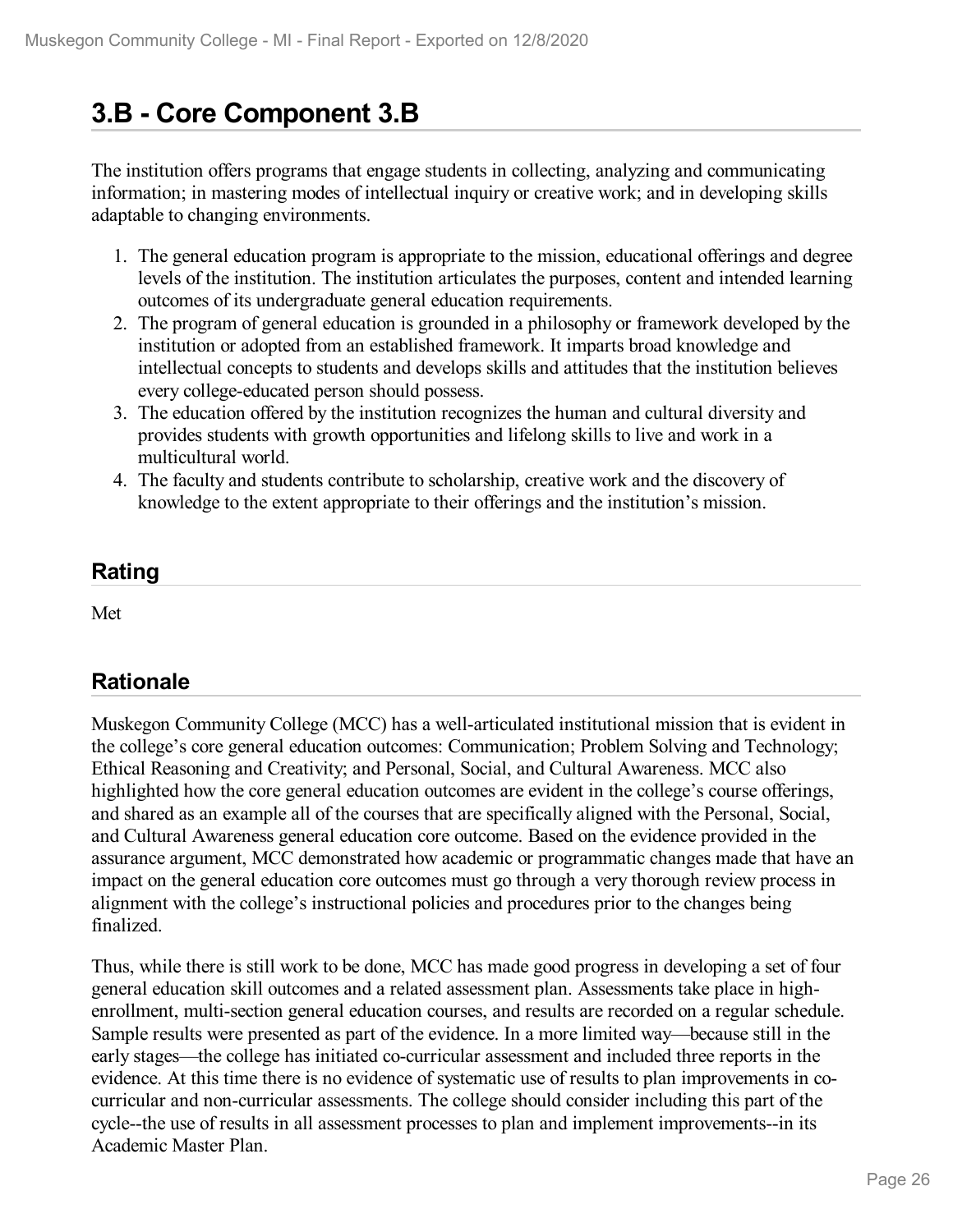# 3.B - Core Component 3.B

The institution offers programs that engage students in collecting, analyzing and communicating information; in mastering modes of intellectual inquiry or creative work; and in developing skills adaptable to changing environments.

1. The general education program is appropriate to the mission, educational offerings and degree levels of the institution. The institution articulates the purposes, content and intended learning outcomes of its undergraduate general education requirements.
2. The program of general education is grounded in a philosophy or framework developed by the institution or adopted from an established framework. It imparts broad knowledge and intellectual concepts to students and develops skills and attitudes that the institution believes every college-educated person should possess.
3. The education offered by the institution recognizes the human and cultural diversity and provides students with growth opportunities and lifelong skills to live and work in a multicultural world.
4. The faculty and students contribute to scholarship, creative work and the discovery of knowledge to the extent appropriate to their offerings and the institution's mission.

## Rating

Met

## Rationale

Muskegon Community College (MCC) has a well-articulated institutional mission that is evident in the college's core general education outcomes: Communication; Problem Solving and Technology; Ethical Reasoning and Creativity; and Personal, Social, and Cultural Awareness. MCC also highlighted how the core general education outcomes are evident in the college's course offerings, and shared as an example all of the courses that are specifically aligned with the Personal, Social, and Cultural Awareness general education core outcome. Based on the evidence provided in the assurance argument, MCC demonstrated how academic or programmatic changes made that have an impact on the general education core outcomes must go through a very thorough review process in alignment with the college's instructional policies and procedures prior to the changes being finalized.

Thus, while there is still work to be done, MCC has made good progress in developing a set of four general education skill outcomes and a related assessment plan. Assessments take place in high-enrollment, multi-section general education courses, and results are recorded on a regular schedule. Sample results were presented as part of the evidence. In a more limited way—because still in the early stages—the college has initiated co-curricular assessment and included three reports in the evidence. At this time there is no evidence of systematic use of results to plan improvements in co-curricular and non-curricular assessments. The college should consider including this part of the cycle--the use of results in all assessment processes to plan and implement improvements--in its Academic Master Plan.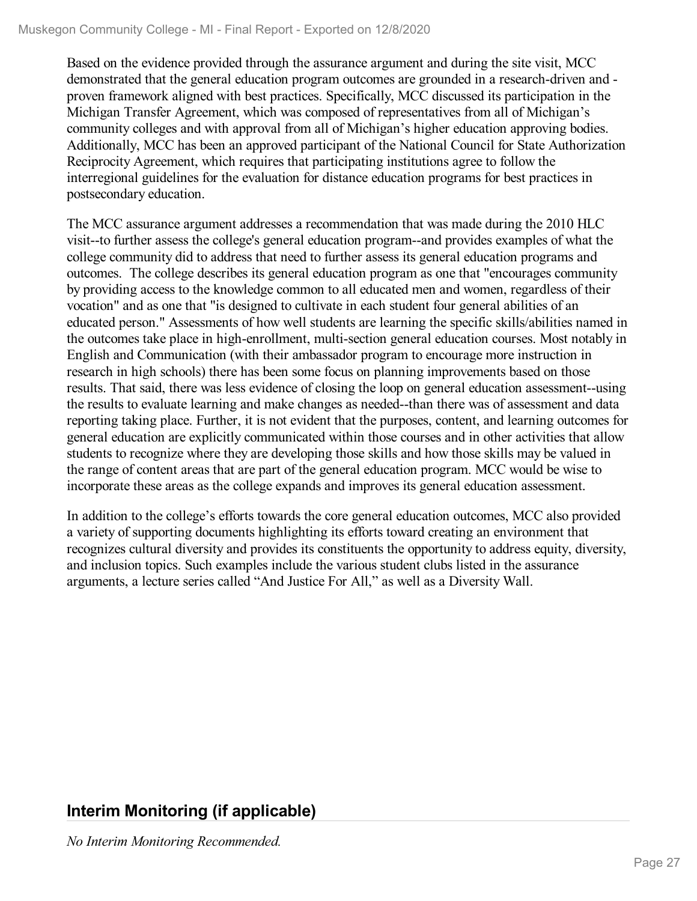Based on the evidence provided through the assurance argument and during the site visit, MCC demonstrated that the general education program outcomes are grounded in a research-driven and -proven framework aligned with best practices. Specifically, MCC discussed its participation in the Michigan Transfer Agreement, which was composed of representatives from all of Michigan's community colleges and with approval from all of Michigan's higher education approving bodies. Additionally, MCC has been an approved participant of the National Council for State Authorization Reciprocity Agreement, which requires that participating institutions agree to follow the interregional guidelines for the evaluation for distance education programs for best practices in postsecondary education.

The MCC assurance argument addresses a recommendation that was made during the 2010 HLC visit--to further assess the college's general education program--and provides examples of what the college community did to address that need to further assess its general education programs and outcomes. The college describes its general education program as one that "encourages community by providing access to the knowledge common to all educated men and women, regardless of their vocation" and as one that "is designed to cultivate in each student four general abilities of an educated person." Assessments of how well students are learning the specific skills/abilities named in the outcomes take place in high-enrollment, multi-section general education courses. Most notably in English and Communication (with their ambassador program to encourage more instruction in research in high schools) there has been some focus on planning improvements based on those results. That said, there was less evidence of closing the loop on general education assessment--using the results to evaluate learning and make changes as needed--than there was of assessment and data reporting taking place. Further, it is not evident that the purposes, content, and learning outcomes for general education are explicitly communicated within those courses and in other activities that allow students to recognize where they are developing those skills and how those skills may be valued in the range of content areas that are part of the general education program. MCC would be wise to incorporate these areas as the college expands and improves its general education assessment.

In addition to the college's efforts towards the core general education outcomes, MCC also provided a variety of supporting documents highlighting its efforts toward creating an environment that recognizes cultural diversity and provides its constituents the opportunity to address equity, diversity, and inclusion topics. Such examples include the various student clubs listed in the assurance arguments, a lecture series called "And Justice For All," as well as a Diversity Wall.

## Interim Monitoring (if applicable)

*No Interim Monitoring Recommended.*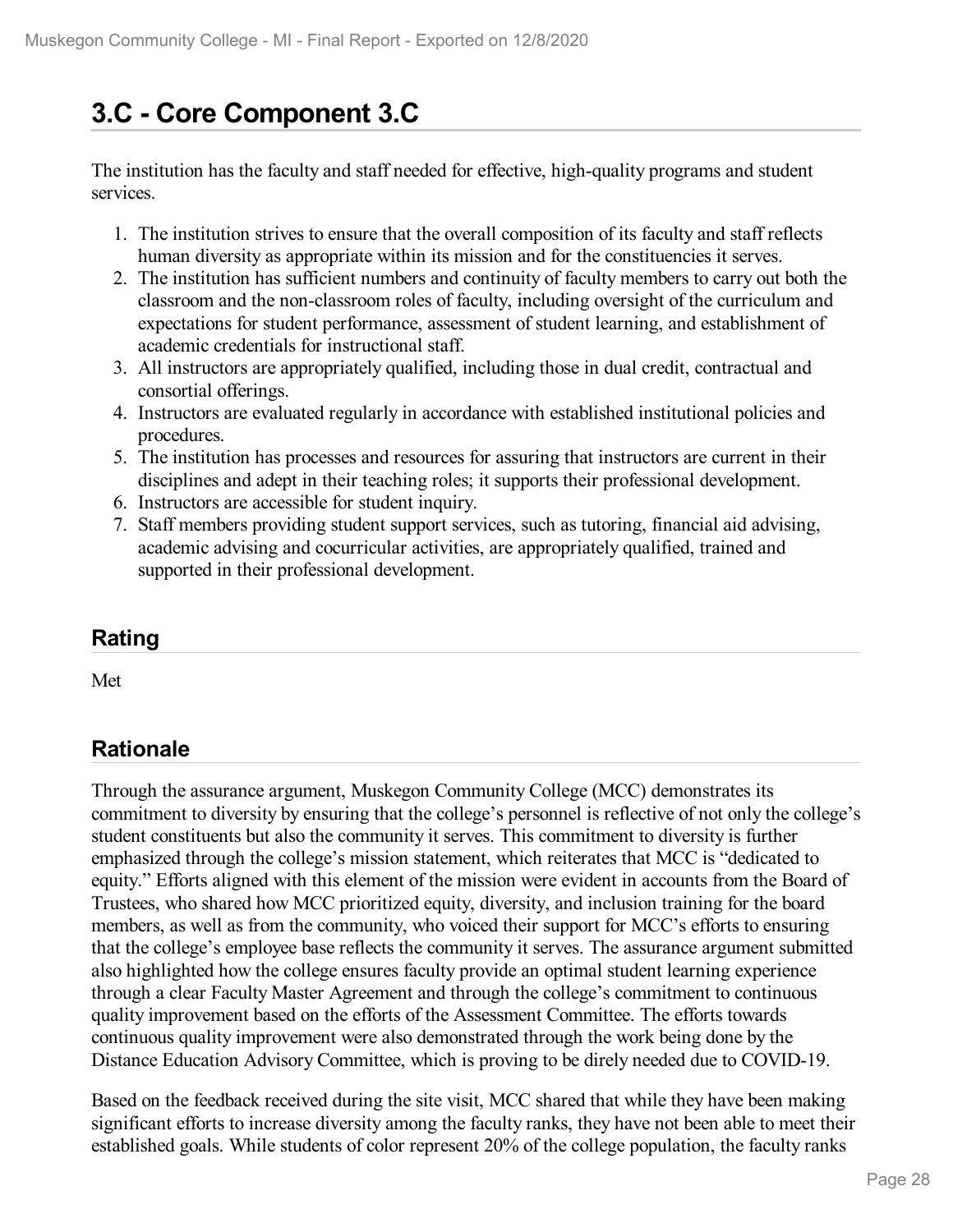# 3.C - Core Component 3.C

The institution has the faculty and staff needed for effective, high-quality programs and student services.

1. The institution strives to ensure that the overall composition of its faculty and staff reflects human diversity as appropriate within its mission and for the constituencies it serves.
2. The institution has sufficient numbers and continuity of faculty members to carry out both the classroom and the non-classroom roles of faculty, including oversight of the curriculum and expectations for student performance, assessment of student learning, and establishment of academic credentials for instructional staff.
3. All instructors are appropriately qualified, including those in dual credit, contractual and consortial offerings.
4. Instructors are evaluated regularly in accordance with established institutional policies and procedures.
5. The institution has processes and resources for assuring that instructors are current in their disciplines and adept in their teaching roles; it supports their professional development.
6. Instructors are accessible for student inquiry.
7. Staff members providing student support services, such as tutoring, financial aid advising, academic advising and cocurricular activities, are appropriately qualified, trained and supported in their professional development.

## Rating

Met

## Rationale

Through the assurance argument, Muskegon Community College (MCC) demonstrates its commitment to diversity by ensuring that the college's personnel is reflective of not only the college's student constituents but also the community it serves. This commitment to diversity is further emphasized through the college's mission statement, which reiterates that MCC is "dedicated to equity." Efforts aligned with this element of the mission were evident in accounts from the Board of Trustees, who shared how MCC prioritized equity, diversity, and inclusion training for the board members, as well as from the community, who voiced their support for MCC's efforts to ensuring that the college's employee base reflects the community it serves. The assurance argument submitted also highlighted how the college ensures faculty provide an optimal student learning experience through a clear Faculty Master Agreement and through the college's commitment to continuous quality improvement based on the efforts of the Assessment Committee. The efforts towards continuous quality improvement were also demonstrated through the work being done by the Distance Education Advisory Committee, which is proving to be direly needed due to COVID-19.

Based on the feedback received during the site visit, MCC shared that while they have been making significant efforts to increase diversity among the faculty ranks, they have not been able to meet their established goals. While students of color represent 20% of the college population, the faculty ranks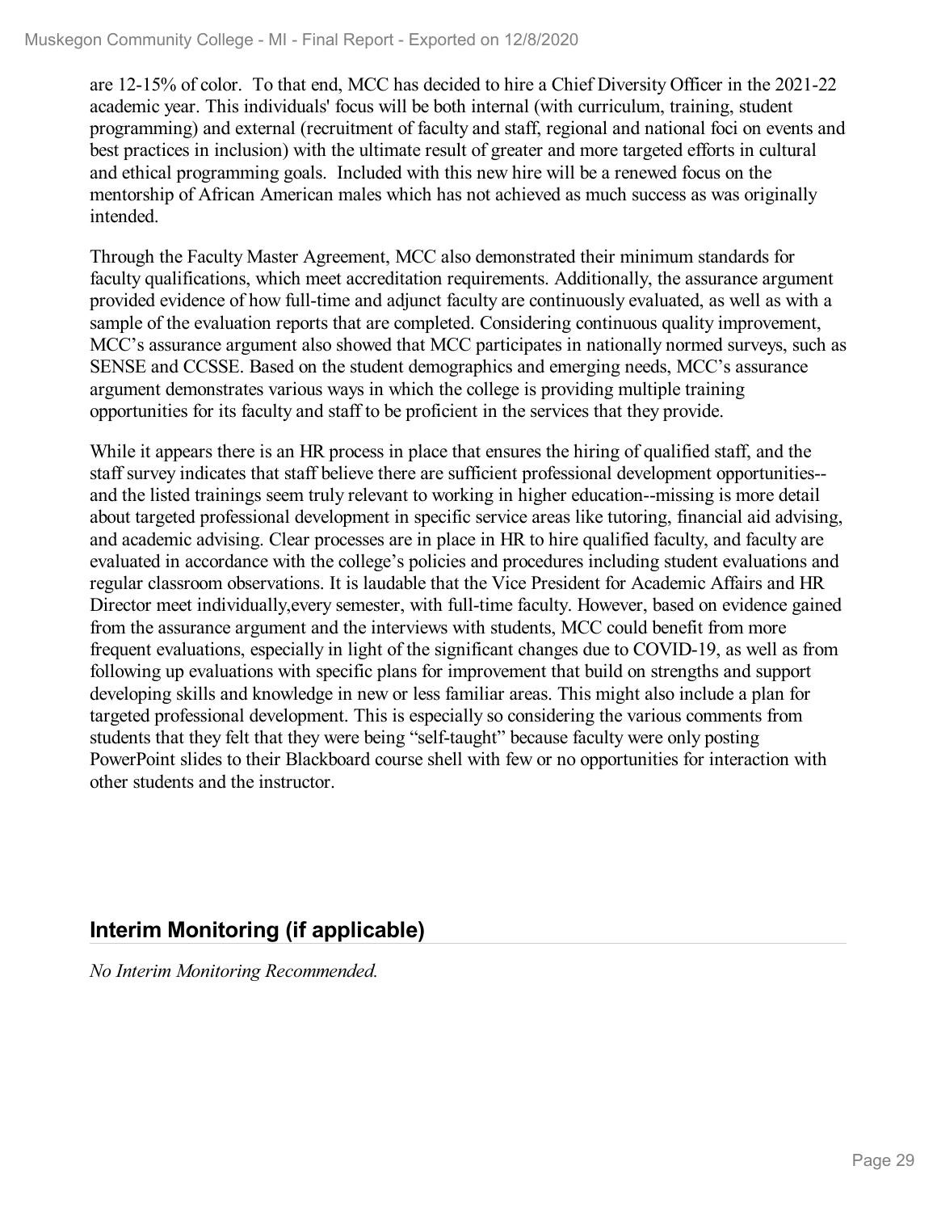are 12-15% of color. To that end, MCC has decided to hire a Chief Diversity Officer in the 2021-22 academic year. This individuals' focus will be both internal (with curriculum, training, student programming) and external (recruitment of faculty and staff, regional and national foci on events and best practices in inclusion) with the ultimate result of greater and more targeted efforts in cultural and ethical programming goals. Included with this new hire will be a renewed focus on the mentorship of African American males which has not achieved as much success as was originally intended.

Through the Faculty Master Agreement, MCC also demonstrated their minimum standards for faculty qualifications, which meet accreditation requirements. Additionally, the assurance argument provided evidence of how full-time and adjunct faculty are continuously evaluated, as well as with a sample of the evaluation reports that are completed. Considering continuous quality improvement, MCC's assurance argument also showed that MCC participates in nationally normed surveys, such as SENSE and CCSSE. Based on the student demographics and emerging needs, MCC's assurance argument demonstrates various ways in which the college is providing multiple training opportunities for its faculty and staff to be proficient in the services that they provide.

While it appears there is an HR process in place that ensures the hiring of qualified staff, and the staff survey indicates that staff believe there are sufficient professional development opportunities--and the listed trainings seem truly relevant to working in higher education--missing is more detail about targeted professional development in specific service areas like tutoring, financial aid advising, and academic advising. Clear processes are in place in HR to hire qualified faculty, and faculty are evaluated in accordance with the college's policies and procedures including student evaluations and regular classroom observations. It is laudable that the Vice President for Academic Affairs and HR Director meet individually,every semester, with full-time faculty. However, based on evidence gained from the assurance argument and the interviews with students, MCC could benefit from more frequent evaluations, especially in light of the significant changes due to COVID-19, as well as from following up evaluations with specific plans for improvement that build on strengths and support developing skills and knowledge in new or less familiar areas. This might also include a plan for targeted professional development. This is especially so considering the various comments from students that they felt that they were being "self-taught" because faculty were only posting PowerPoint slides to their Blackboard course shell with few or no opportunities for interaction with other students and the instructor.

## Interim Monitoring (if applicable)

*No Interim Monitoring Recommended.*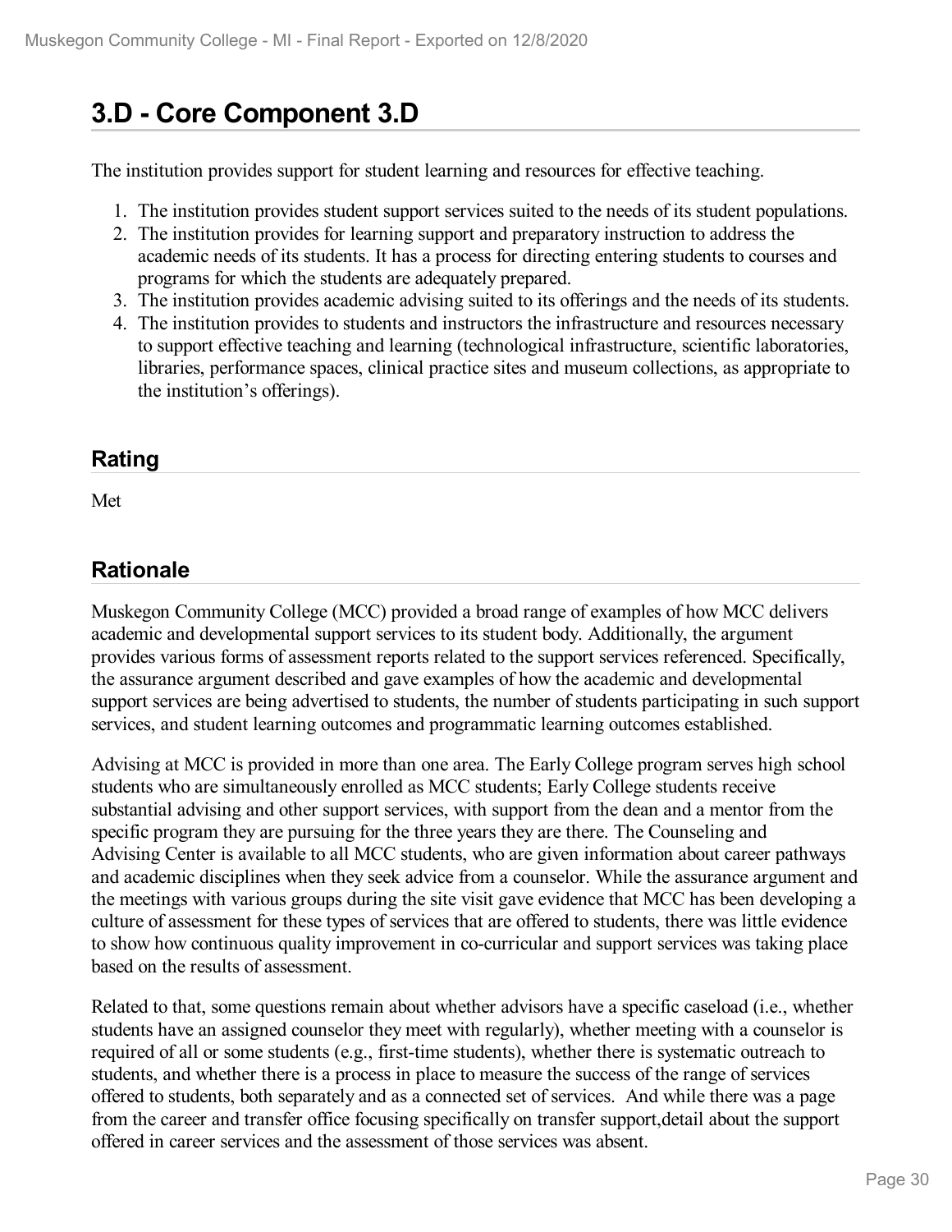# 3.D - Core Component 3.D

The institution provides support for student learning and resources for effective teaching.

1. The institution provides student support services suited to the needs of its student populations.
2. The institution provides for learning support and preparatory instruction to address the academic needs of its students. It has a process for directing entering students to courses and programs for which the students are adequately prepared.
3. The institution provides academic advising suited to its offerings and the needs of its students.
4. The institution provides to students and instructors the infrastructure and resources necessary to support effective teaching and learning (technological infrastructure, scientific laboratories, libraries, performance spaces, clinical practice sites and museum collections, as appropriate to the institution's offerings).

## Rating

Met

## Rationale

Muskegon Community College (MCC) provided a broad range of examples of how MCC delivers academic and developmental support services to its student body. Additionally, the argument provides various forms of assessment reports related to the support services referenced. Specifically, the assurance argument described and gave examples of how the academic and developmental support services are being advertised to students, the number of students participating in such support services, and student learning outcomes and programmatic learning outcomes established.

Advising at MCC is provided in more than one area. The Early College program serves high school students who are simultaneously enrolled as MCC students; Early College students receive substantial advising and other support services, with support from the dean and a mentor from the specific program they are pursuing for the three years they are there. The Counseling and Advising Center is available to all MCC students, who are given information about career pathways and academic disciplines when they seek advice from a counselor. While the assurance argument and the meetings with various groups during the site visit gave evidence that MCC has been developing a culture of assessment for these types of services that are offered to students, there was little evidence to show how continuous quality improvement in co-curricular and support services was taking place based on the results of assessment.

Related to that, some questions remain about whether advisors have a specific caseload (i.e., whether students have an assigned counselor they meet with regularly), whether meeting with a counselor is required of all or some students (e.g., first-time students), whether there is systematic outreach to students, and whether there is a process in place to measure the success of the range of services offered to students, both separately and as a connected set of services. And while there was a page from the career and transfer office focusing specifically on transfer support,detail about the support offered in career services and the assessment of those services was absent.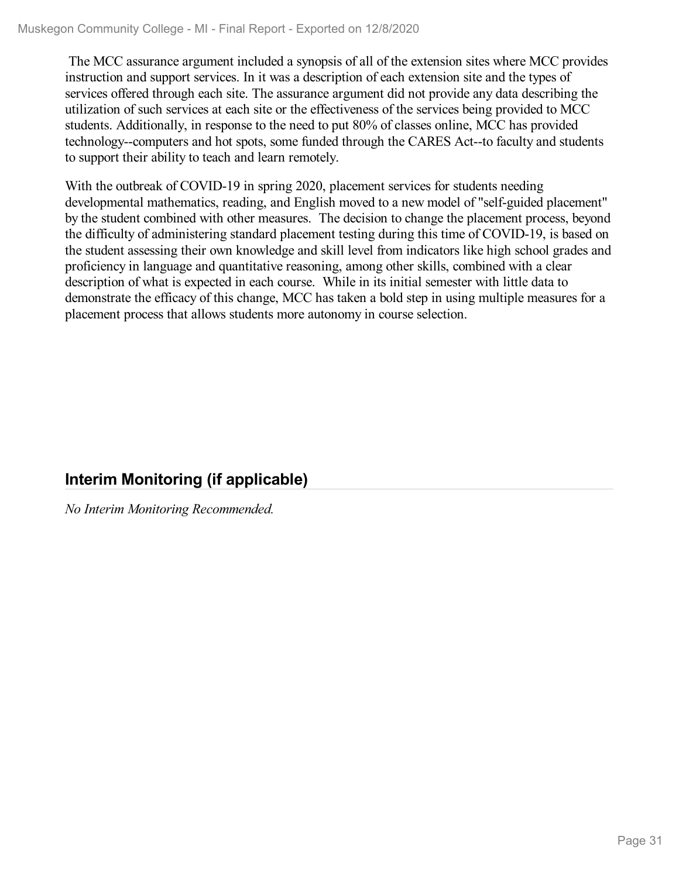The MCC assurance argument included a synopsis of all of the extension sites where MCC provides instruction and support services. In it was a description of each extension site and the types of services offered through each site. The assurance argument did not provide any data describing the utilization of such services at each site or the effectiveness of the services being provided to MCC students. Additionally, in response to the need to put 80% of classes online, MCC has provided technology--computers and hot spots, some funded through the CARES Act--to faculty and students to support their ability to teach and learn remotely.

With the outbreak of COVID-19 in spring 2020, placement services for students needing developmental mathematics, reading, and English moved to a new model of "self-guided placement" by the student combined with other measures. The decision to change the placement process, beyond the difficulty of administering standard placement testing during this time of COVID-19, is based on the student assessing their own knowledge and skill level from indicators like high school grades and proficiency in language and quantitative reasoning, among other skills, combined with a clear description of what is expected in each course. While in its initial semester with little data to demonstrate the efficacy of this change, MCC has taken a bold step in using multiple measures for a placement process that allows students more autonomy in course selection.

## Interim Monitoring (if applicable)

*No Interim Monitoring Recommended.*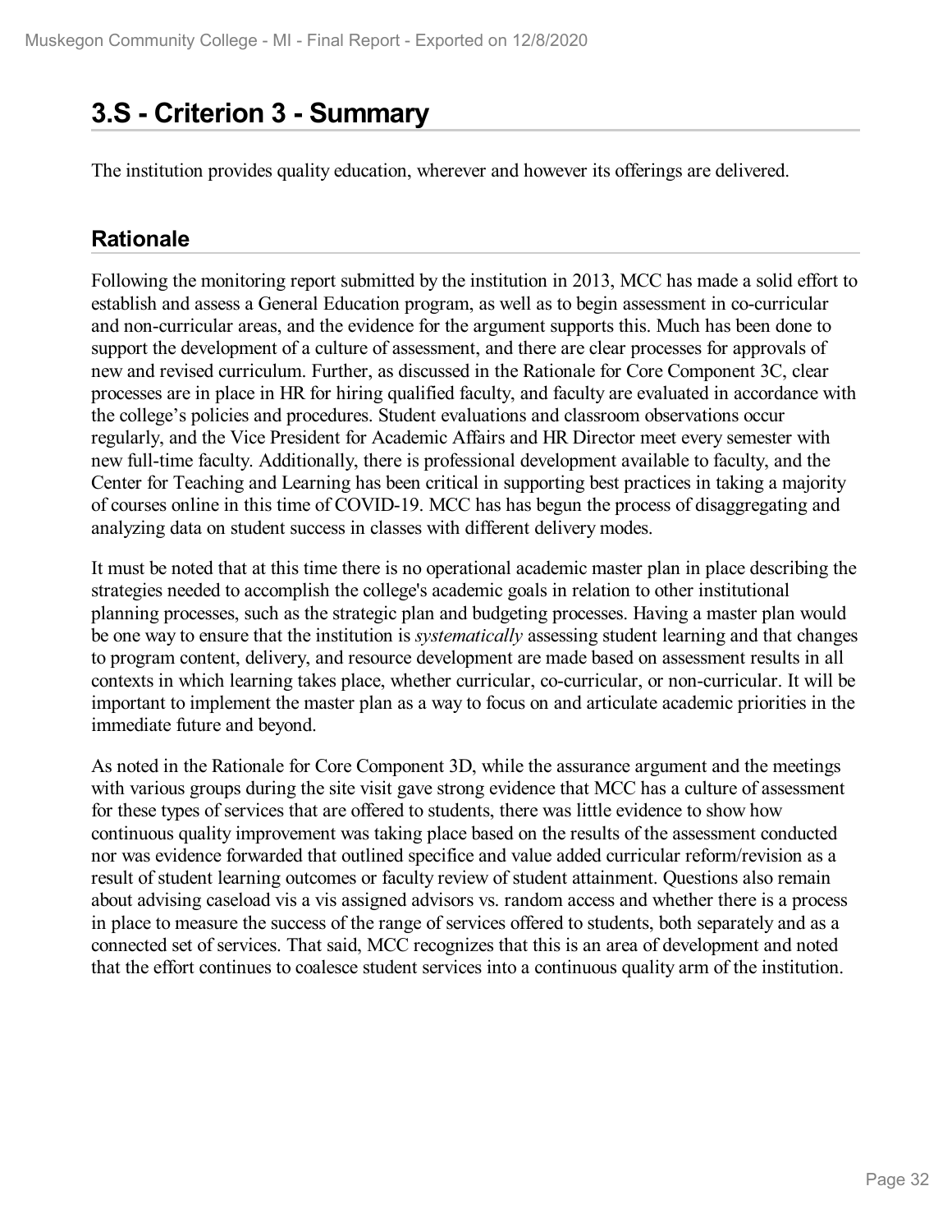# 3.S - Criterion 3 - Summary

The institution provides quality education, wherever and however its offerings are delivered.

## Rationale

Following the monitoring report submitted by the institution in 2013, MCC has made a solid effort to establish and assess a General Education program, as well as to begin assessment in co-curricular and non-curricular areas, and the evidence for the argument supports this. Much has been done to support the development of a culture of assessment, and there are clear processes for approvals of new and revised curriculum. Further, as discussed in the Rationale for Core Component 3C, clear processes are in place in HR for hiring qualified faculty, and faculty are evaluated in accordance with the college's policies and procedures. Student evaluations and classroom observations occur regularly, and the Vice President for Academic Affairs and HR Director meet every semester with new full-time faculty. Additionally, there is professional development available to faculty, and the Center for Teaching and Learning has been critical in supporting best practices in taking a majority of courses online in this time of COVID-19. MCC has has begun the process of disaggregating and analyzing data on student success in classes with different delivery modes.

It must be noted that at this time there is no operational academic master plan in place describing the strategies needed to accomplish the college's academic goals in relation to other institutional planning processes, such as the strategic plan and budgeting processes. Having a master plan would be one way to ensure that the institution is *systematically* assessing student learning and that changes to program content, delivery, and resource development are made based on assessment results in all contexts in which learning takes place, whether curricular, co-curricular, or non-curricular. It will be important to implement the master plan as a way to focus on and articulate academic priorities in the immediate future and beyond.

As noted in the Rationale for Core Component 3D, while the assurance argument and the meetings with various groups during the site visit gave strong evidence that MCC has a culture of assessment for these types of services that are offered to students, there was little evidence to show how continuous quality improvement was taking place based on the results of the assessment conducted nor was evidence forwarded that outlined specifice and value added curricular reform/revision as a result of student learning outcomes or faculty review of student attainment. Questions also remain about advising caseload vis a vis assigned advisors vs. random access and whether there is a process in place to measure the success of the range of services offered to students, both separately and as a connected set of services. That said, MCC recognizes that this is an area of development and noted that the effort continues to coalesce student services into a continuous quality arm of the institution.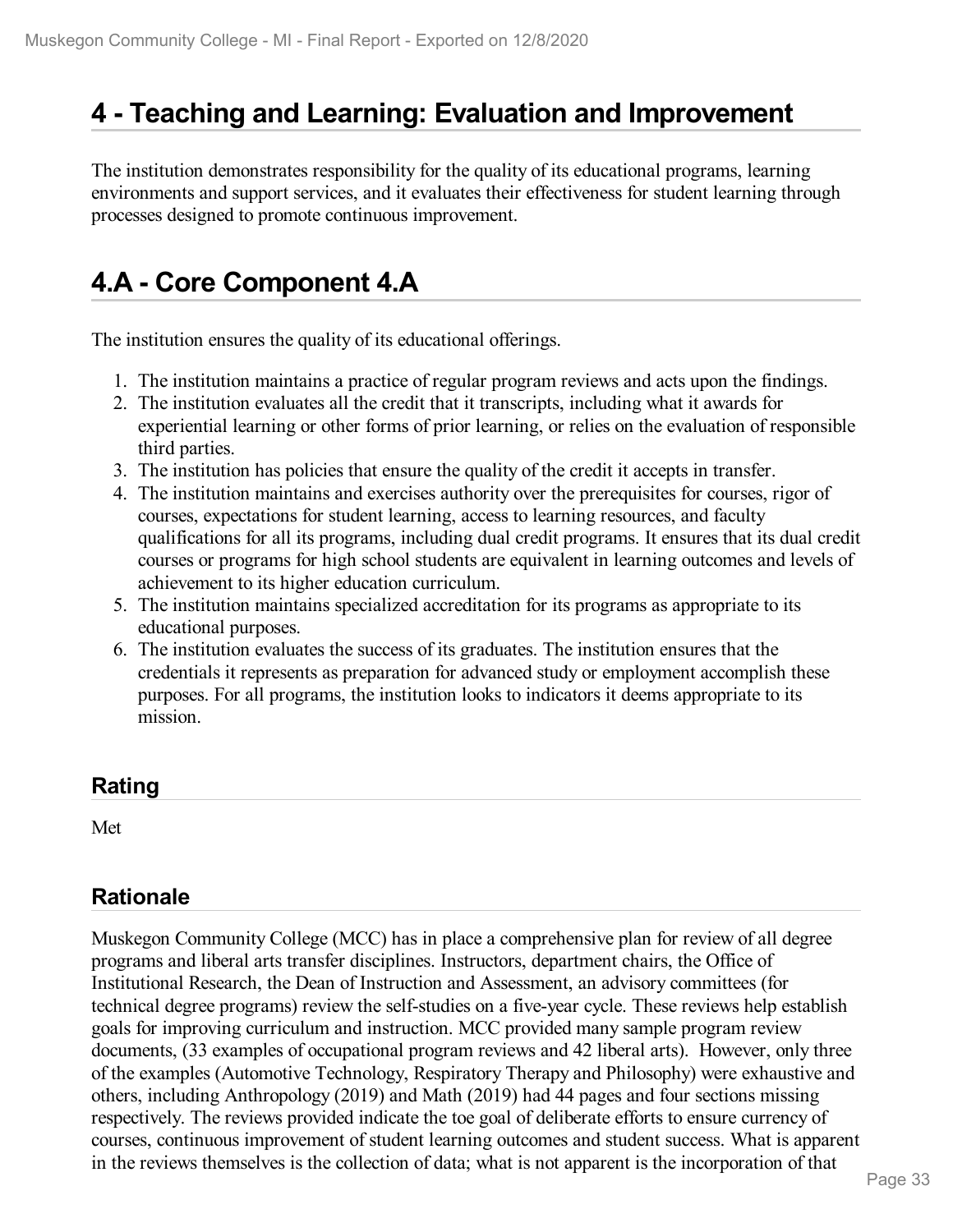# 4 - Teaching and Learning: Evaluation and Improvement

The institution demonstrates responsibility for the quality of its educational programs, learning environments and support services, and it evaluates their effectiveness for student learning through processes designed to promote continuous improvement.

# 4.A - Core Component 4.A

The institution ensures the quality of its educational offerings.

1. The institution maintains a practice of regular program reviews and acts upon the findings.
2. The institution evaluates all the credit that it transcripts, including what it awards for experiential learning or other forms of prior learning, or relies on the evaluation of responsible third parties.
3. The institution has policies that ensure the quality of the credit it accepts in transfer.
4. The institution maintains and exercises authority over the prerequisites for courses, rigor of courses, expectations for student learning, access to learning resources, and faculty qualifications for all its programs, including dual credit programs. It ensures that its dual credit courses or programs for high school students are equivalent in learning outcomes and levels of achievement to its higher education curriculum.
5. The institution maintains specialized accreditation for its programs as appropriate to its educational purposes.
6. The institution evaluates the success of its graduates. The institution ensures that the credentials it represents as preparation for advanced study or employment accomplish these purposes. For all programs, the institution looks to indicators it deems appropriate to its mission.

## Rating

Met

## Rationale

Muskegon Community College (MCC) has in place a comprehensive plan for review of all degree programs and liberal arts transfer disciplines. Instructors, department chairs, the Office of Institutional Research, the Dean of Instruction and Assessment, an advisory committees (for technical degree programs) review the self-studies on a five-year cycle. These reviews help establish goals for improving curriculum and instruction. MCC provided many sample program review documents, (33 examples of occupational program reviews and 42 liberal arts). However, only three of the examples (Automotive Technology, Respiratory Therapy and Philosophy) were exhaustive and others, including Anthropology (2019) and Math (2019) had 44 pages and four sections missing respectively. The reviews provided indicate the toe goal of deliberate efforts to ensure currency of courses, continuous improvement of student learning outcomes and student success. What is apparent in the reviews themselves is the collection of data; what is not apparent is the incorporation of that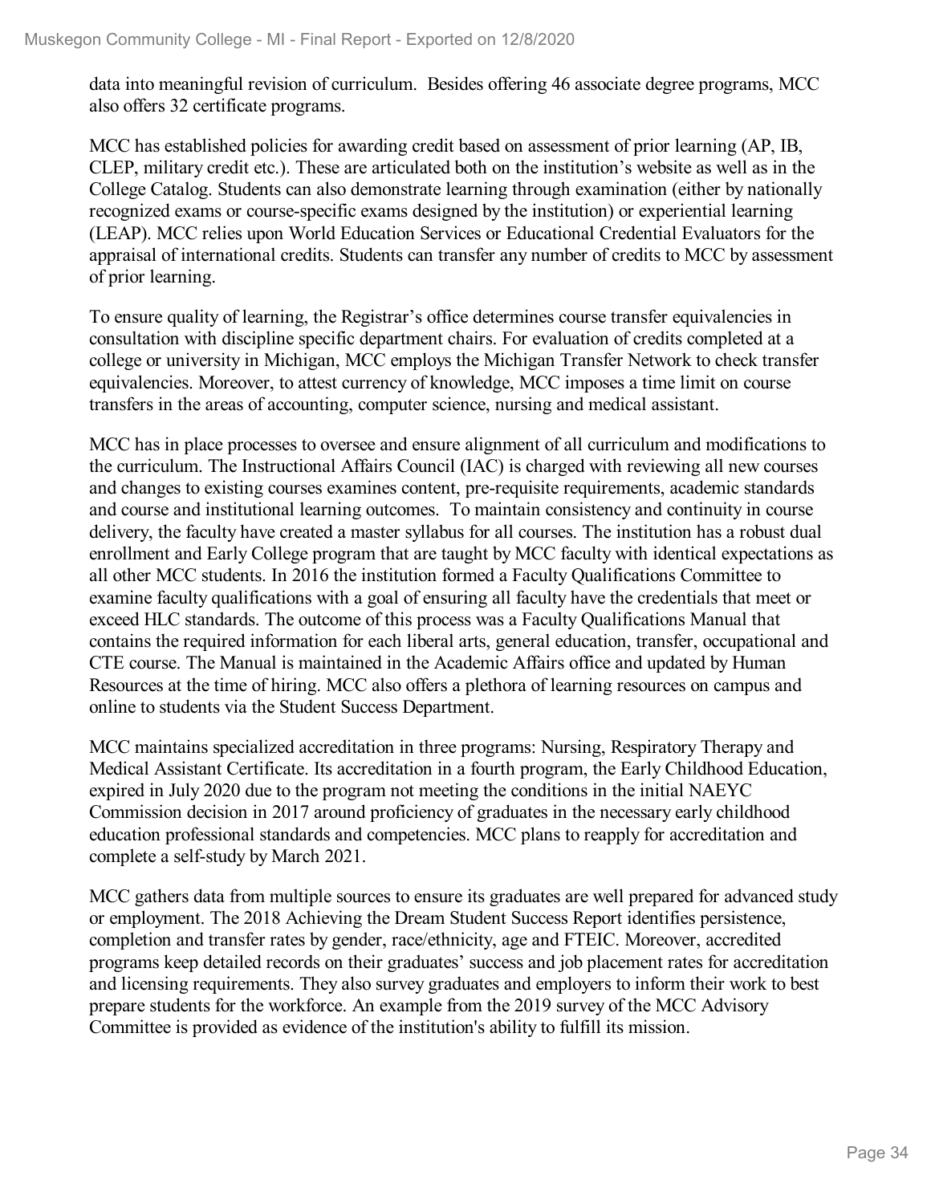data into meaningful revision of curriculum. Besides offering 46 associate degree programs, MCC also offers 32 certificate programs.

MCC has established policies for awarding credit based on assessment of prior learning (AP, IB, CLEP, military credit etc.). These are articulated both on the institution's website as well as in the College Catalog. Students can also demonstrate learning through examination (either by nationally recognized exams or course-specific exams designed by the institution) or experiential learning (LEAP). MCC relies upon World Education Services or Educational Credential Evaluators for the appraisal of international credits. Students can transfer any number of credits to MCC by assessment of prior learning.

To ensure quality of learning, the Registrar's office determines course transfer equivalencies in consultation with discipline specific department chairs. For evaluation of credits completed at a college or university in Michigan, MCC employs the Michigan Transfer Network to check transfer equivalencies. Moreover, to attest currency of knowledge, MCC imposes a time limit on course transfers in the areas of accounting, computer science, nursing and medical assistant.

MCC has in place processes to oversee and ensure alignment of all curriculum and modifications to the curriculum. The Instructional Affairs Council (IAC) is charged with reviewing all new courses and changes to existing courses examines content, pre-requisite requirements, academic standards and course and institutional learning outcomes. To maintain consistency and continuity in course delivery, the faculty have created a master syllabus for all courses. The institution has a robust dual enrollment and Early College program that are taught by MCC faculty with identical expectations as all other MCC students. In 2016 the institution formed a Faculty Qualifications Committee to examine faculty qualifications with a goal of ensuring all faculty have the credentials that meet or exceed HLC standards. The outcome of this process was a Faculty Qualifications Manual that contains the required information for each liberal arts, general education, transfer, occupational and CTE course. The Manual is maintained in the Academic Affairs office and updated by Human Resources at the time of hiring. MCC also offers a plethora of learning resources on campus and online to students via the Student Success Department.

MCC maintains specialized accreditation in three programs: Nursing, Respiratory Therapy and Medical Assistant Certificate. Its accreditation in a fourth program, the Early Childhood Education, expired in July 2020 due to the program not meeting the conditions in the initial NAEYC Commission decision in 2017 around proficiency of graduates in the necessary early childhood education professional standards and competencies. MCC plans to reapply for accreditation and complete a self-study by March 2021.

MCC gathers data from multiple sources to ensure its graduates are well prepared for advanced study or employment. The 2018 Achieving the Dream Student Success Report identifies persistence, completion and transfer rates by gender, race/ethnicity, age and FTEIC. Moreover, accredited programs keep detailed records on their graduates' success and job placement rates for accreditation and licensing requirements. They also survey graduates and employers to inform their work to best prepare students for the workforce. An example from the 2019 survey of the MCC Advisory Committee is provided as evidence of the institution's ability to fulfill its mission.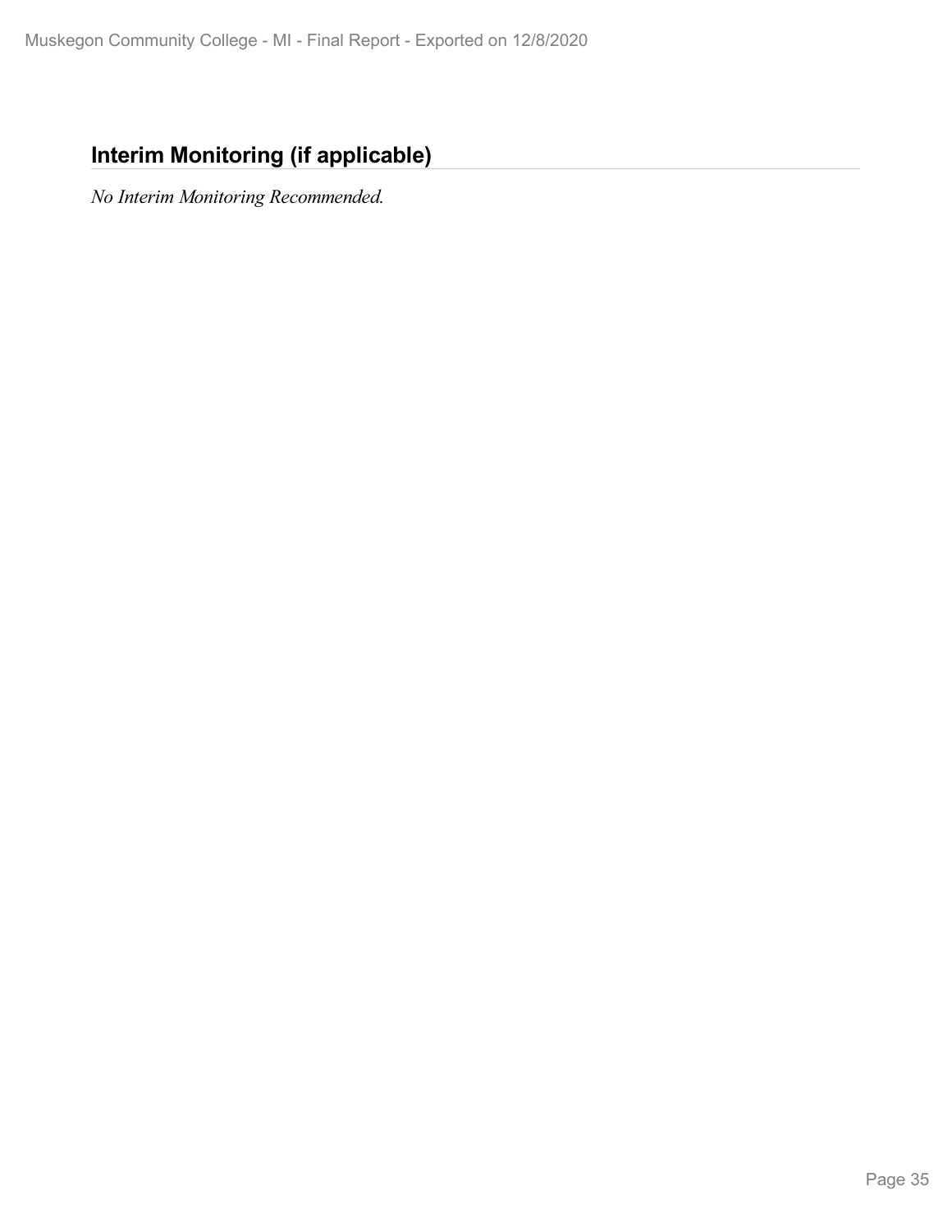## Interim Monitoring (if applicable)

*No Interim Monitoring Recommended.*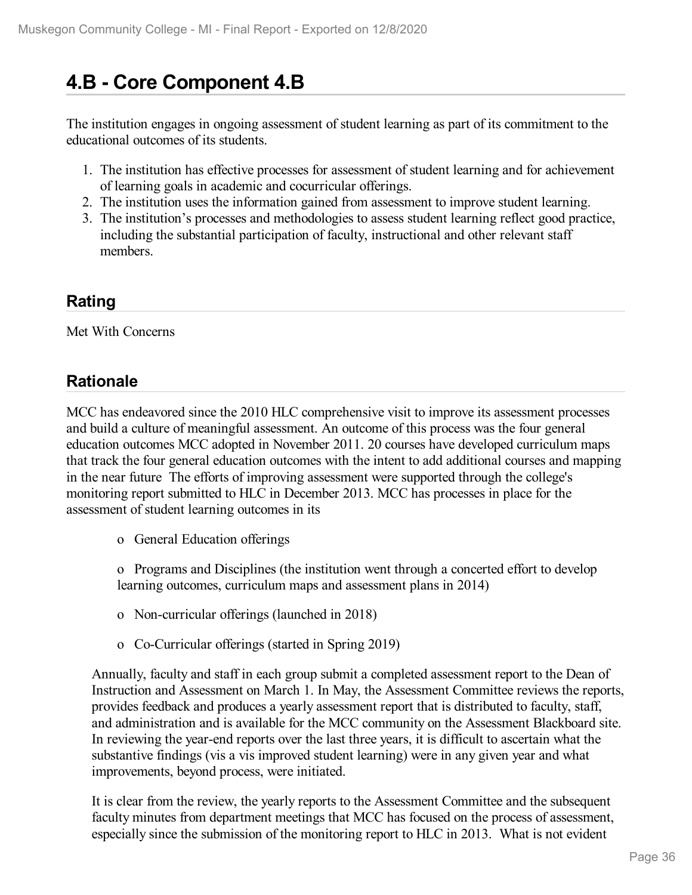# 4.B - Core Component 4.B

The institution engages in ongoing assessment of student learning as part of its commitment to the educational outcomes of its students.

1. The institution has effective processes for assessment of student learning and for achievement of learning goals in academic and cocurricular offerings.
2. The institution uses the information gained from assessment to improve student learning.
3. The institution's processes and methodologies to assess student learning reflect good practice, including the substantial participation of faculty, instructional and other relevant staff members.

## Rating

Met With Concerns

## Rationale

MCC has endeavored since the 2010 HLC comprehensive visit to improve its assessment processes and build a culture of meaningful assessment. An outcome of this process was the four general education outcomes MCC adopted in November 2011. 20 courses have developed curriculum maps that track the four general education outcomes with the intent to add additional courses and mapping in the near future The efforts of improving assessment were supported through the college's monitoring report submitted to HLC in December 2013. MCC has processes in place for the assessment of student learning outcomes in its

- General Education offerings
- Programs and Disciplines (the institution went through a concerted effort to develop learning outcomes, curriculum maps and assessment plans in 2014)
- Non-curricular offerings (launched in 2018)
- Co-Curricular offerings (started in Spring 2019)

Annually, faculty and staff in each group submit a completed assessment report to the Dean of Instruction and Assessment on March 1. In May, the Assessment Committee reviews the reports, provides feedback and produces a yearly assessment report that is distributed to faculty, staff, and administration and is available for the MCC community on the Assessment Blackboard site. In reviewing the year-end reports over the last three years, it is difficult to ascertain what the substantive findings (vis a vis improved student learning) were in any given year and what improvements, beyond process, were initiated.

It is clear from the review, the yearly reports to the Assessment Committee and the subsequent faculty minutes from department meetings that MCC has focused on the process of assessment, especially since the submission of the monitoring report to HLC in 2013. What is not evident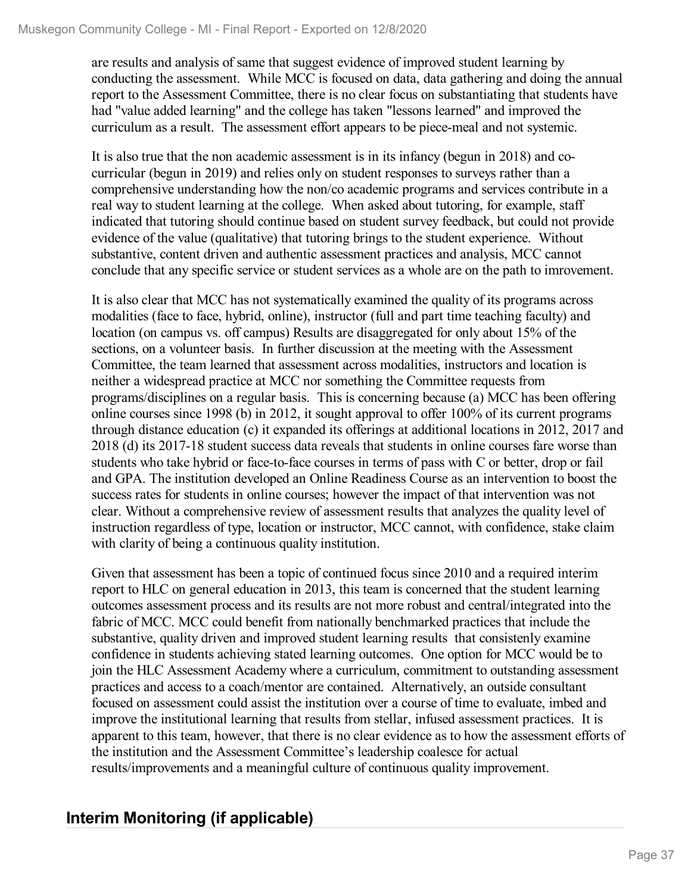are results and analysis of same that suggest evidence of improved student learning by conducting the assessment. While MCC is focused on data, data gathering and doing the annual report to the Assessment Committee, there is no clear focus on substantiating that students have had "value added learning" and the college has taken "lessons learned" and improved the curriculum as a result. The assessment effort appears to be piece-meal and not systemic.

It is also true that the non academic assessment is in its infancy (begun in 2018) and co-curricular (begun in 2019) and relies only on student responses to surveys rather than a comprehensive understanding how the non/co academic programs and services contribute in a real way to student learning at the college. When asked about tutoring, for example, staff indicated that tutoring should continue based on student survey feedback, but could not provide evidence of the value (qualitative) that tutoring brings to the student experience. Without substantive, content driven and authentic assessment practices and analysis, MCC cannot conclude that any specific service or student services as a whole are on the path to imrovement.

It is also clear that MCC has not systematically examined the quality of its programs across modalities (face to face, hybrid, online), instructor (full and part time teaching faculty) and location (on campus vs. off campus) Results are disaggregated for only about 15% of the sections, on a volunteer basis. In further discussion at the meeting with the Assessment Committee, the team learned that assessment across modalities, instructors and location is neither a widespread practice at MCC nor something the Committee requests from programs/disciplines on a regular basis. This is concerning because (a) MCC has been offering online courses since 1998 (b) in 2012, it sought approval to offer 100% of its current programs through distance education (c) it expanded its offerings at additional locations in 2012, 2017 and 2018 (d) its 2017-18 student success data reveals that students in online courses fare worse than students who take hybrid or face-to-face courses in terms of pass with C or better, drop or fail and GPA. The institution developed an Online Readiness Course as an intervention to boost the success rates for students in online courses; however the impact of that intervention was not clear. Without a comprehensive review of assessment results that analyzes the quality level of instruction regardless of type, location or instructor, MCC cannot, with confidence, stake claim with clarity of being a continuous quality institution.

Given that assessment has been a topic of continued focus since 2010 and a required interim report to HLC on general education in 2013, this team is concerned that the student learning outcomes assessment process and its results are not more robust and central/integrated into the fabric of MCC. MCC could benefit from nationally benchmarked practices that include the substantive, quality driven and improved student learning results that consistently examine confidence in students achieving stated learning outcomes. One option for MCC would be to join the HLC Assessment Academy where a curriculum, commitment to outstanding assessment practices and access to a coach/mentor are contained. Alternatively, an outside consultant focused on assessment could assist the institution over a course of time to evaluate, imbed and improve the institutional learning that results from stellar, infused assessment practices. It is apparent to this team, however, that there is no clear evidence as to how the assessment efforts of the institution and the Assessment Committee's leadership coalesce for actual results/improvements and a meaningful culture of continuous quality improvement.

## Interim Monitoring (if applicable)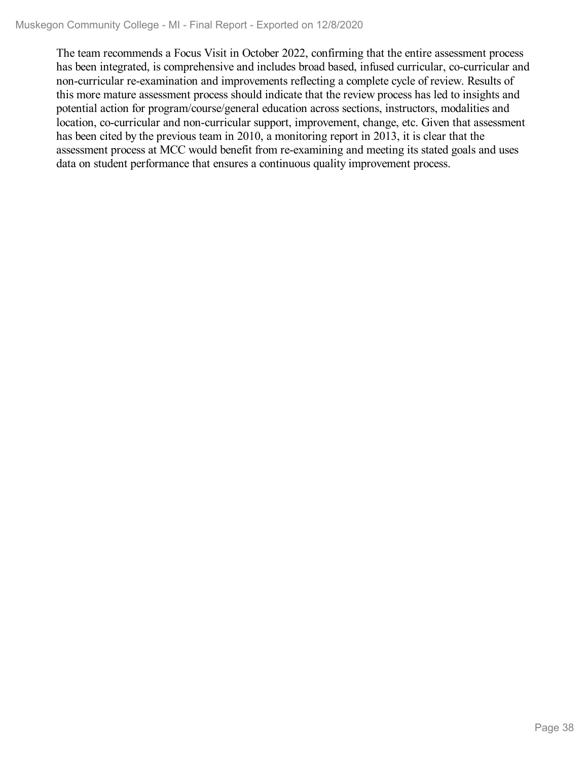The team recommends a Focus Visit in October 2022, confirming that the entire assessment process has been integrated, is comprehensive and includes broad based, infused curricular, co-curricular and non-curricular re-examination and improvements reflecting a complete cycle of review. Results of this more mature assessment process should indicate that the review process has led to insights and potential action for program/course/general education across sections, instructors, modalities and location, co-curricular and non-curricular support, improvement, change, etc. Given that assessment has been cited by the previous team in 2010, a monitoring report in 2013, it is clear that the assessment process at MCC would benefit from re-examining and meeting its stated goals and uses data on student performance that ensures a continuous quality improvement process.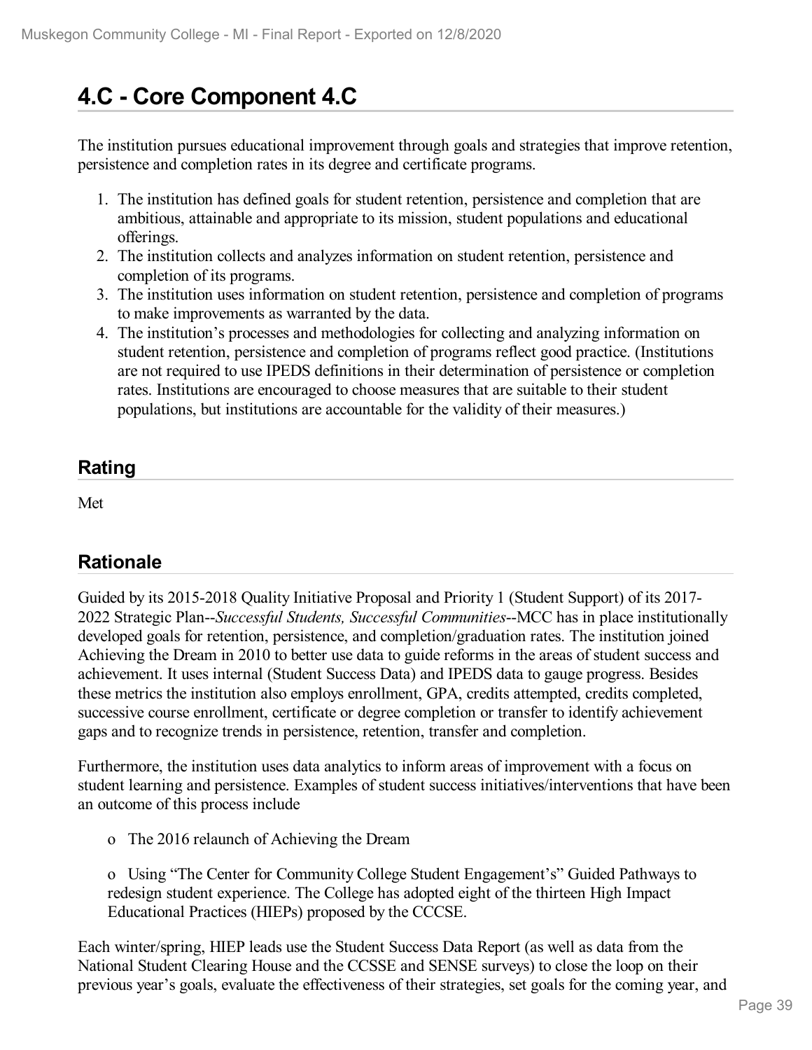# 4.C - Core Component 4.C

The institution pursues educational improvement through goals and strategies that improve retention, persistence and completion rates in its degree and certificate programs.

1. The institution has defined goals for student retention, persistence and completion that are ambitious, attainable and appropriate to its mission, student populations and educational offerings.
2. The institution collects and analyzes information on student retention, persistence and completion of its programs.
3. The institution uses information on student retention, persistence and completion of programs to make improvements as warranted by the data.
4. The institution's processes and methodologies for collecting and analyzing information on student retention, persistence and completion of programs reflect good practice. (Institutions are not required to use IPEDS definitions in their determination of persistence or completion rates. Institutions are encouraged to choose measures that are suitable to their student populations, but institutions are accountable for the validity of their measures.)

## Rating

Met

## Rationale

Guided by its 2015-2018 Quality Initiative Proposal and Priority 1 (Student Support) of its 2017-2022 Strategic Plan--*Successful Students, Successful Communities*--MCC has in place institutionally developed goals for retention, persistence, and completion/graduation rates. The institution joined Achieving the Dream in 2010 to better use data to guide reforms in the areas of student success and achievement. It uses internal (Student Success Data) and IPEDS data to gauge progress. Besides these metrics the institution also employs enrollment, GPA, credits attempted, credits completed, successive course enrollment, certificate or degree completion or transfer to identify achievement gaps and to recognize trends in persistence, retention, transfer and completion.

Furthermore, the institution uses data analytics to inform areas of improvement with a focus on student learning and persistence. Examples of student success initiatives/interventions that have been an outcome of this process include

- The 2016 relaunch of Achieving the Dream

- Using "The Center for Community College Student Engagement's" Guided Pathways to redesign student experience. The College has adopted eight of the thirteen High Impact Educational Practices (HIEPs) proposed by the CCCSE.

Each winter/spring, HIEP leads use the Student Success Data Report (as well as data from the National Student Clearing House and the CCSSE and SENSE surveys) to close the loop on their previous year's goals, evaluate the effectiveness of their strategies, set goals for the coming year, and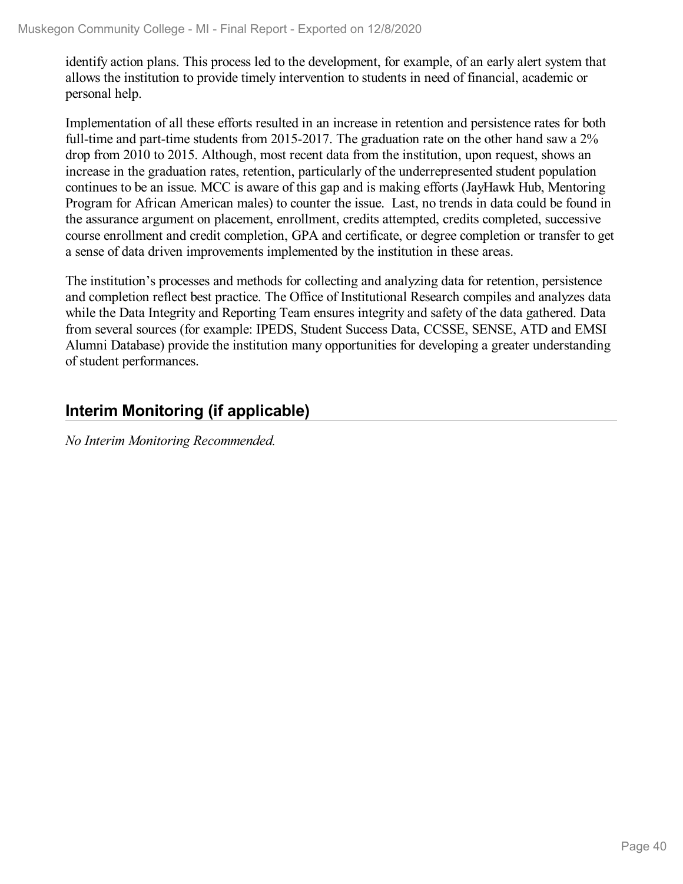identify action plans. This process led to the development, for example, of an early alert system that allows the institution to provide timely intervention to students in need of financial, academic or personal help.

Implementation of all these efforts resulted in an increase in retention and persistence rates for both full-time and part-time students from 2015-2017. The graduation rate on the other hand saw a 2% drop from 2010 to 2015. Although, most recent data from the institution, upon request, shows an increase in the graduation rates, retention, particularly of the underrepresented student population continues to be an issue. MCC is aware of this gap and is making efforts (JayHawk Hub, Mentoring Program for African American males) to counter the issue. Last, no trends in data could be found in the assurance argument on placement, enrollment, credits attempted, credits completed, successive course enrollment and credit completion, GPA and certificate, or degree completion or transfer to get a sense of data driven improvements implemented by the institution in these areas.

The institution's processes and methods for collecting and analyzing data for retention, persistence and completion reflect best practice. The Office of Institutional Research compiles and analyzes data while the Data Integrity and Reporting Team ensures integrity and safety of the data gathered. Data from several sources (for example: IPEDS, Student Success Data, CCSSE, SENSE, ATD and EMSI Alumni Database) provide the institution many opportunities for developing a greater understanding of student performances.

## Interim Monitoring (if applicable)

*No Interim Monitoring Recommended.*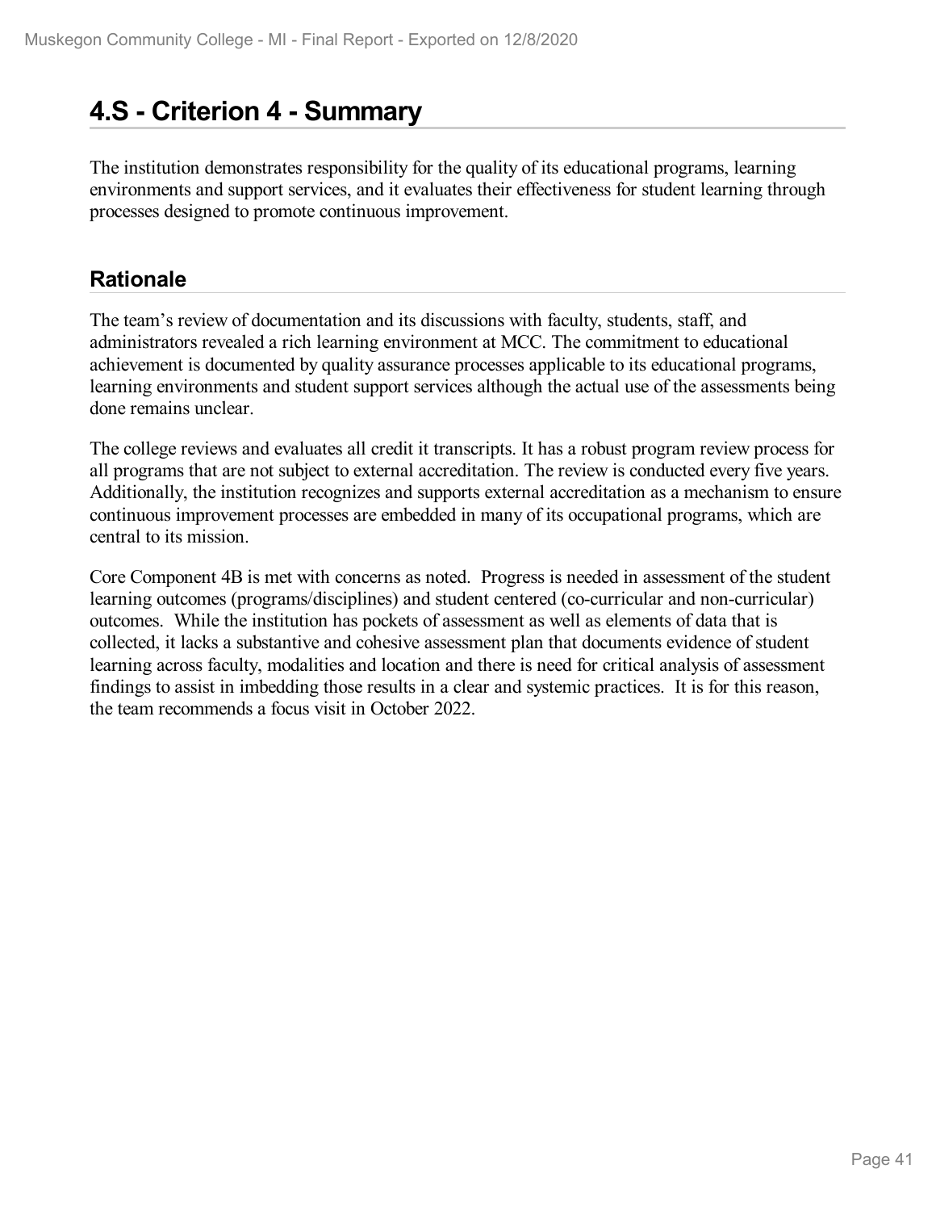# 4.S - Criterion 4 - Summary

The institution demonstrates responsibility for the quality of its educational programs, learning environments and support services, and it evaluates their effectiveness for student learning through processes designed to promote continuous improvement.

## Rationale

The team's review of documentation and its discussions with faculty, students, staff, and administrators revealed a rich learning environment at MCC. The commitment to educational achievement is documented by quality assurance processes applicable to its educational programs, learning environments and student support services although the actual use of the assessments being done remains unclear.

The college reviews and evaluates all credit it transcripts. It has a robust program review process for all programs that are not subject to external accreditation. The review is conducted every five years. Additionally, the institution recognizes and supports external accreditation as a mechanism to ensure continuous improvement processes are embedded in many of its occupational programs, which are central to its mission.

Core Component 4B is met with concerns as noted. Progress is needed in assessment of the student learning outcomes (programs/disciplines) and student centered (co-curricular and non-curricular) outcomes. While the institution has pockets of assessment as well as elements of data that is collected, it lacks a substantive and cohesive assessment plan that documents evidence of student learning across faculty, modalities and location and there is need for critical analysis of assessment findings to assist in imbedding those results in a clear and systemic practices. It is for this reason, the team recommends a focus visit in October 2022.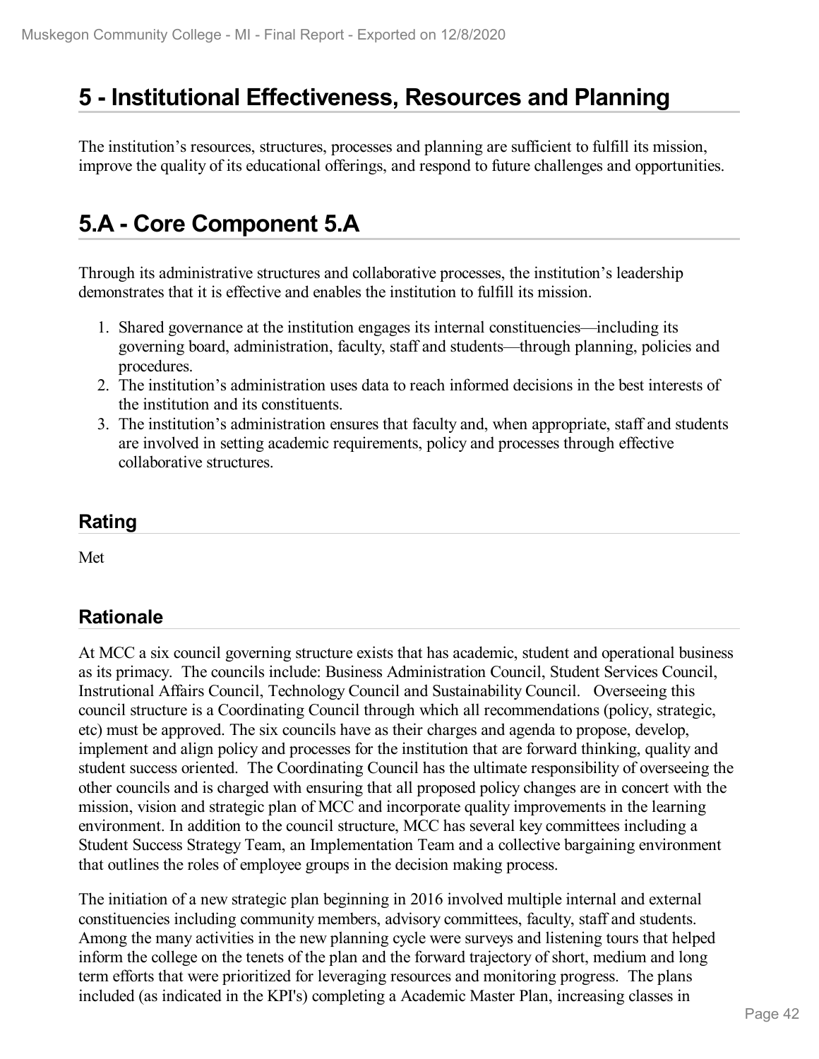# 5 - Institutional Effectiveness, Resources and Planning

The institution's resources, structures, processes and planning are sufficient to fulfill its mission, improve the quality of its educational offerings, and respond to future challenges and opportunities.

# 5.A - Core Component 5.A

Through its administrative structures and collaborative processes, the institution's leadership demonstrates that it is effective and enables the institution to fulfill its mission.

1. Shared governance at the institution engages its internal constituencies—including its governing board, administration, faculty, staff and students—through planning, policies and procedures.
2. The institution's administration uses data to reach informed decisions in the best interests of the institution and its constituents.
3. The institution's administration ensures that faculty and, when appropriate, staff and students are involved in setting academic requirements, policy and processes through effective collaborative structures.

## Rating

Met

## Rationale

At MCC a six council governing structure exists that has academic, student and operational business as its primacy. The councils include: Business Administration Council, Student Services Council, Instrutional Affairs Council, Technology Council and Sustainability Council. Overseeing this council structure is a Coordinating Council through which all recommendations (policy, strategic, etc) must be approved. The six councils have as their charges and agenda to propose, develop, implement and align policy and processes for the institution that are forward thinking, quality and student success oriented. The Coordinating Council has the ultimate responsibility of overseeing the other councils and is charged with ensuring that all proposed policy changes are in concert with the mission, vision and strategic plan of MCC and incorporate quality improvements in the learning environment. In addition to the council structure, MCC has several key committees including a Student Success Strategy Team, an Implementation Team and a collective bargaining environment that outlines the roles of employee groups in the decision making process.

The initiation of a new strategic plan beginning in 2016 involved multiple internal and external constituencies including community members, advisory committees, faculty, staff and students. Among the many activities in the new planning cycle were surveys and listening tours that helped inform the college on the tenets of the plan and the forward trajectory of short, medium and long term efforts that were prioritized for leveraging resources and monitoring progress. The plans included (as indicated in the KPI's) completing a Academic Master Plan, increasing classes in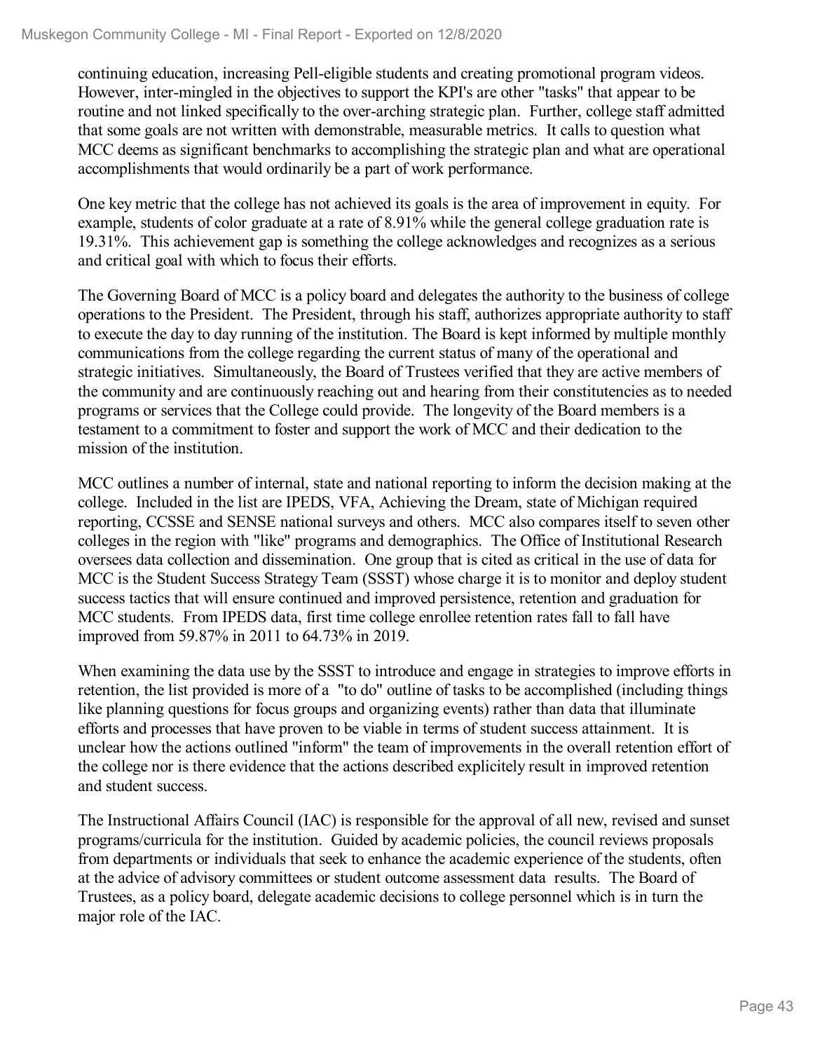continuing education, increasing Pell-eligible students and creating promotional program videos. However, inter-mingled in the objectives to support the KPI's are other "tasks" that appear to be routine and not linked specifically to the over-arching strategic plan. Further, college staff admitted that some goals are not written with demonstrable, measurable metrics. It calls to question what MCC deems as significant benchmarks to accomplishing the strategic plan and what are operational accomplishments that would ordinarily be a part of work performance.

One key metric that the college has not achieved its goals is the area of improvement in equity. For example, students of color graduate at a rate of 8.91% while the general college graduation rate is 19.31%. This achievement gap is something the college acknowledges and recognizes as a serious and critical goal with which to focus their efforts.

The Governing Board of MCC is a policy board and delegates the authority to the business of college operations to the President. The President, through his staff, authorizes appropriate authority to staff to execute the day to day running of the institution. The Board is kept informed by multiple monthly communications from the college regarding the current status of many of the operational and strategic initiatives. Simultaneously, the Board of Trustees verified that they are active members of the community and are continuously reaching out and hearing from their constitutencies as to needed programs or services that the College could provide. The longevity of the Board members is a testament to a commitment to foster and support the work of MCC and their dedication to the mission of the institution.

MCC outlines a number of internal, state and national reporting to inform the decision making at the college. Included in the list are IPEDS, VFA, Achieving the Dream, state of Michigan required reporting, CCSSE and SENSE national surveys and others. MCC also compares itself to seven other colleges in the region with "like" programs and demographics. The Office of Institutional Research oversees data collection and dissemination. One group that is cited as critical in the use of data for MCC is the Student Success Strategy Team (SSST) whose charge it is to monitor and deploy student success tactics that will ensure continued and improved persistence, retention and graduation for MCC students. From IPEDS data, first time college enrollee retention rates fall to fall have improved from 59.87% in 2011 to 64.73% in 2019.

When examining the data use by the SSST to introduce and engage in strategies to improve efforts in retention, the list provided is more of a "to do" outline of tasks to be accomplished (including things like planning questions for focus groups and organizing events) rather than data that illuminate efforts and processes that have proven to be viable in terms of student success attainment. It is unclear how the actions outlined "inform" the team of improvements in the overall retention effort of the college nor is there evidence that the actions described explicitely result in improved retention and student success.

The Instructional Affairs Council (IAC) is responsible for the approval of all new, revised and sunset programs/curricula for the institution. Guided by academic policies, the council reviews proposals from departments or individuals that seek to enhance the academic experience of the students, often at the advice of advisory committees or student outcome assessment data results. The Board of Trustees, as a policy board, delegate academic decisions to college personnel which is in turn the major role of the IAC.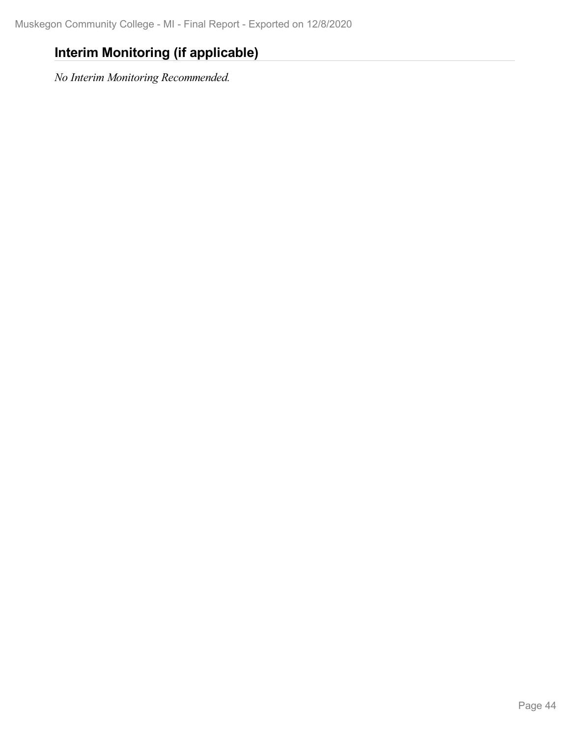## Interim Monitoring (if applicable)

*No Interim Monitoring Recommended.*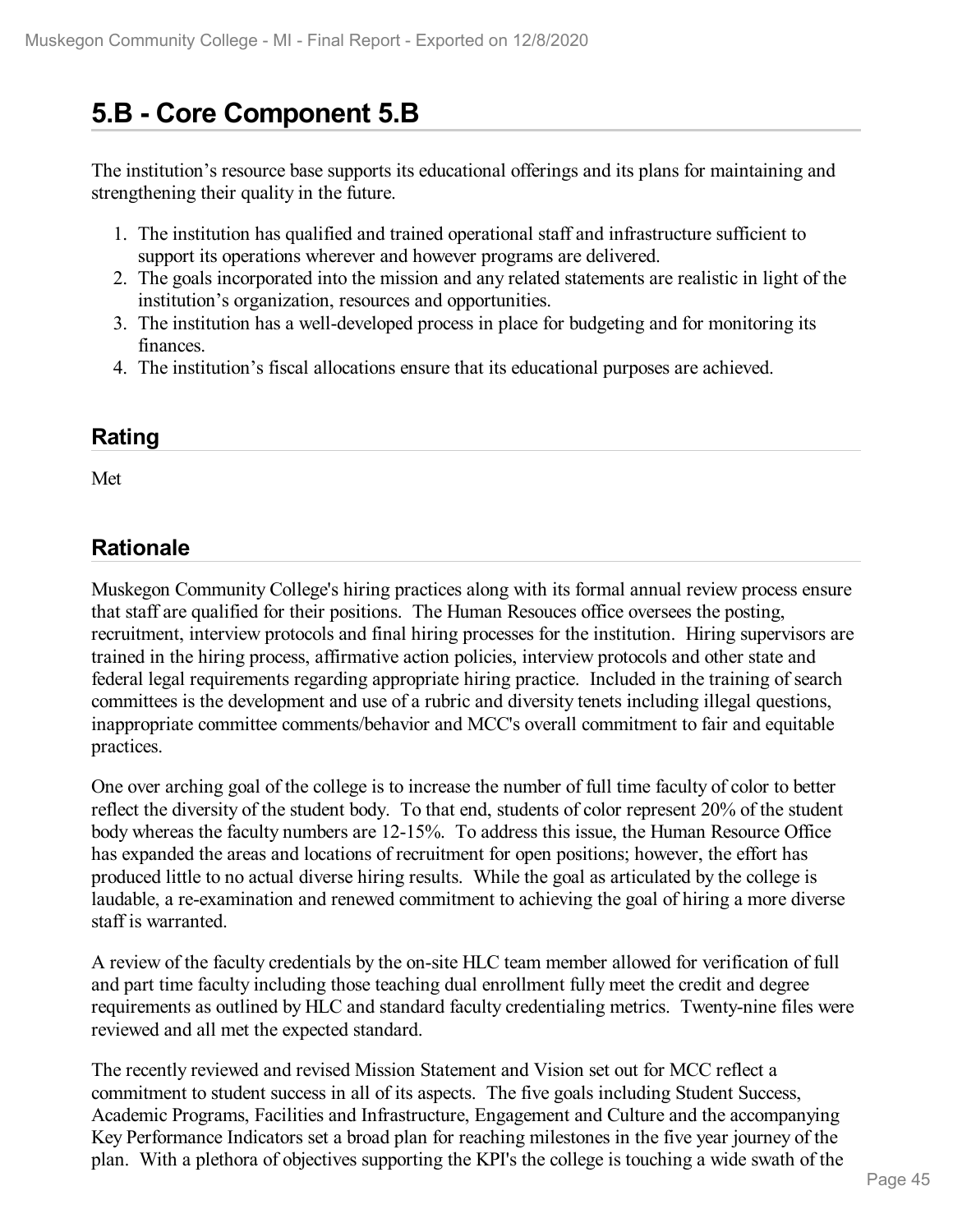# 5.B - Core Component 5.B

The institution's resource base supports its educational offerings and its plans for maintaining and strengthening their quality in the future.

1. The institution has qualified and trained operational staff and infrastructure sufficient to support its operations wherever and however programs are delivered.
2. The goals incorporated into the mission and any related statements are realistic in light of the institution's organization, resources and opportunities.
3. The institution has a well-developed process in place for budgeting and for monitoring its finances.
4. The institution's fiscal allocations ensure that its educational purposes are achieved.

## Rating

Met

## Rationale

Muskegon Community College's hiring practices along with its formal annual review process ensure that staff are qualified for their positions. The Human Resouces office oversees the posting, recruitment, interview protocols and final hiring processes for the institution. Hiring supervisors are trained in the hiring process, affirmative action policies, interview protocols and other state and federal legal requirements regarding appropriate hiring practice. Included in the training of search committees is the development and use of a rubric and diversity tenets including illegal questions, inappropriate committee comments/behavior and MCC's overall commitment to fair and equitable practices.

One over arching goal of the college is to increase the number of full time faculty of color to better reflect the diversity of the student body. To that end, students of color represent 20% of the student body whereas the faculty numbers are 12-15%. To address this issue, the Human Resource Office has expanded the areas and locations of recruitment for open positions; however, the effort has produced little to no actual diverse hiring results. While the goal as articulated by the college is laudable, a re-examination and renewed commitment to achieving the goal of hiring a more diverse staff is warranted.

A review of the faculty credentials by the on-site HLC team member allowed for verification of full and part time faculty including those teaching dual enrollment fully meet the credit and degree requirements as outlined by HLC and standard faculty credentialing metrics. Twenty-nine files were reviewed and all met the expected standard.

The recently reviewed and revised Mission Statement and Vision set out for MCC reflect a commitment to student success in all of its aspects. The five goals including Student Success, Academic Programs, Facilities and Infrastructure, Engagement and Culture and the accompanying Key Performance Indicators set a broad plan for reaching milestones in the five year journey of the plan. With a plethora of objectives supporting the KPI's the college is touching a wide swath of the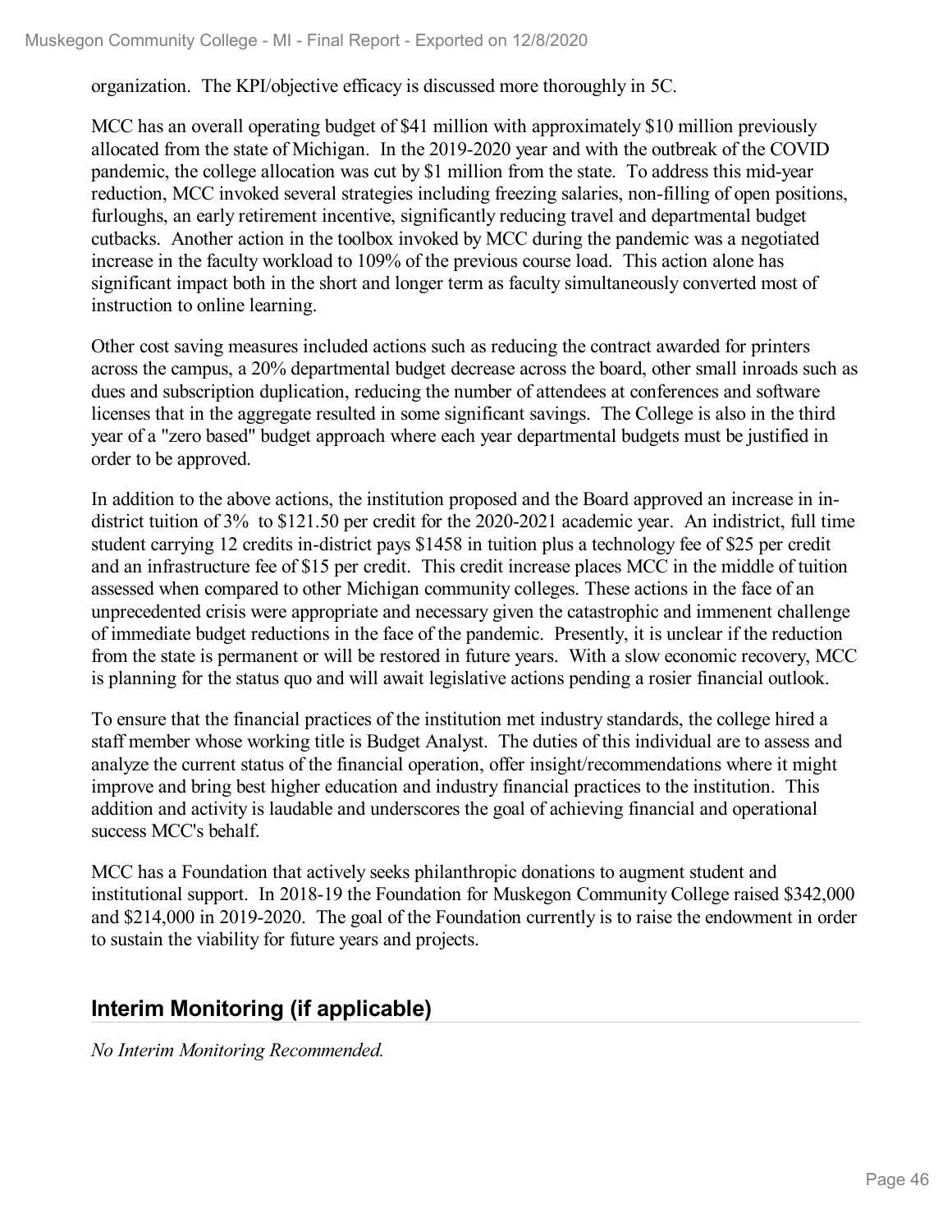organization. The KPI/objective efficacy is discussed more thoroughly in 5C.

MCC has an overall operating budget of $41 million with approximately $10 million previously allocated from the state of Michigan. In the 2019-2020 year and with the outbreak of the COVID pandemic, the college allocation was cut by $1 million from the state. To address this mid-year reduction, MCC invoked several strategies including freezing salaries, non-filling of open positions, furloughs, an early retirement incentive, significantly reducing travel and departmental budget cutbacks. Another action in the toolbox invoked by MCC during the pandemic was a negotiated increase in the faculty workload to 109% of the previous course load. This action alone has significant impact both in the short and longer term as faculty simultaneously converted most of instruction to online learning.

Other cost saving measures included actions such as reducing the contract awarded for printers across the campus, a 20% departmental budget decrease across the board, other small inroads such as dues and subscription duplication, reducing the number of attendees at conferences and software licenses that in the aggregate resulted in some significant savings. The College is also in the third year of a "zero based" budget approach where each year departmental budgets must be justified in order to be approved.

In addition to the above actions, the institution proposed and the Board approved an increase in in-district tuition of 3% to $121.50 per credit for the 2020-2021 academic year. An indistrict, full time student carrying 12 credits in-district pays $1458 in tuition plus a technology fee of $25 per credit and an infrastructure fee of $15 per credit. This credit increase places MCC in the middle of tuition assessed when compared to other Michigan community colleges. These actions in the face of an unprecedented crisis were appropriate and necessary given the catastrophic and immenent challenge of immediate budget reductions in the face of the pandemic. Presently, it is unclear if the reduction from the state is permanent or will be restored in future years. With a slow economic recovery, MCC is planning for the status quo and will await legislative actions pending a rosier financial outlook.

To ensure that the financial practices of the institution met industry standards, the college hired a staff member whose working title is Budget Analyst. The duties of this individual are to assess and analyze the current status of the financial operation, offer insight/recommendations where it might improve and bring best higher education and industry financial practices to the institution. This addition and activity is laudable and underscores the goal of achieving financial and operational success MCC's behalf.

MCC has a Foundation that actively seeks philanthropic donations to augment student and institutional support. In 2018-19 the Foundation for Muskegon Community College raised $342,000 and $214,000 in 2019-2020. The goal of the Foundation currently is to raise the endowment in order to sustain the viability for future years and projects.

## Interim Monitoring (if applicable)

*No Interim Monitoring Recommended.*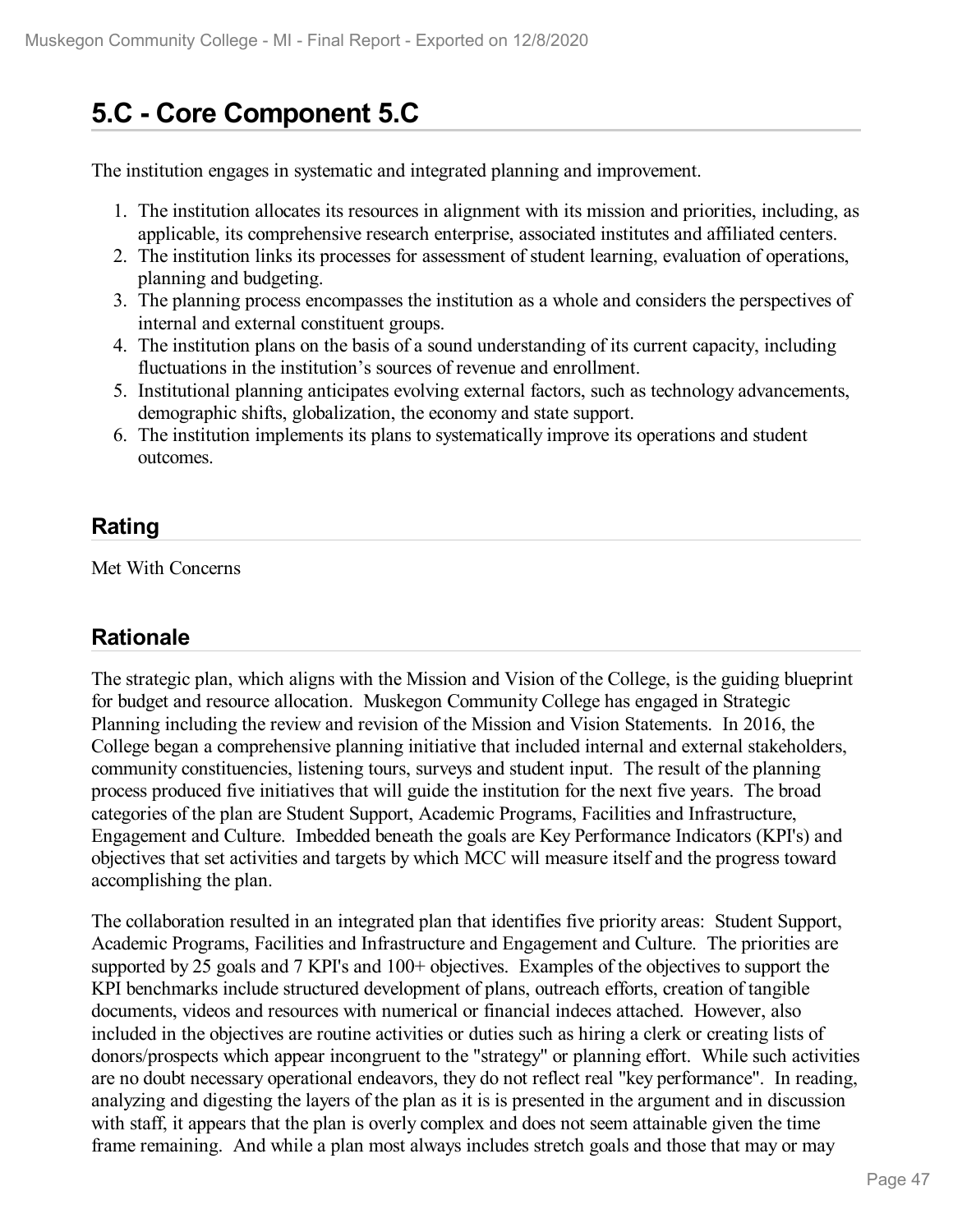# 5.C - Core Component 5.C

The institution engages in systematic and integrated planning and improvement.

1. The institution allocates its resources in alignment with its mission and priorities, including, as applicable, its comprehensive research enterprise, associated institutes and affiliated centers.
2. The institution links its processes for assessment of student learning, evaluation of operations, planning and budgeting.
3. The planning process encompasses the institution as a whole and considers the perspectives of internal and external constituent groups.
4. The institution plans on the basis of a sound understanding of its current capacity, including fluctuations in the institution's sources of revenue and enrollment.
5. Institutional planning anticipates evolving external factors, such as technology advancements, demographic shifts, globalization, the economy and state support.
6. The institution implements its plans to systematically improve its operations and student outcomes.

## Rating

Met With Concerns

## Rationale

The strategic plan, which aligns with the Mission and Vision of the College, is the guiding blueprint for budget and resource allocation. Muskegon Community College has engaged in Strategic Planning including the review and revision of the Mission and Vision Statements. In 2016, the College began a comprehensive planning initiative that included internal and external stakeholders, community constituencies, listening tours, surveys and student input. The result of the planning process produced five initiatives that will guide the institution for the next five years. The broad categories of the plan are Student Support, Academic Programs, Facilities and Infrastructure, Engagement and Culture. Imbedded beneath the goals are Key Performance Indicators (KPI's) and objectives that set activities and targets by which MCC will measure itself and the progress toward accomplishing the plan.

The collaboration resulted in an integrated plan that identifies five priority areas: Student Support, Academic Programs, Facilities and Infrastructure and Engagement and Culture. The priorities are supported by 25 goals and 7 KPI's and 100+ objectives. Examples of the objectives to support the KPI benchmarks include structured development of plans, outreach efforts, creation of tangible documents, videos and resources with numerical or financial indeces attached. However, also included in the objectives are routine activities or duties such as hiring a clerk or creating lists of donors/prospects which appear incongruent to the "strategy" or planning effort. While such activities are no doubt necessary operational endeavors, they do not reflect real "key performance". In reading, analyzing and digesting the layers of the plan as it is is presented in the argument and in discussion with staff, it appears that the plan is overly complex and does not seem attainable given the time frame remaining. And while a plan most always includes stretch goals and those that may or may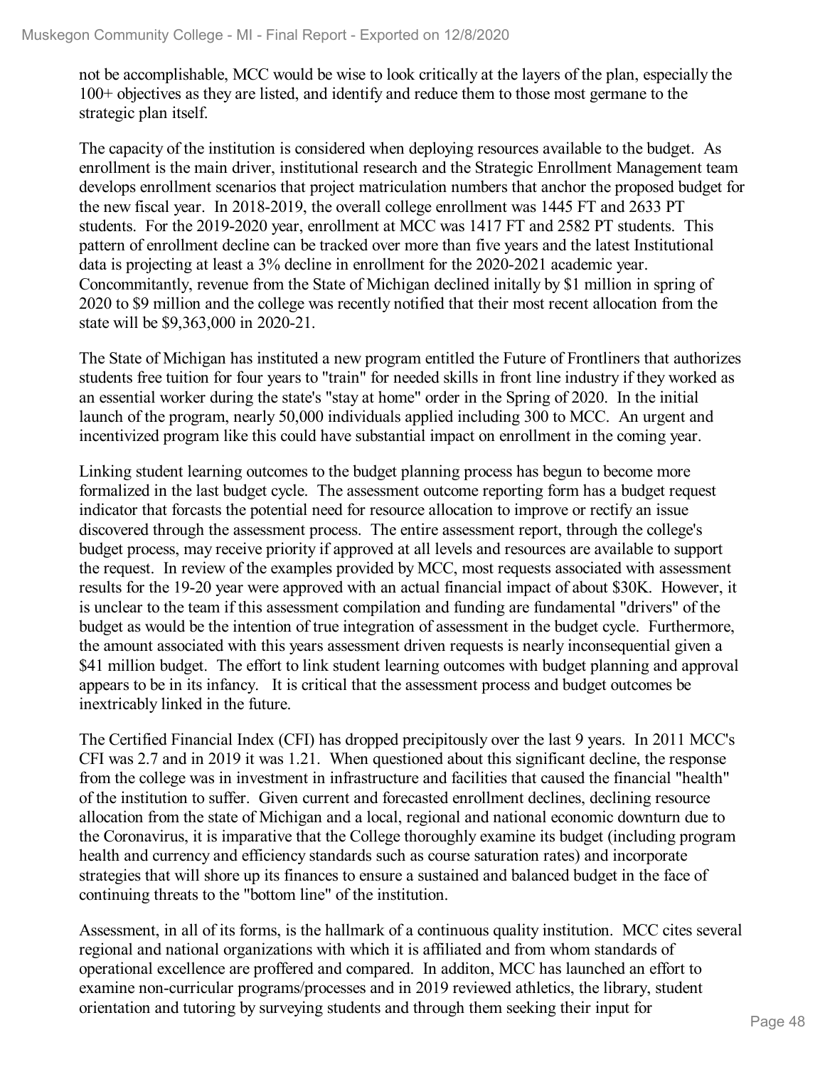not be accomplishable, MCC would be wise to look critically at the layers of the plan, especially the 100+ objectives as they are listed, and identify and reduce them to those most germane to the strategic plan itself.

The capacity of the institution is considered when deploying resources available to the budget. As enrollment is the main driver, institutional research and the Strategic Enrollment Management team develops enrollment scenarios that project matriculation numbers that anchor the proposed budget for the new fiscal year. In 2018-2019, the overall college enrollment was 1445 FT and 2633 PT students. For the 2019-2020 year, enrollment at MCC was 1417 FT and 2582 PT students. This pattern of enrollment decline can be tracked over more than five years and the latest Institutional data is projecting at least a 3% decline in enrollment for the 2020-2021 academic year. Concommitantly, revenue from the State of Michigan declined initally by $1 million in spring of 2020 to $9 million and the college was recently notified that their most recent allocation from the state will be $9,363,000 in 2020-21.

The State of Michigan has instituted a new program entitled the Future of Frontliners that authorizes students free tuition for four years to "train" for needed skills in front line industry if they worked as an essential worker during the state's "stay at home" order in the Spring of 2020. In the initial launch of the program, nearly 50,000 individuals applied including 300 to MCC. An urgent and incentivized program like this could have substantial impact on enrollment in the coming year.

Linking student learning outcomes to the budget planning process has begun to become more formalized in the last budget cycle. The assessment outcome reporting form has a budget request indicator that forcasts the potential need for resource allocation to improve or rectify an issue discovered through the assessment process. The entire assessment report, through the college's budget process, may receive priority if approved at all levels and resources are available to support the request. In review of the examples provided by MCC, most requests associated with assessment results for the 19-20 year were approved with an actual financial impact of about $30K. However, it is unclear to the team if this assessment compilation and funding are fundamental "drivers" of the budget as would be the intention of true integration of assessment in the budget cycle. Furthermore, the amount associated with this years assessment driven requests is nearly inconsequential given a $41 million budget. The effort to link student learning outcomes with budget planning and approval appears to be in its infancy. It is critical that the assessment process and budget outcomes be inextricably linked in the future.

The Certified Financial Index (CFI) has dropped precipitously over the last 9 years. In 2011 MCC's CFI was 2.7 and in 2019 it was 1.21. When questioned about this significant decline, the response from the college was in investment in infrastructure and facilities that caused the financial "health" of the institution to suffer. Given current and forecasted enrollment declines, declining resource allocation from the state of Michigan and a local, regional and national economic downturn due to the Coronavirus, it is imparative that the College thoroughly examine its budget (including program health and currency and efficiency standards such as course saturation rates) and incorporate strategies that will shore up its finances to ensure a sustained and balanced budget in the face of continuing threats to the "bottom line" of the institution.

Assessment, in all of its forms, is the hallmark of a continuous quality institution. MCC cites several regional and national organizations with which it is affiliated and from whom standards of operational excellence are proffered and compared. In additon, MCC has launched an effort to examine non-curricular programs/processes and in 2019 reviewed athletics, the library, student orientation and tutoring by surveying students and through them seeking their input for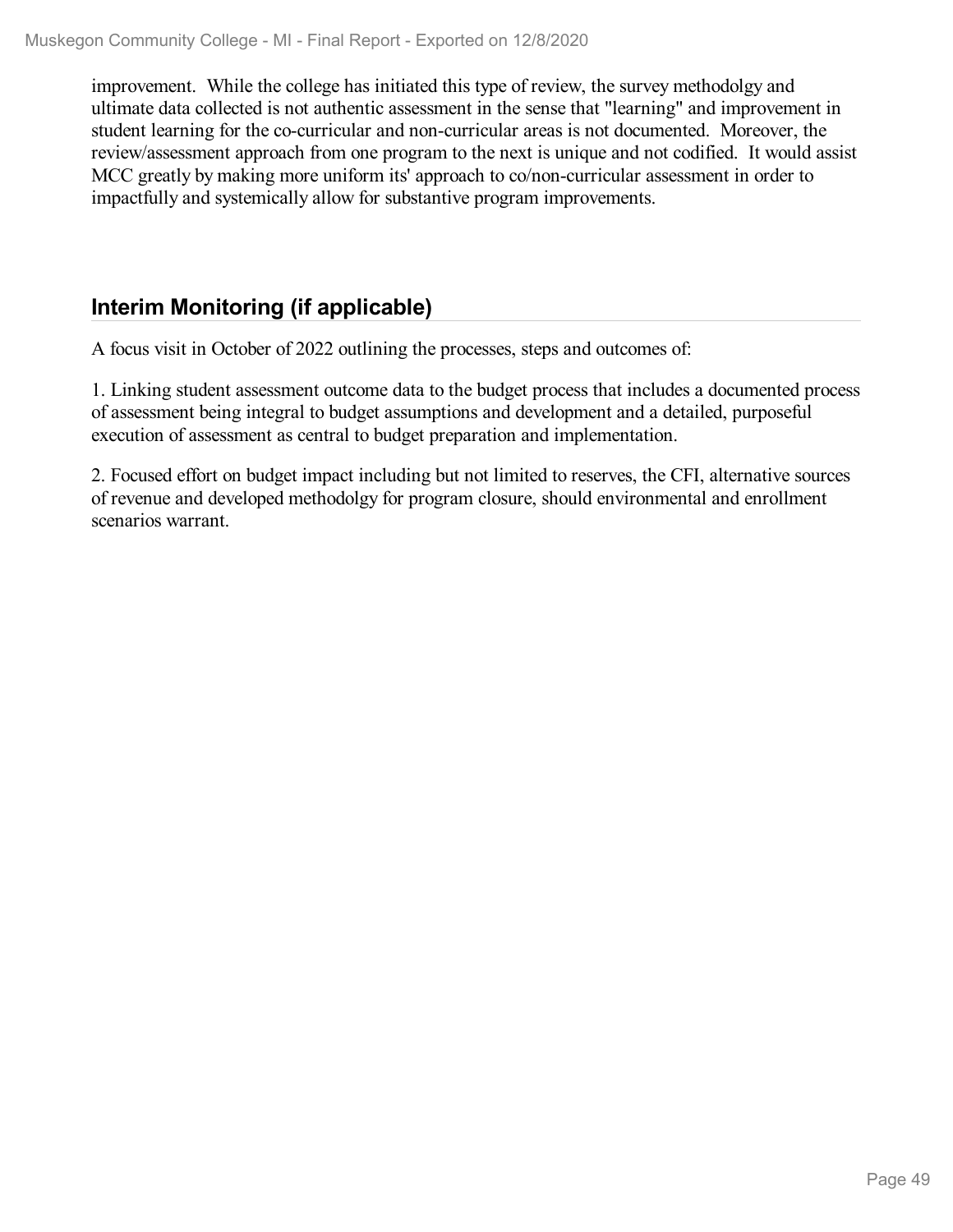improvement. While the college has initiated this type of review, the survey methodolgy and ultimate data collected is not authentic assessment in the sense that "learning" and improvement in student learning for the co-curricular and non-curricular areas is not documented. Moreover, the review/assessment approach from one program to the next is unique and not codified. It would assist MCC greatly by making more uniform its' approach to co/non-curricular assessment in order to impactfully and systemically allow for substantive program improvements.

## Interim Monitoring (if applicable)

A focus visit in October of 2022 outlining the processes, steps and outcomes of:

1. Linking student assessment outcome data to the budget process that includes a documented process of assessment being integral to budget assumptions and development and a detailed, purposeful execution of assessment as central to budget preparation and implementation.

2. Focused effort on budget impact including but not limited to reserves, the CFI, alternative sources of revenue and developed methodolgy for program closure, should environmental and enrollment scenarios warrant.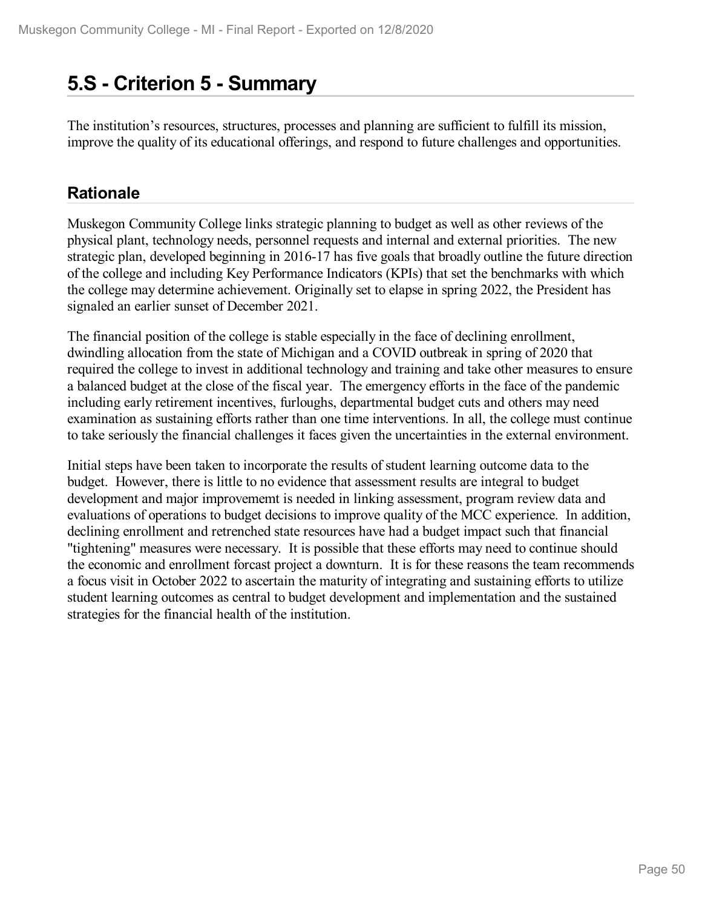# 5.S - Criterion 5 - Summary

The institution's resources, structures, processes and planning are sufficient to fulfill its mission, improve the quality of its educational offerings, and respond to future challenges and opportunities.

## Rationale

Muskegon Community College links strategic planning to budget as well as other reviews of the physical plant, technology needs, personnel requests and internal and external priorities. The new strategic plan, developed beginning in 2016-17 has five goals that broadly outline the future direction of the college and including Key Performance Indicators (KPIs) that set the benchmarks with which the college may determine achievement. Originally set to elapse in spring 2022, the President has signaled an earlier sunset of December 2021.

The financial position of the college is stable especially in the face of declining enrollment, dwindling allocation from the state of Michigan and a COVID outbreak in spring of 2020 that required the college to invest in additional technology and training and take other measures to ensure a balanced budget at the close of the fiscal year. The emergency efforts in the face of the pandemic including early retirement incentives, furloughs, departmental budget cuts and others may need examination as sustaining efforts rather than one time interventions. In all, the college must continue to take seriously the financial challenges it faces given the uncertainties in the external environment.

Initial steps have been taken to incorporate the results of student learning outcome data to the budget. However, there is little to no evidence that assessment results are integral to budget development and major improvememt is needed in linking assessment, program review data and evaluations of operations to budget decisions to improve quality of the MCC experience. In addition, declining enrollment and retrenched state resources have had a budget impact such that financial "tightening" measures were necessary. It is possible that these efforts may need to continue should the economic and enrollment forcast project a downturn. It is for these reasons the team recommends a focus visit in October 2022 to ascertain the maturity of integrating and sustaining efforts to utilize student learning outcomes as central to budget development and implementation and the sustained strategies for the financial health of the institution.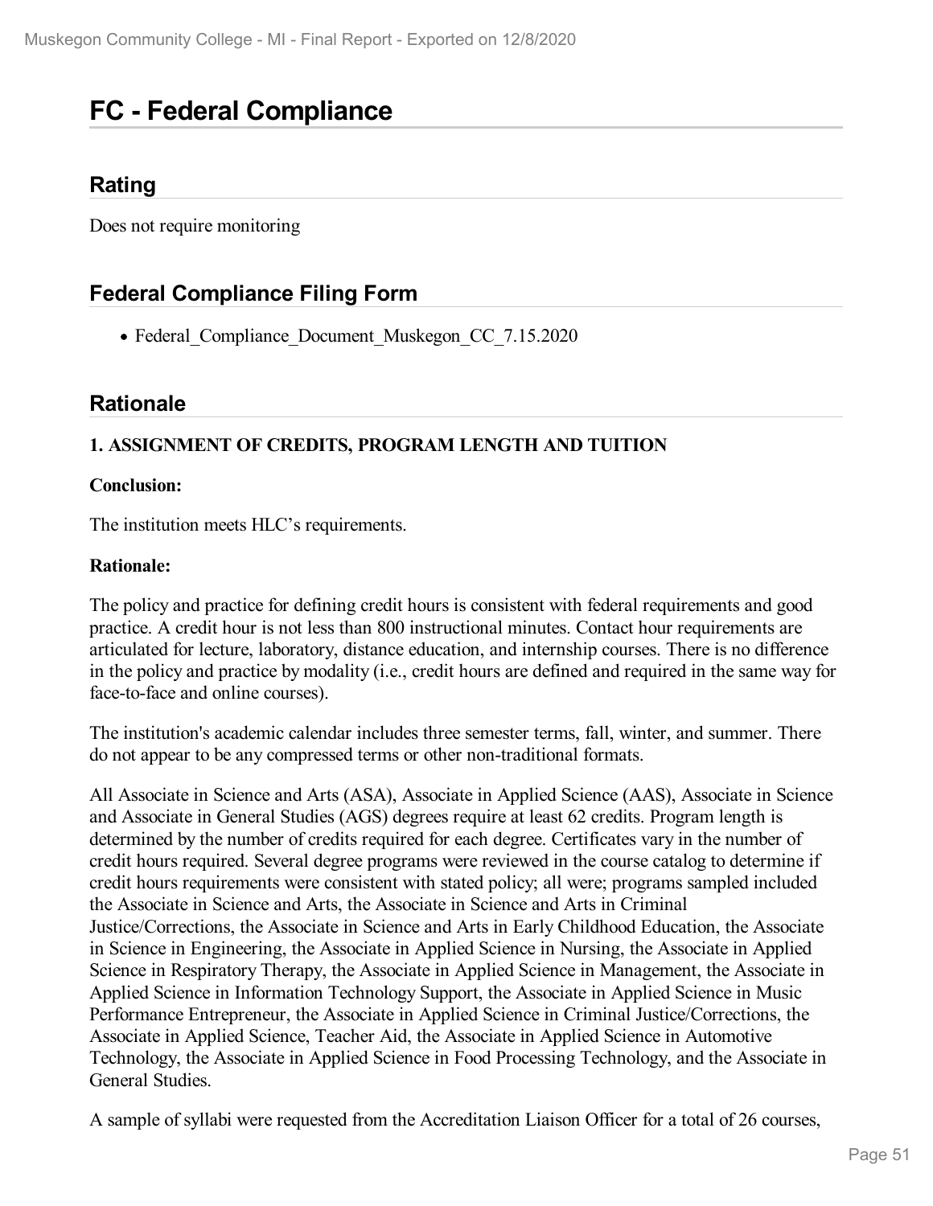# FC - Federal Compliance

## Rating

Does not require monitoring

## Federal Compliance Filing Form

- Federal_Compliance_Document_Muskegon_CC_7.15.2020

## Rationale

**1. ASSIGNMENT OF CREDITS, PROGRAM LENGTH AND TUITION**

**Conclusion:**

The institution meets HLC's requirements.

**Rationale:**

The policy and practice for defining credit hours is consistent with federal requirements and good practice. A credit hour is not less than 800 instructional minutes. Contact hour requirements are articulated for lecture, laboratory, distance education, and internship courses. There is no difference in the policy and practice by modality (i.e., credit hours are defined and required in the same way for face-to-face and online courses).

The institution's academic calendar includes three semester terms, fall, winter, and summer. There do not appear to be any compressed terms or other non-traditional formats.

All Associate in Science and Arts (ASA), Associate in Applied Science (AAS), Associate in Science and Associate in General Studies (AGS) degrees require at least 62 credits. Program length is determined by the number of credits required for each degree. Certificates vary in the number of credit hours required. Several degree programs were reviewed in the course catalog to determine if credit hours requirements were consistent with stated policy; all were; programs sampled included the Associate in Science and Arts, the Associate in Science and Arts in Criminal Justice/Corrections, the Associate in Science and Arts in Early Childhood Education, the Associate in Science in Engineering, the Associate in Applied Science in Nursing, the Associate in Applied Science in Respiratory Therapy, the Associate in Applied Science in Management, the Associate in Applied Science in Information Technology Support, the Associate in Applied Science in Music Performance Entrepreneur, the Associate in Applied Science in Criminal Justice/Corrections, the Associate in Applied Science, Teacher Aid, the Associate in Applied Science in Automotive Technology, the Associate in Applied Science in Food Processing Technology, and the Associate in General Studies.

A sample of syllabi were requested from the Accreditation Liaison Officer for a total of 26 courses,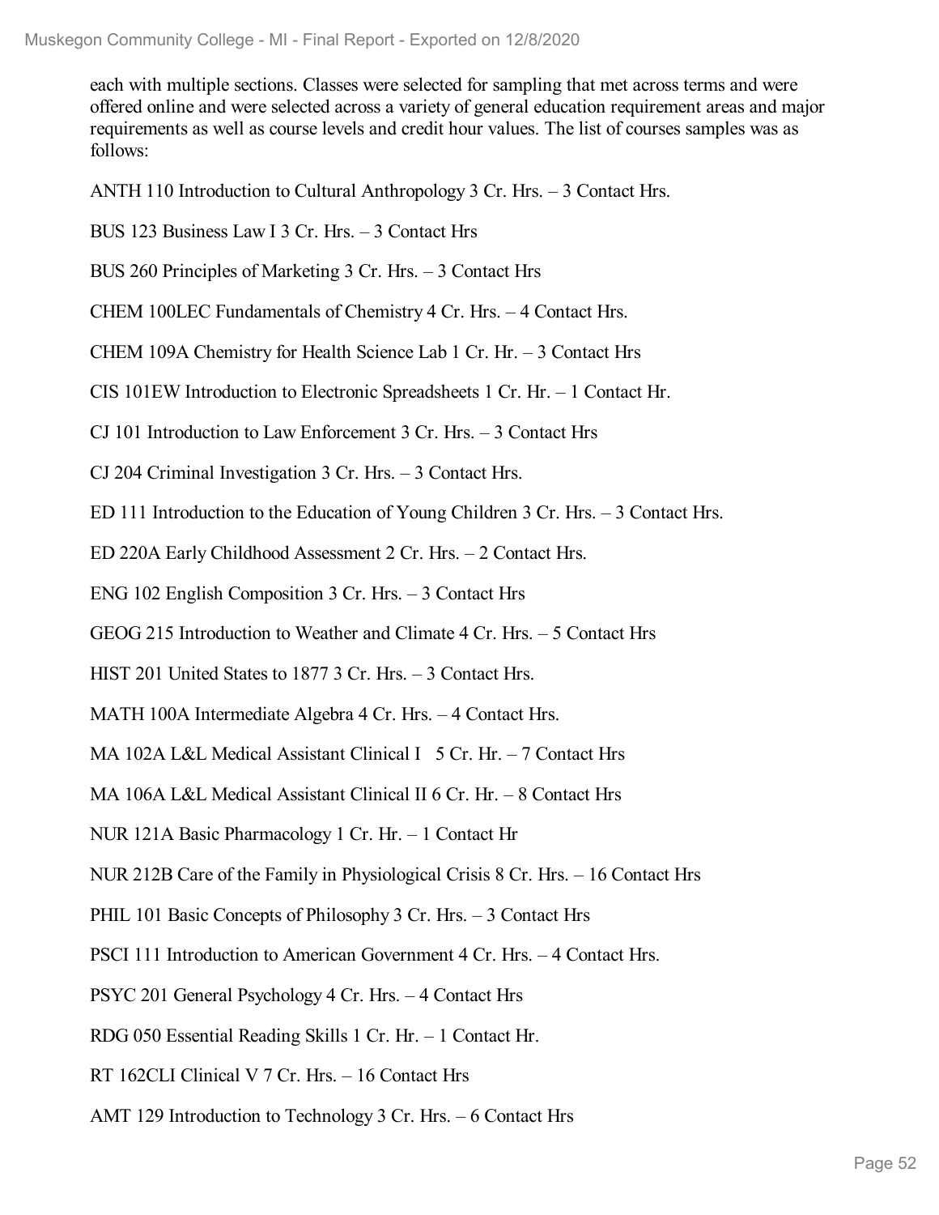each with multiple sections. Classes were selected for sampling that met across terms and were offered online and were selected across a variety of general education requirement areas and major requirements as well as course levels and credit hour values. The list of courses samples was as follows:

ANTH 110 Introduction to Cultural Anthropology 3 Cr. Hrs. – 3 Contact Hrs.

BUS 123 Business Law I 3 Cr. Hrs. – 3 Contact Hrs

BUS 260 Principles of Marketing 3 Cr. Hrs. – 3 Contact Hrs

CHEM 100LEC Fundamentals of Chemistry 4 Cr. Hrs. – 4 Contact Hrs.

CHEM 109A Chemistry for Health Science Lab 1 Cr. Hr. – 3 Contact Hrs

CIS 101EW Introduction to Electronic Spreadsheets 1 Cr. Hr. – 1 Contact Hr.

CJ 101 Introduction to Law Enforcement 3 Cr. Hrs. – 3 Contact Hrs

CJ 204 Criminal Investigation 3 Cr. Hrs. – 3 Contact Hrs.

ED 111 Introduction to the Education of Young Children 3 Cr. Hrs. – 3 Contact Hrs.

ED 220A Early Childhood Assessment 2 Cr. Hrs. – 2 Contact Hrs.

ENG 102 English Composition 3 Cr. Hrs. – 3 Contact Hrs

GEOG 215 Introduction to Weather and Climate 4 Cr. Hrs. – 5 Contact Hrs

HIST 201 United States to 1877 3 Cr. Hrs. – 3 Contact Hrs.

MATH 100A Intermediate Algebra 4 Cr. Hrs. – 4 Contact Hrs.

MA 102A L&L Medical Assistant Clinical I 5 Cr. Hr. – 7 Contact Hrs

MA 106A L&L Medical Assistant Clinical II 6 Cr. Hr. – 8 Contact Hrs

NUR 121A Basic Pharmacology 1 Cr. Hr. – 1 Contact Hr

NUR 212B Care of the Family in Physiological Crisis 8 Cr. Hrs. – 16 Contact Hrs

PHIL 101 Basic Concepts of Philosophy 3 Cr. Hrs. – 3 Contact Hrs

PSCI 111 Introduction to American Government 4 Cr. Hrs. – 4 Contact Hrs.

PSYC 201 General Psychology 4 Cr. Hrs. – 4 Contact Hrs

RDG 050 Essential Reading Skills 1 Cr. Hr. – 1 Contact Hr.

RT 162CLI Clinical V 7 Cr. Hrs. – 16 Contact Hrs

AMT 129 Introduction to Technology 3 Cr. Hrs. – 6 Contact Hrs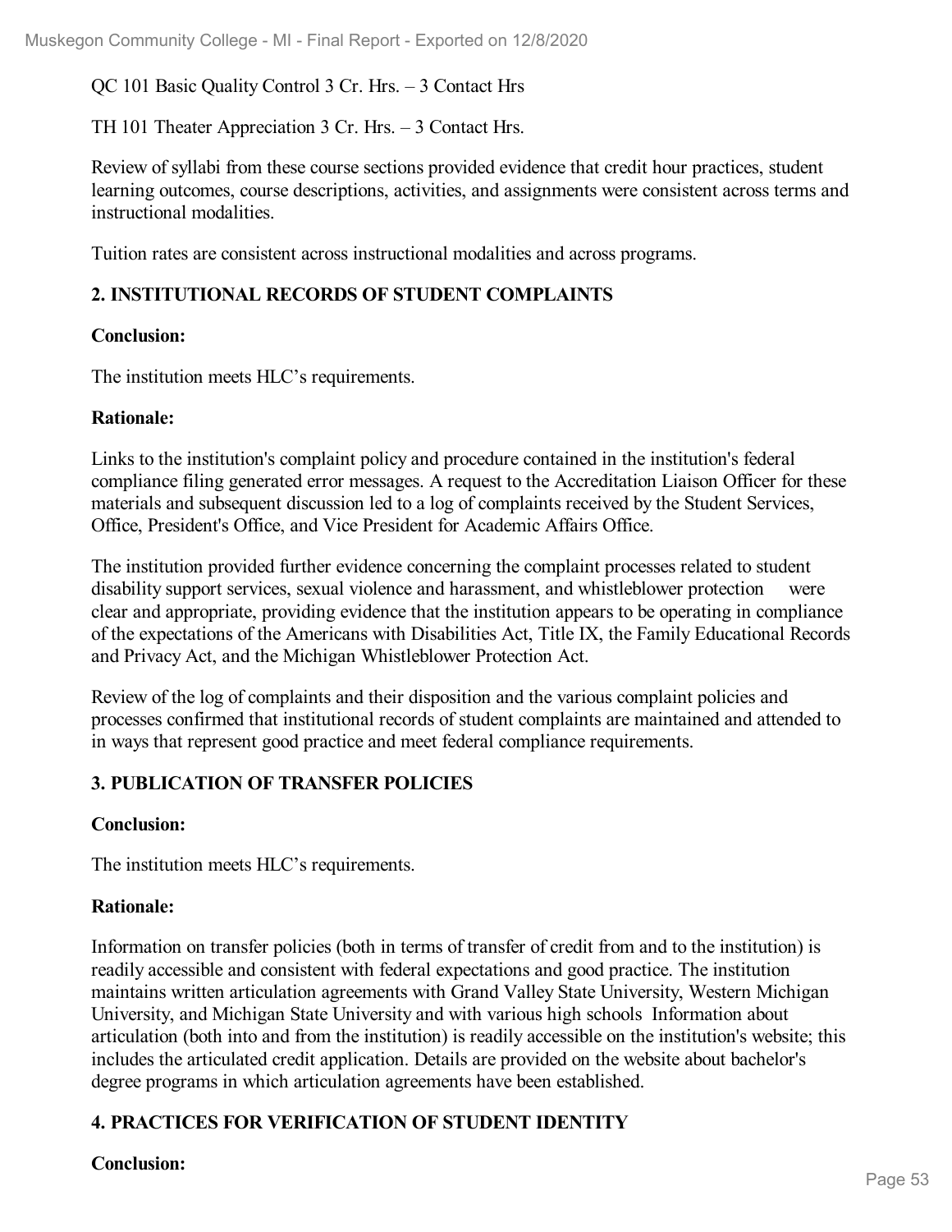QC 101 Basic Quality Control 3 Cr. Hrs. – 3 Contact Hrs

TH 101 Theater Appreciation 3 Cr. Hrs. – 3 Contact Hrs.

Review of syllabi from these course sections provided evidence that credit hour practices, student learning outcomes, course descriptions, activities, and assignments were consistent across terms and instructional modalities.

Tuition rates are consistent across instructional modalities and across programs.

### 2. INSTITUTIONAL RECORDS OF STUDENT COMPLAINTS

**Conclusion:**

The institution meets HLC's requirements.

**Rationale:**

Links to the institution's complaint policy and procedure contained in the institution's federal compliance filing generated error messages. A request to the Accreditation Liaison Officer for these materials and subsequent discussion led to a log of complaints received by the Student Services, Office, President's Office, and Vice President for Academic Affairs Office.

The institution provided further evidence concerning the complaint processes related to student disability support services, sexual violence and harassment, and whistleblower protection were clear and appropriate, providing evidence that the institution appears to be operating in compliance of the expectations of the Americans with Disabilities Act, Title IX, the Family Educational Records and Privacy Act, and the Michigan Whistleblower Protection Act.

Review of the log of complaints and their disposition and the various complaint policies and processes confirmed that institutional records of student complaints are maintained and attended to in ways that represent good practice and meet federal compliance requirements.

### 3. PUBLICATION OF TRANSFER POLICIES

**Conclusion:**

The institution meets HLC's requirements.

**Rationale:**

Information on transfer policies (both in terms of transfer of credit from and to the institution) is readily accessible and consistent with federal expectations and good practice. The institution maintains written articulation agreements with Grand Valley State University, Western Michigan University, and Michigan State University and with various high schools Information about articulation (both into and from the institution) is readily accessible on the institution's website; this includes the articulated credit application. Details are provided on the website about bachelor's degree programs in which articulation agreements have been established.

### 4. PRACTICES FOR VERIFICATION OF STUDENT IDENTITY

**Conclusion:**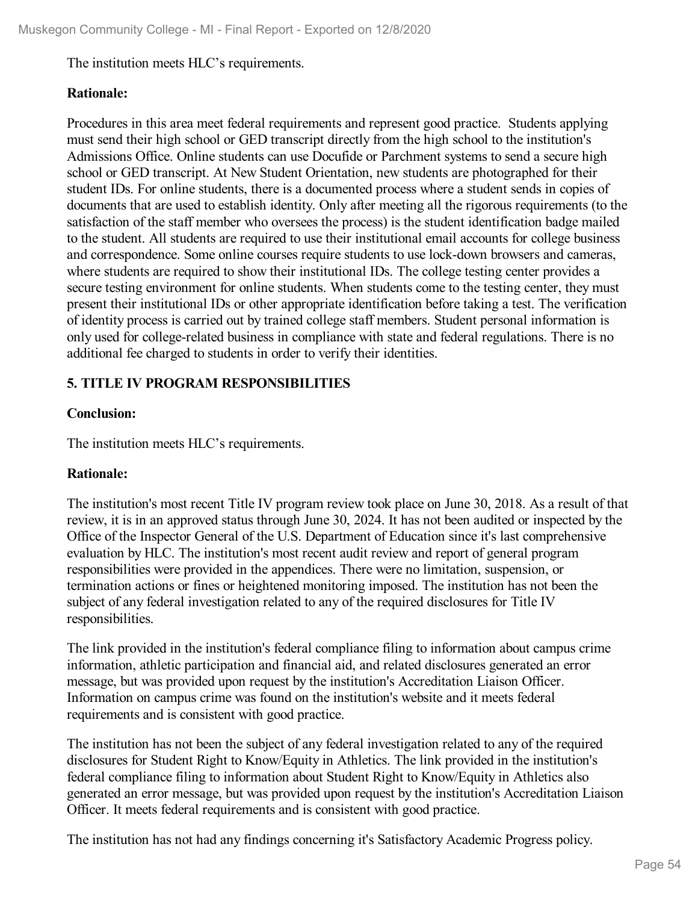The institution meets HLC's requirements.

**Rationale:**

Procedures in this area meet federal requirements and represent good practice. Students applying must send their high school or GED transcript directly from the high school to the institution's Admissions Office. Online students can use Docufide or Parchment systems to send a secure high school or GED transcript. At New Student Orientation, new students are photographed for their student IDs. For online students, there is a documented process where a student sends in copies of documents that are used to establish identity. Only after meeting all the rigorous requirements (to the satisfaction of the staff member who oversees the process) is the student identification badge mailed to the student. All students are required to use their institutional email accounts for college business and correspondence. Some online courses require students to use lock-down browsers and cameras, where students are required to show their institutional IDs. The college testing center provides a secure testing environment for online students. When students come to the testing center, they must present their institutional IDs or other appropriate identification before taking a test. The verification of identity process is carried out by trained college staff members. Student personal information is only used for college-related business in compliance with state and federal regulations. There is no additional fee charged to students in order to verify their identities.

**5. TITLE IV PROGRAM RESPONSIBILITIES**

**Conclusion:**

The institution meets HLC's requirements.

**Rationale:**

The institution's most recent Title IV program review took place on June 30, 2018. As a result of that review, it is in an approved status through June 30, 2024. It has not been audited or inspected by the Office of the Inspector General of the U.S. Department of Education since it's last comprehensive evaluation by HLC. The institution's most recent audit review and report of general program responsibilities were provided in the appendices. There were no limitation, suspension, or termination actions or fines or heightened monitoring imposed. The institution has not been the subject of any federal investigation related to any of the required disclosures for Title IV responsibilities.

The link provided in the institution's federal compliance filing to information about campus crime information, athletic participation and financial aid, and related disclosures generated an error message, but was provided upon request by the institution's Accreditation Liaison Officer. Information on campus crime was found on the institution's website and it meets federal requirements and is consistent with good practice.

The institution has not been the subject of any federal investigation related to any of the required disclosures for Student Right to Know/Equity in Athletics. The link provided in the institution's federal compliance filing to information about Student Right to Know/Equity in Athletics also generated an error message, but was provided upon request by the institution's Accreditation Liaison Officer. It meets federal requirements and is consistent with good practice.

The institution has not had any findings concerning it's Satisfactory Academic Progress policy.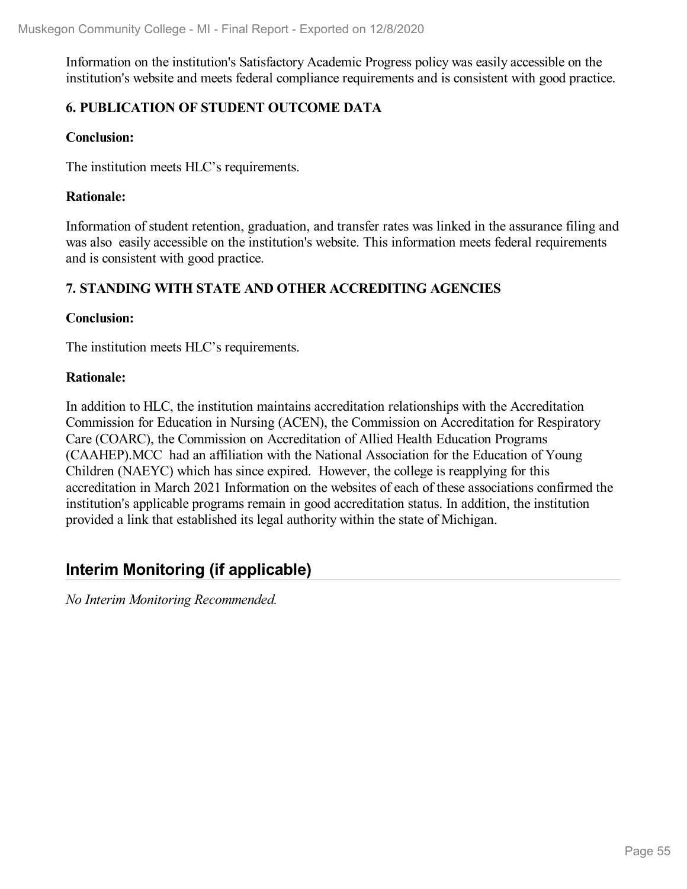Information on the institution's Satisfactory Academic Progress policy was easily accessible on the institution's website and meets federal compliance requirements and is consistent with good practice.

### 6. PUBLICATION OF STUDENT OUTCOME DATA

**Conclusion:**

The institution meets HLC's requirements.

**Rationale:**

Information of student retention, graduation, and transfer rates was linked in the assurance filing and was also easily accessible on the institution's website. This information meets federal requirements and is consistent with good practice.

### 7. STANDING WITH STATE AND OTHER ACCREDITING AGENCIES

**Conclusion:**

The institution meets HLC's requirements.

**Rationale:**

In addition to HLC, the institution maintains accreditation relationships with the Accreditation Commission for Education in Nursing (ACEN), the Commission on Accreditation for Respiratory Care (COARC), the Commission on Accreditation of Allied Health Education Programs (CAAHEP).MCC had an affiliation with the National Association for the Education of Young Children (NAEYC) which has since expired. However, the college is reapplying for this accreditation in March 2021 Information on the websites of each of these associations confirmed the institution's applicable programs remain in good accreditation status. In addition, the institution provided a link that established its legal authority within the state of Michigan.

## Interim Monitoring (if applicable)

*No Interim Monitoring Recommended.*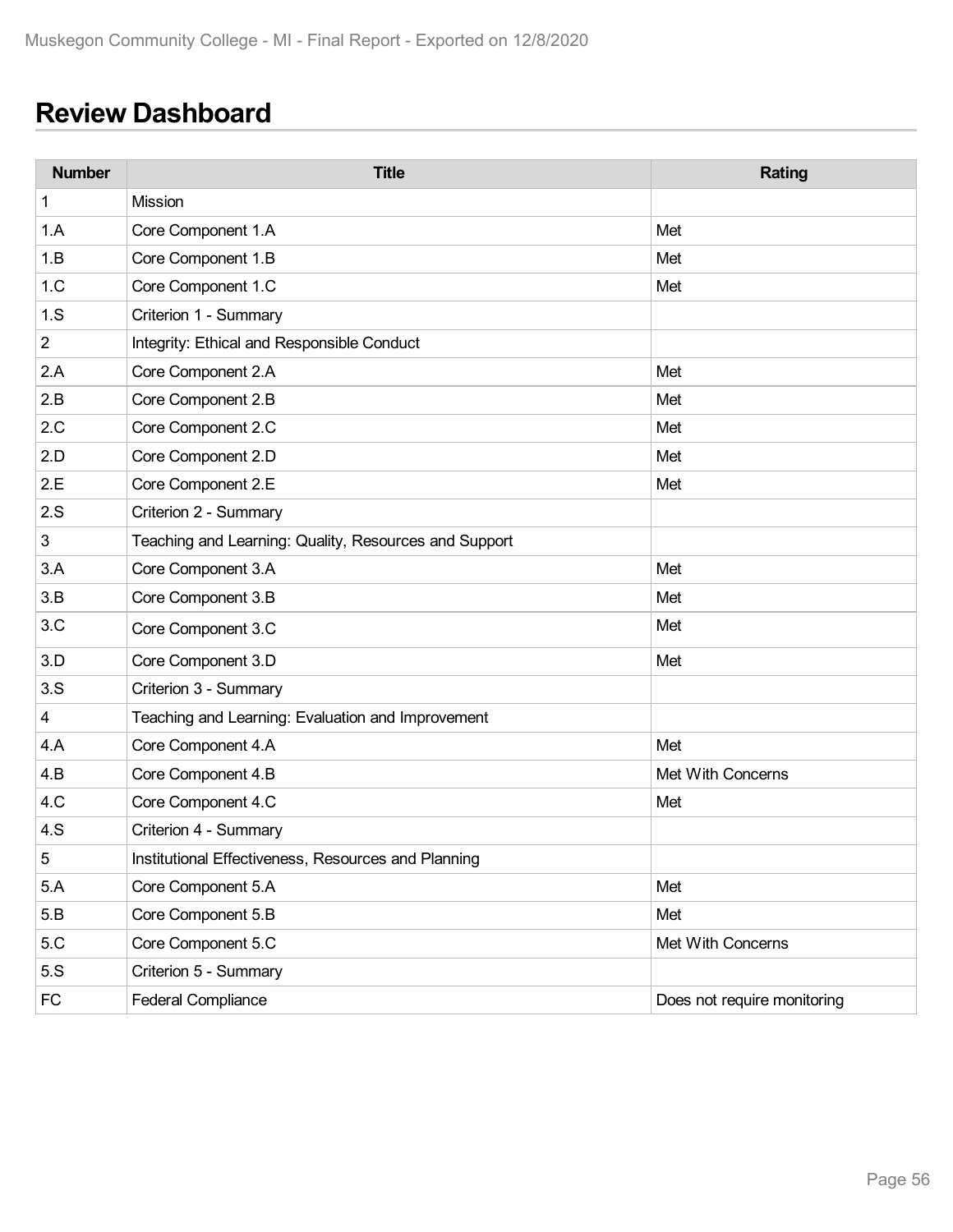## Review Dashboard

| Number | Title | Rating |
|---|---|---|
| 1 | Mission | |
| 1.A | Core Component 1.A | Met |
| 1.B | Core Component 1.B | Met |
| 1.C | Core Component 1.C | Met |
| 1.S | Criterion 1 - Summary | |
| 2 | Integrity: Ethical and Responsible Conduct | |
| 2.A | Core Component 2.A | Met |
| 2.B | Core Component 2.B | Met |
| 2.C | Core Component 2.C | Met |
| 2.D | Core Component 2.D | Met |
| 2.E | Core Component 2.E | Met |
| 2.S | Criterion 2 - Summary | |
| 3 | Teaching and Learning: Quality, Resources and Support | |
| 3.A | Core Component 3.A | Met |
| 3.B | Core Component 3.B | Met |
| 3.C | Core Component 3.C | Met |
| 3.D | Core Component 3.D | Met |
| 3.S | Criterion 3 - Summary | |
| 4 | Teaching and Learning: Evaluation and Improvement | |
| 4.A | Core Component 4.A | Met |
| 4.B | Core Component 4.B | Met With Concerns |
| 4.C | Core Component 4.C | Met |
| 4.S | Criterion 4 - Summary | |
| 5 | Institutional Effectiveness, Resources and Planning | |
| 5.A | Core Component 5.A | Met |
| 5.B | Core Component 5.B | Met |
| 5.C | Core Component 5.C | Met With Concerns |
| 5.S | Criterion 5 - Summary | |
| FC | Federal Compliance | Does not require monitoring |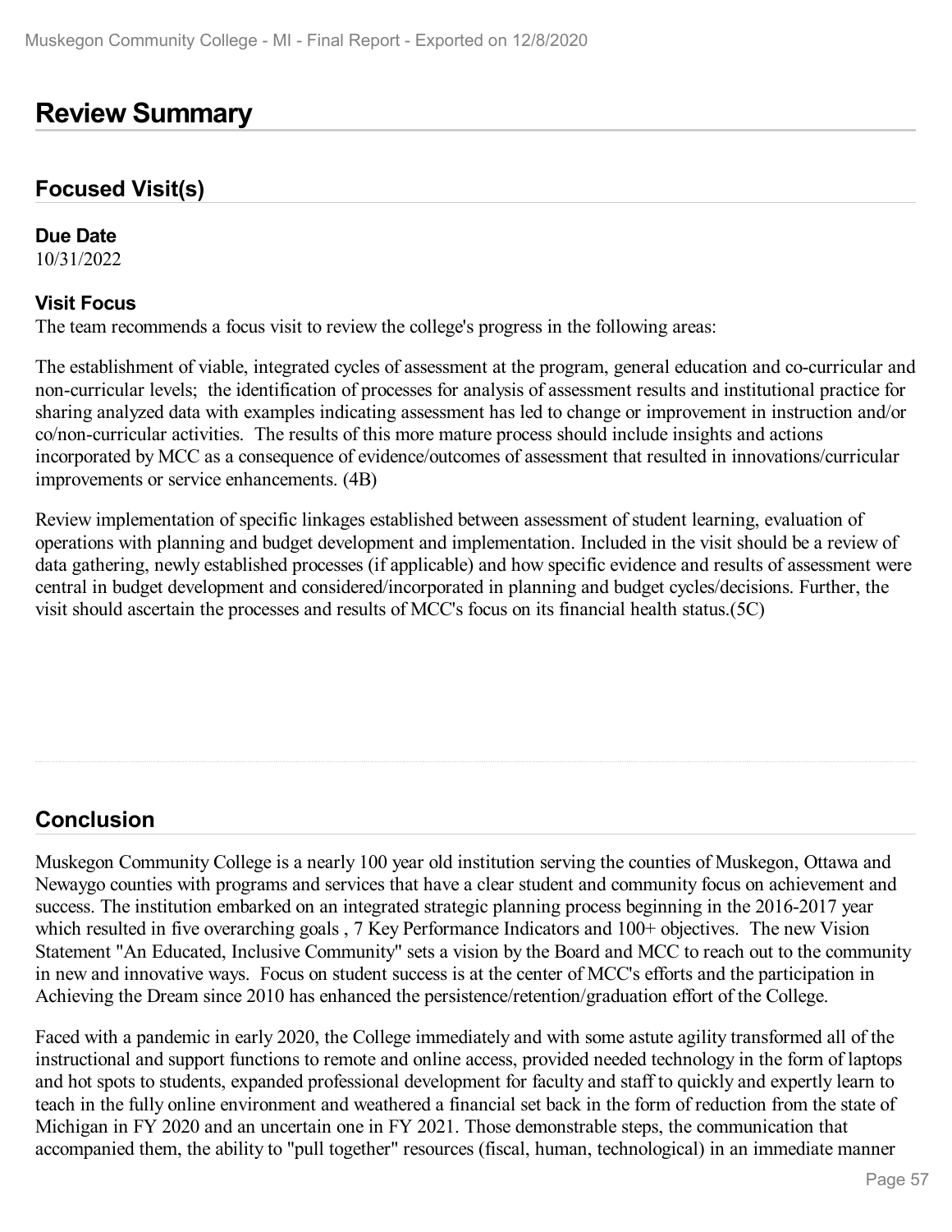# Review Summary

## Focused Visit(s)

**Due Date**
10/31/2022

**Visit Focus**
The team recommends a focus visit to review the college's progress in the following areas:

The establishment of viable, integrated cycles of assessment at the program, general education and co-curricular and non-curricular levels; the identification of processes for analysis of assessment results and institutional practice for sharing analyzed data with examples indicating assessment has led to change or improvement in instruction and/or co/non-curricular activities. The results of this more mature process should include insights and actions incorporated by MCC as a consequence of evidence/outcomes of assessment that resulted in innovations/curricular improvements or service enhancements. (4B)

Review implementation of specific linkages established between assessment of student learning, evaluation of operations with planning and budget development and implementation. Included in the visit should be a review of data gathering, newly established processes (if applicable) and how specific evidence and results of assessment were central in budget development and considered/incorporated in planning and budget cycles/decisions. Further, the visit should ascertain the processes and results of MCC's focus on its financial health status.(5C)

## Conclusion

Muskegon Community College is a nearly 100 year old institution serving the counties of Muskegon, Ottawa and Newaygo counties with programs and services that have a clear student and community focus on achievement and success. The institution embarked on an integrated strategic planning process beginning in the 2016-2017 year which resulted in five overarching goals , 7 Key Performance Indicators and 100+ objectives. The new Vision Statement "An Educated, Inclusive Community" sets a vision by the Board and MCC to reach out to the community in new and innovative ways. Focus on student success is at the center of MCC's efforts and the participation in Achieving the Dream since 2010 has enhanced the persistence/retention/graduation effort of the College.

Faced with a pandemic in early 2020, the College immediately and with some astute agility transformed all of the instructional and support functions to remote and online access, provided needed technology in the form of laptops and hot spots to students, expanded professional development for faculty and staff to quickly and expertly learn to teach in the fully online environment and weathered a financial set back in the form of reduction from the state of Michigan in FY 2020 and an uncertain one in FY 2021. Those demonstrable steps, the communication that accompanied them, the ability to "pull together" resources (fiscal, human, technological) in an immediate manner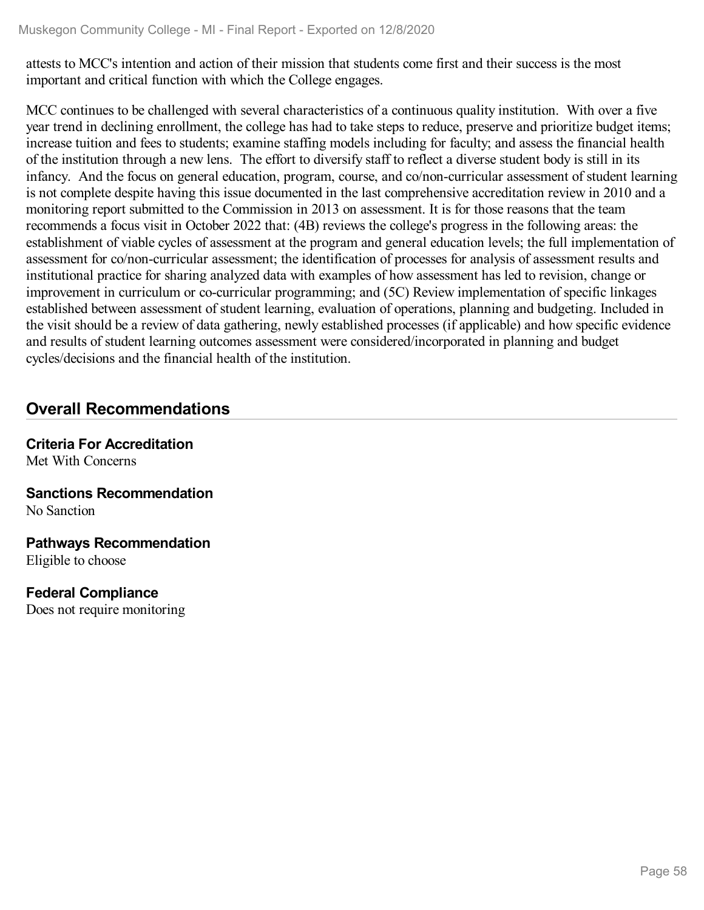attests to MCC's intention and action of their mission that students come first and their success is the most important and critical function with which the College engages.

MCC continues to be challenged with several characteristics of a continuous quality institution. With over a five year trend in declining enrollment, the college has had to take steps to reduce, preserve and prioritize budget items; increase tuition and fees to students; examine staffing models including for faculty; and assess the financial health of the institution through a new lens. The effort to diversify staff to reflect a diverse student body is still in its infancy. And the focus on general education, program, course, and co/non-curricular assessment of student learning is not complete despite having this issue documented in the last comprehensive accreditation review in 2010 and a monitoring report submitted to the Commission in 2013 on assessment. It is for those reasons that the team recommends a focus visit in October 2022 that: (4B) reviews the college's progress in the following areas: the establishment of viable cycles of assessment at the program and general education levels; the full implementation of assessment for co/non-curricular assessment; the identification of processes for analysis of assessment results and institutional practice for sharing analyzed data with examples of how assessment has led to revision, change or improvement in curriculum or co-curricular programming; and (5C) Review implementation of specific linkages established between assessment of student learning, evaluation of operations, planning and budgeting. Included in the visit should be a review of data gathering, newly established processes (if applicable) and how specific evidence and results of student learning outcomes assessment were considered/incorporated in planning and budget cycles/decisions and the financial health of the institution.

## Overall Recommendations

**Criteria For Accreditation**
Met With Concerns

**Sanctions Recommendation**
No Sanction

**Pathways Recommendation**
Eligible to choose

**Federal Compliance**
Does not require monitoring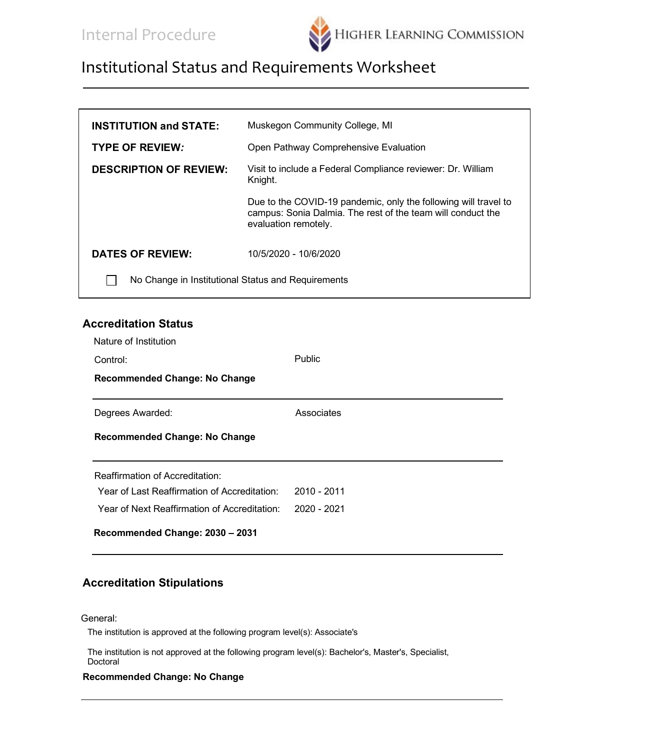Internal Procedure

HIGHER LEARNING COMMISSION

# Institutional Status and Requirements Worksheet

| | |
|---|---|
| **INSTITUTION and STATE:** | Muskegon Community College, MI |
| **TYPE OF REVIEW:** | Open Pathway Comprehensive Evaluation |
| **DESCRIPTION OF REVIEW:** | Visit to include a Federal Compliance reviewer: Dr. William Knight.<br><br>Due to the COVID-19 pandemic, only the following will travel to campus: Sonia Dalmia. The rest of the team will conduct the evaluation remotely. |
| **DATES OF REVIEW:** | 10/5/2020 - 10/6/2020 |

☐ No Change in Institutional Status and Requirements

## Accreditation Status

Nature of Institution

Control: Public

**Recommended Change: No Change**

---

Degrees Awarded: Associates

**Recommended Change: No Change**

---

Reaffirmation of Accreditation:

Year of Last Reaffirmation of Accreditation: 2010 - 2011

Year of Next Reaffirmation of Accreditation: 2020 - 2021

**Recommended Change: 2030 – 2031**

---

## Accreditation Stipulations

General:

The institution is approved at the following program level(s): Associate's

The institution is not approved at the following program level(s): Bachelor's, Master's, Specialist, Doctoral

**Recommended Change: No Change**

---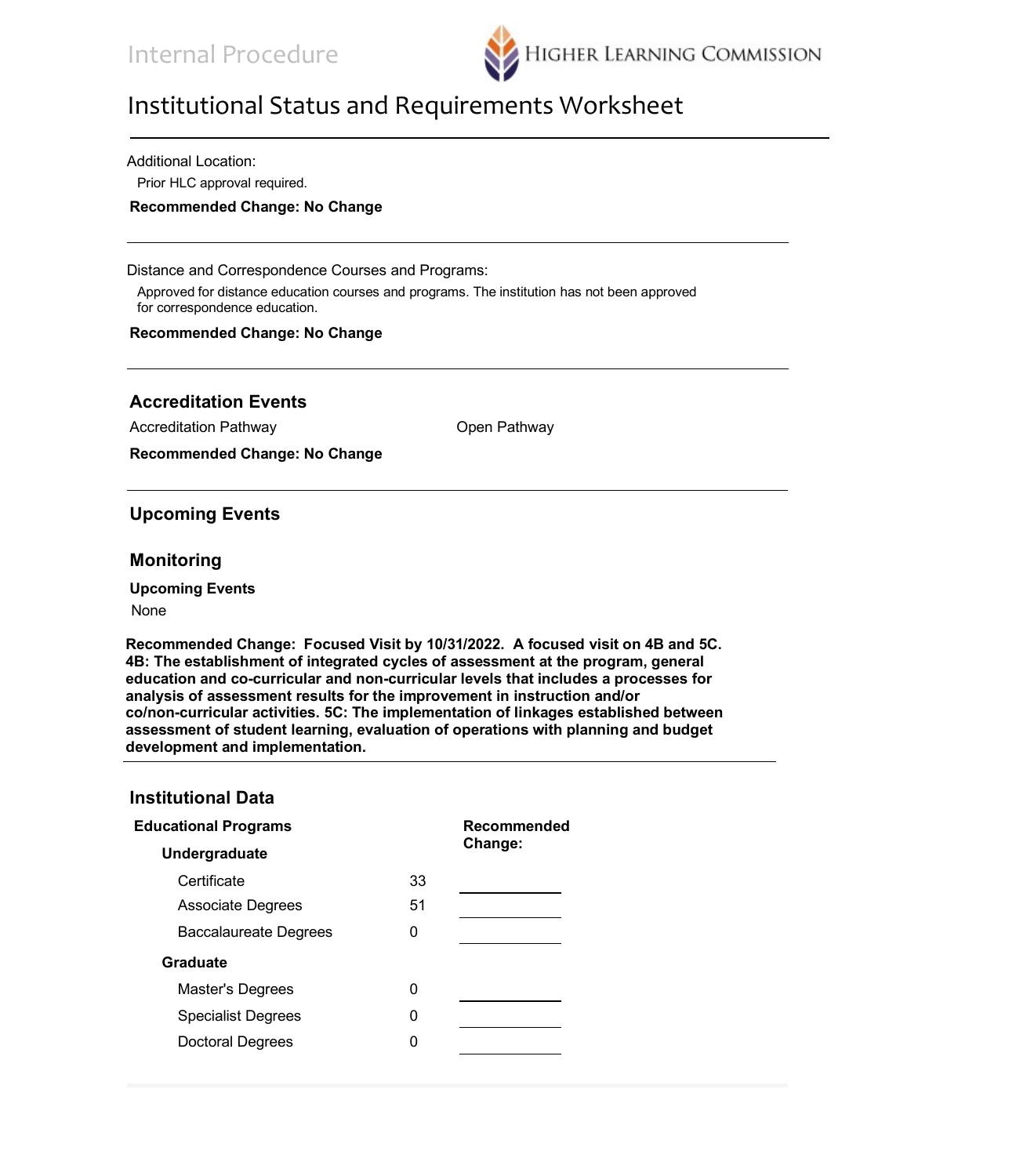## Institutional Status and Requirements Worksheet

Additional Location:

Prior HLC approval required.

**Recommended Change: No Change**

---

Distance and Correspondence Courses and Programs:

Approved for distance education courses and programs. The institution has not been approved for correspondence education.

**Recommended Change: No Change**

---

### Accreditation Events

Accreditation Pathway    Open Pathway

**Recommended Change: No Change**

---

### Upcoming Events

### Monitoring

**Upcoming Events**

None

**Recommended Change: Focused Visit by 10/31/2022. A focused visit on 4B and 5C. 4B: The establishment of integrated cycles of assessment at the program, general education and co-curricular and non-curricular levels that includes a processes for analysis of assessment results for the improvement in instruction and/or co/non-curricular activities. 5C: The implementation of linkages established between assessment of student learning, evaluation of operations with planning and budget development and implementation.**

---

### Institutional Data

| Educational Programs | | Recommended Change: |
|---|---|---|
| **Undergraduate** | | |
| Certificate | 33 | |
| Associate Degrees | 51 | |
| Baccalaureate Degrees | 0 | |
| **Graduate** | | |
| Master's Degrees | 0 | |
| Specialist Degrees | 0 | |
| Doctoral Degrees | 0 | |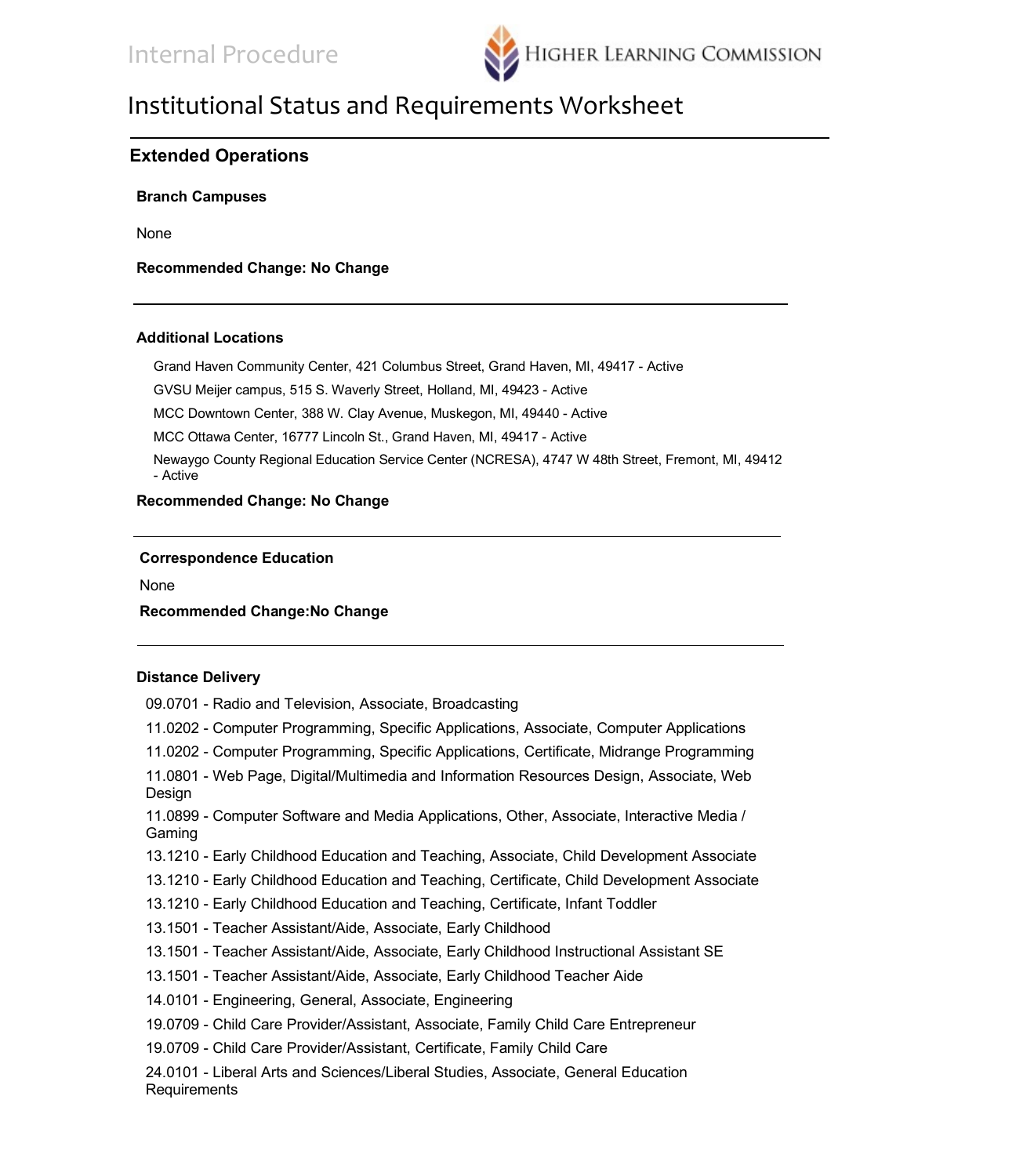Internal Procedure

# Institutional Status and Requirements Worksheet

## Extended Operations

### Branch Campuses

None

**Recommended Change: No Change**

### Additional Locations

Grand Haven Community Center, 421 Columbus Street, Grand Haven, MI, 49417 - Active

GVSU Meijer campus, 515 S. Waverly Street, Holland, MI, 49423 - Active

MCC Downtown Center, 388 W. Clay Avenue, Muskegon, MI, 49440 - Active

MCC Ottawa Center, 16777 Lincoln St., Grand Haven, MI, 49417 - Active

Newaygo County Regional Education Service Center (NCRESA), 4747 W 48th Street, Fremont, MI, 49412 - Active

**Recommended Change: No Change**

### Correspondence Education

None

**Recommended Change:No Change**

### Distance Delivery

09.0701 - Radio and Television, Associate, Broadcasting

11.0202 - Computer Programming, Specific Applications, Associate, Computer Applications

11.0202 - Computer Programming, Specific Applications, Certificate, Midrange Programming

11.0801 - Web Page, Digital/Multimedia and Information Resources Design, Associate, Web Design

11.0899 - Computer Software and Media Applications, Other, Associate, Interactive Media / Gaming

13.1210 - Early Childhood Education and Teaching, Associate, Child Development Associate

13.1210 - Early Childhood Education and Teaching, Certificate, Child Development Associate

13.1210 - Early Childhood Education and Teaching, Certificate, Infant Toddler

13.1501 - Teacher Assistant/Aide, Associate, Early Childhood

13.1501 - Teacher Assistant/Aide, Associate, Early Childhood Instructional Assistant SE

13.1501 - Teacher Assistant/Aide, Associate, Early Childhood Teacher Aide

14.0101 - Engineering, General, Associate, Engineering

19.0709 - Child Care Provider/Assistant, Associate, Family Child Care Entrepreneur

19.0709 - Child Care Provider/Assistant, Certificate, Family Child Care

24.0101 - Liberal Arts and Sciences/Liberal Studies, Associate, General Education Requirements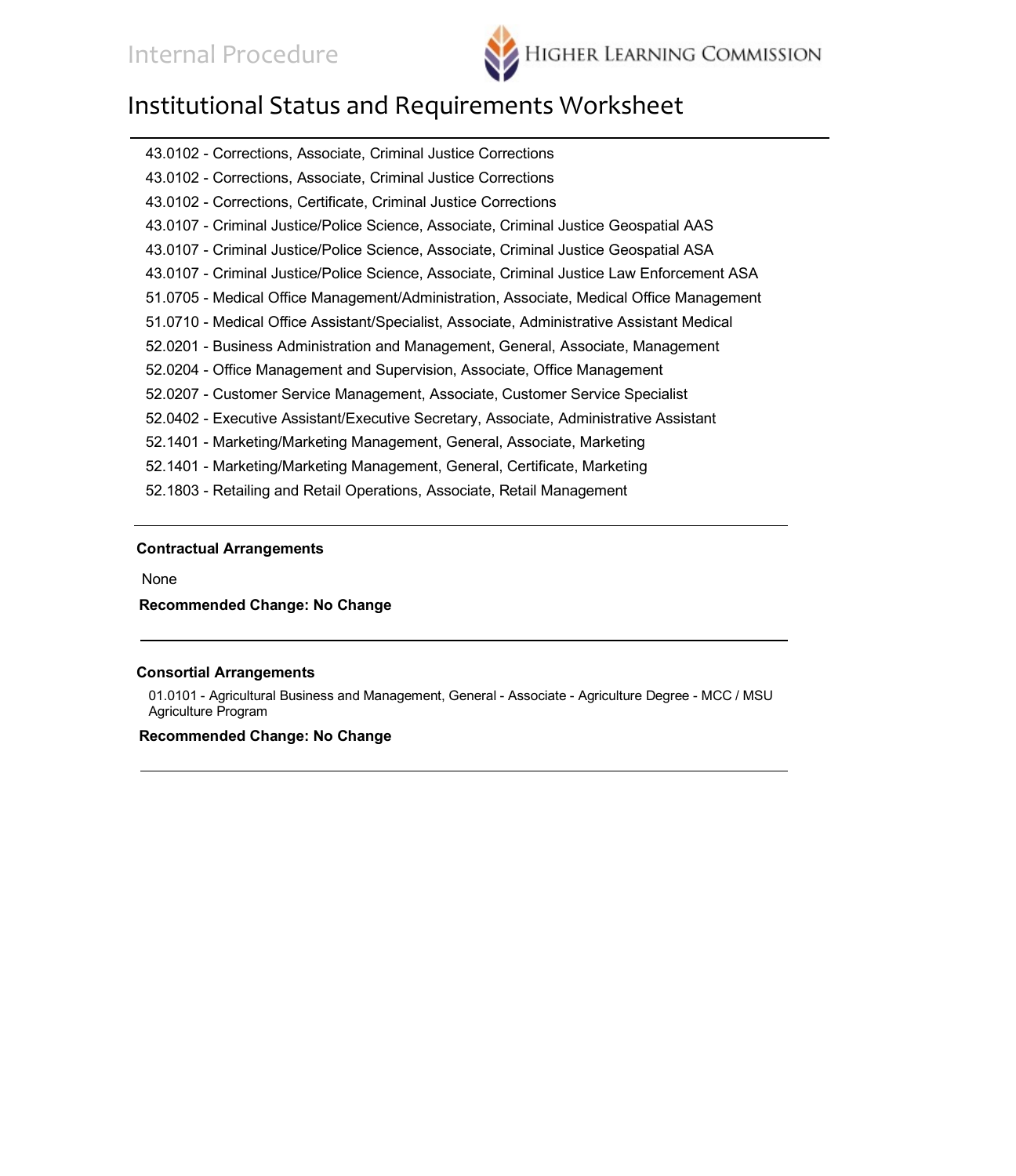43.0102 - Corrections, Associate, Criminal Justice Corrections

43.0102 - Corrections, Associate, Criminal Justice Corrections

43.0102 - Corrections, Certificate, Criminal Justice Corrections

43.0107 - Criminal Justice/Police Science, Associate, Criminal Justice Geospatial AAS

43.0107 - Criminal Justice/Police Science, Associate, Criminal Justice Geospatial ASA

43.0107 - Criminal Justice/Police Science, Associate, Criminal Justice Law Enforcement ASA

51.0705 - Medical Office Management/Administration, Associate, Medical Office Management

51.0710 - Medical Office Assistant/Specialist, Associate, Administrative Assistant Medical

52.0201 - Business Administration and Management, General, Associate, Management

52.0204 - Office Management and Supervision, Associate, Office Management

52.0207 - Customer Service Management, Associate, Customer Service Specialist

52.0402 - Executive Assistant/Executive Secretary, Associate, Administrative Assistant

52.1401 - Marketing/Marketing Management, General, Associate, Marketing

52.1401 - Marketing/Marketing Management, General, Certificate, Marketing

52.1803 - Retailing and Retail Operations, Associate, Retail Management

---

**Contractual Arrangements**

None

**Recommended Change: No Change**

---

**Consortial Arrangements**

01.0101 - Agricultural Business and Management, General - Associate - Agriculture Degree - MCC / MSU Agriculture Program

**Recommended Change: No Change**